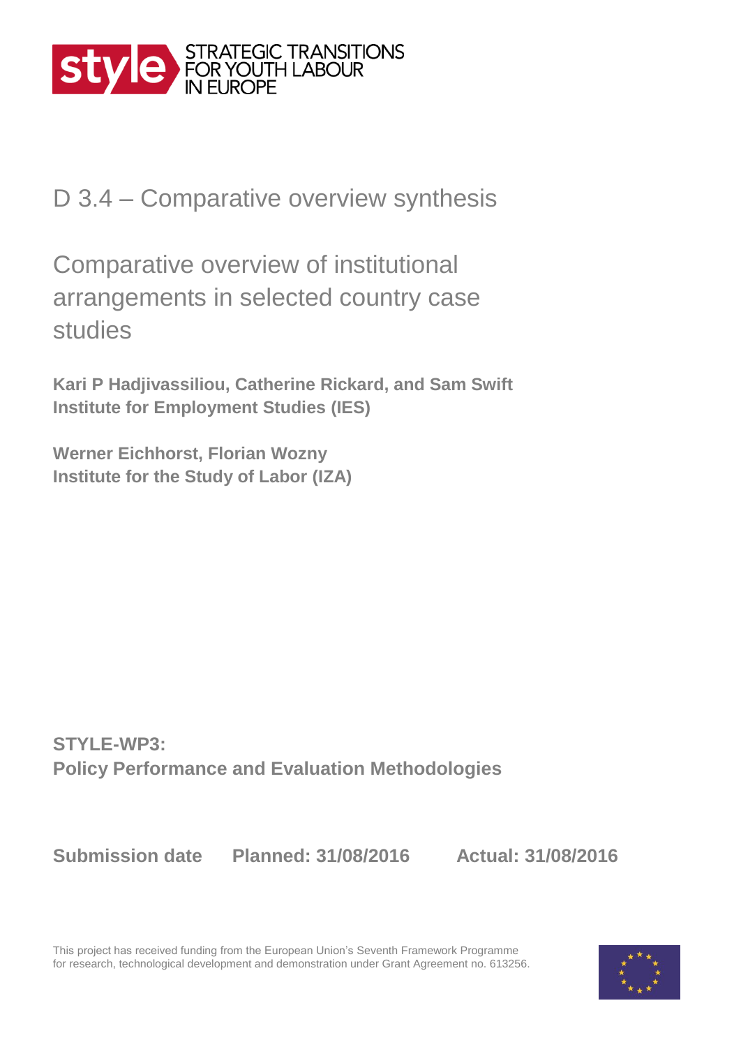style STRATEGIC TRANSITIONS FOR YOUTH LABOUR IN EUROPE

# D 3.4 – Comparative overview synthesis

## Comparative overview of institutional arrangements in selected country case studies

**Kari P Hadjivassiliou, Catherine Rickard, and Sam Swift**
**Institute for Employment Studies (IES)**

**Werner Eichhorst, Florian Wozny**
**Institute for the Study of Labor (IZA)**

**STYLE-WP3:**
**Policy Performance and Evaluation Methodologies**

**Submission date Planned: 31/08/2016 Actual: 31/08/2016**

This project has received funding from the European Union's Seventh Framework Programme for research, technological development and demonstration under Grant Agreement no. 613256.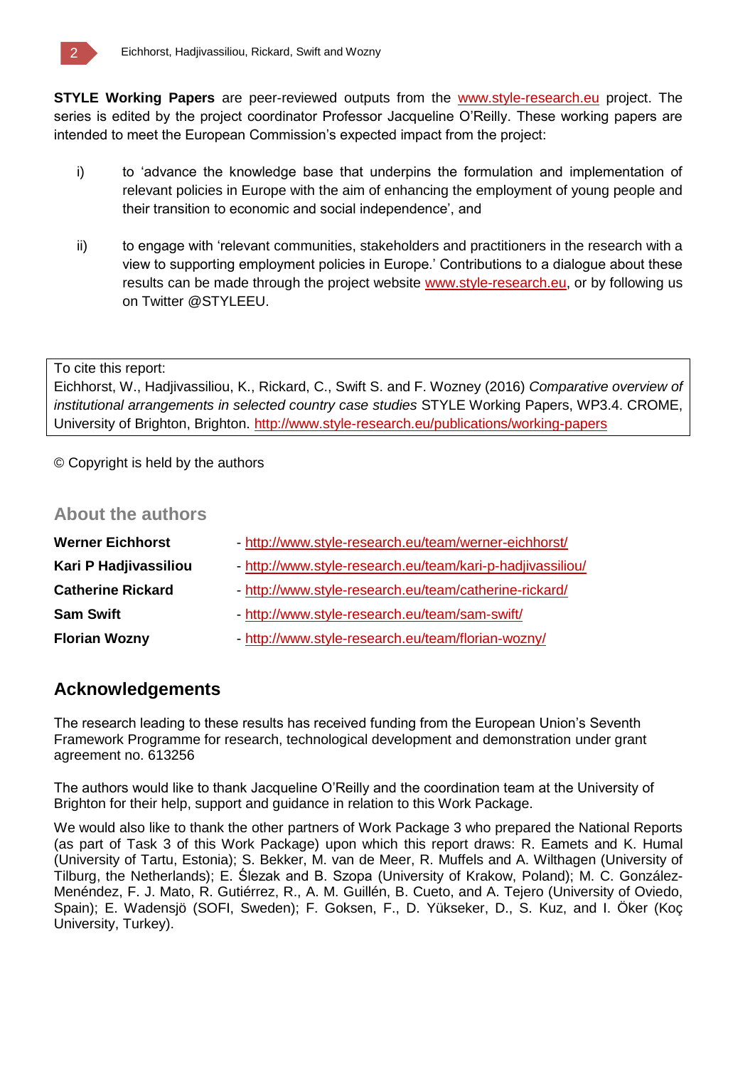**STYLE Working Papers** are peer-reviewed outputs from the www.style-research.eu project. The series is edited by the project coordinator Professor Jacqueline O'Reilly. These working papers are intended to meet the European Commission's expected impact from the project:

i) to 'advance the knowledge base that underpins the formulation and implementation of relevant policies in Europe with the aim of enhancing the employment of young people and their transition to economic and social independence', and

ii) to engage with 'relevant communities, stakeholders and practitioners in the research with a view to supporting employment policies in Europe.' Contributions to a dialogue about these results can be made through the project website www.style-research.eu, or by following us on Twitter @STYLEEU.

To cite this report:
Eichhorst, W., Hadjivassiliou, K., Rickard, C., Swift S. and F. Wozney (2016) *Comparative overview of institutional arrangements in selected country case studies* STYLE Working Papers, WP3.4. CROME, University of Brighton, Brighton. http://www.style-research.eu/publications/working-papers

© Copyright is held by the authors

## About the authors

| | |
|---|---|
| **Werner Eichhorst** | - http://www.style-research.eu/team/werner-eichhorst/ |
| **Kari P Hadjivassiliou** | - http://www.style-research.eu/team/kari-p-hadjivassiliou/ |
| **Catherine Rickard** | - http://www.style-research.eu/team/catherine-rickard/ |
| **Sam Swift** | - http://www.style-research.eu/team/sam-swift/ |
| **Florian Wozny** | - http://www.style-research.eu/team/florian-wozny/ |

## Acknowledgements

The research leading to these results has received funding from the European Union's Seventh Framework Programme for research, technological development and demonstration under grant agreement no. 613256

The authors would like to thank Jacqueline O'Reilly and the coordination team at the University of Brighton for their help, support and guidance in relation to this Work Package.

We would also like to thank the other partners of Work Package 3 who prepared the National Reports (as part of Task 3 of this Work Package) upon which this report draws: R. Eamets and K. Humal (University of Tartu, Estonia); S. Bekker, M. van de Meer, R. Muffels and A. Wilthagen (University of Tilburg, the Netherlands); E. Ślezak and B. Szopa (University of Krakow, Poland); M. C. González-Menéndez, F. J. Mato, R. Gutiérrez, R., A. M. Guillén, B. Cueto, and A. Tejero (University of Oviedo, Spain); E. Wadensjö (SOFI, Sweden); F. Goksen, F., D. Yükseker, D., S. Kuz, and I. Öker (Koç University, Turkey).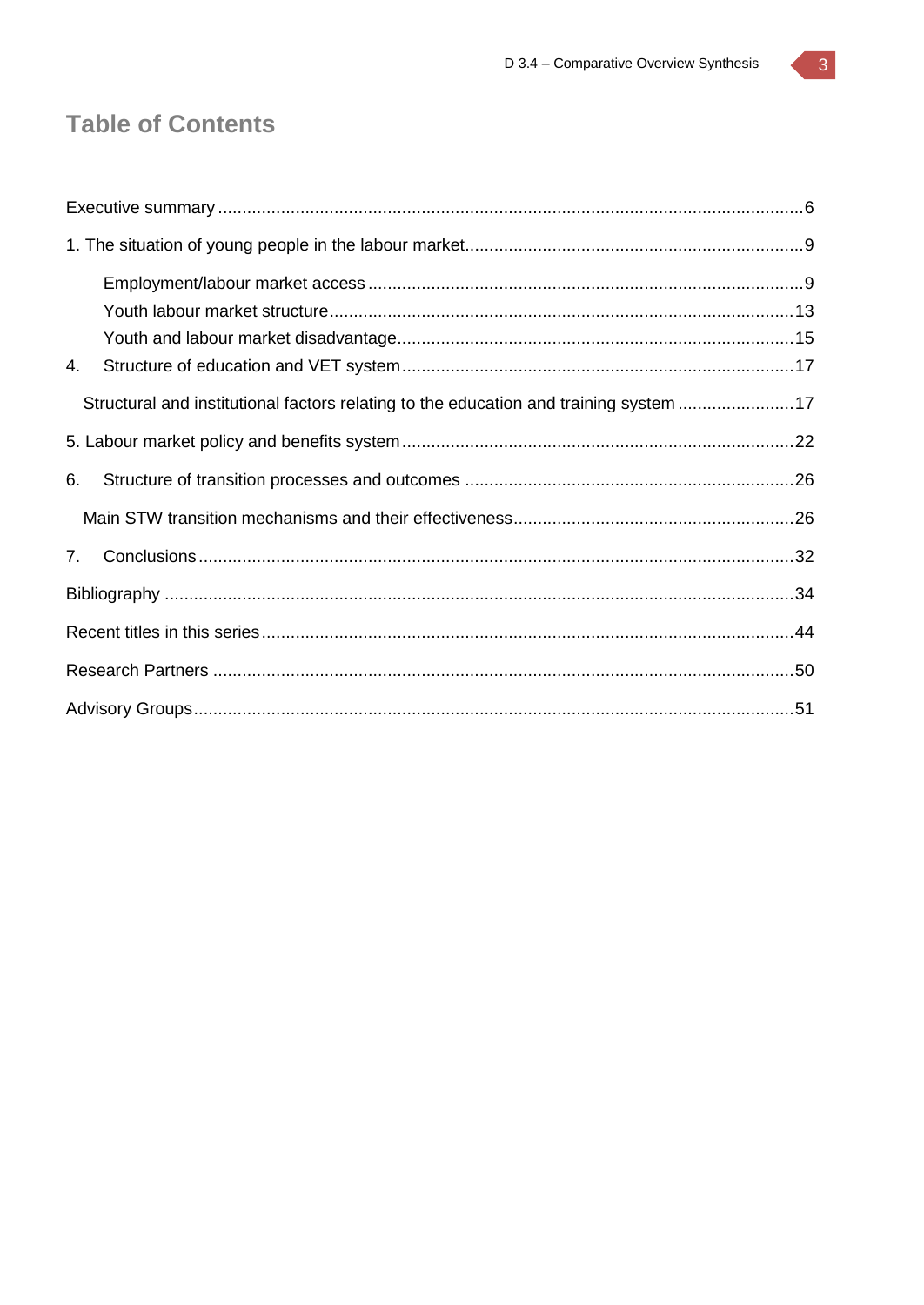# Table of Contents

Executive summary ...6

1. The situation of young people in the labour market...9

    Employment/labour market access ...9

    Youth labour market structure...13

    Youth and labour market disadvantage...15

4. Structure of education and VET system...17

    Structural and institutional factors relating to the education and training system ...17

5. Labour market policy and benefits system...22

6. Structure of transition processes and outcomes ...26

    Main STW transition mechanisms and their effectiveness...26

7. Conclusions...32

Bibliography ...34

Recent titles in this series...44

Research Partners ...50

Advisory Groups...51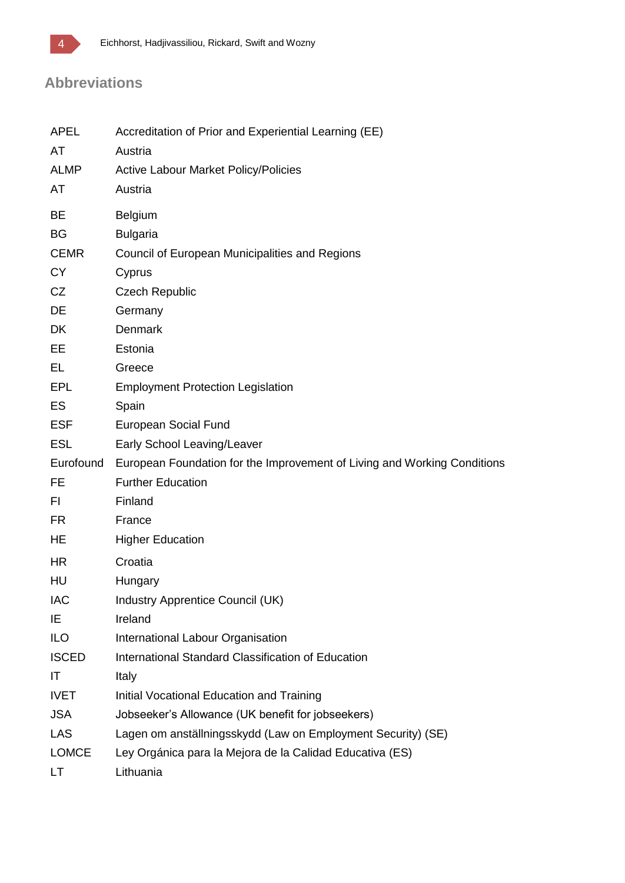## Abbreviations

| | |
|---|---|
| APEL | Accreditation of Prior and Experiential Learning (EE) |
| AT | Austria |
| ALMP | Active Labour Market Policy/Policies |
| AT | Austria |
| BE | Belgium |
| BG | Bulgaria |
| CEMR | Council of European Municipalities and Regions |
| CY | Cyprus |
| CZ | Czech Republic |
| DE | Germany |
| DK | Denmark |
| EE | Estonia |
| EL | Greece |
| EPL | Employment Protection Legislation |
| ES | Spain |
| ESF | European Social Fund |
| ESL | Early School Leaving/Leaver |
| Eurofound | European Foundation for the Improvement of Living and Working Conditions |
| FE | Further Education |
| FI | Finland |
| FR | France |
| HE | Higher Education |
| HR | Croatia |
| HU | Hungary |
| IAC | Industry Apprentice Council (UK) |
| IE | Ireland |
| ILO | International Labour Organisation |
| ISCED | International Standard Classification of Education |
| IT | Italy |
| IVET | Initial Vocational Education and Training |
| JSA | Jobseeker's Allowance (UK benefit for jobseekers) |
| LAS | Lagen om anställningsskydd (Law on Employment Security) (SE) |
| LOMCE | Ley Orgánica para la Mejora de la Calidad Educativa (ES) |
| LT | Lithuania |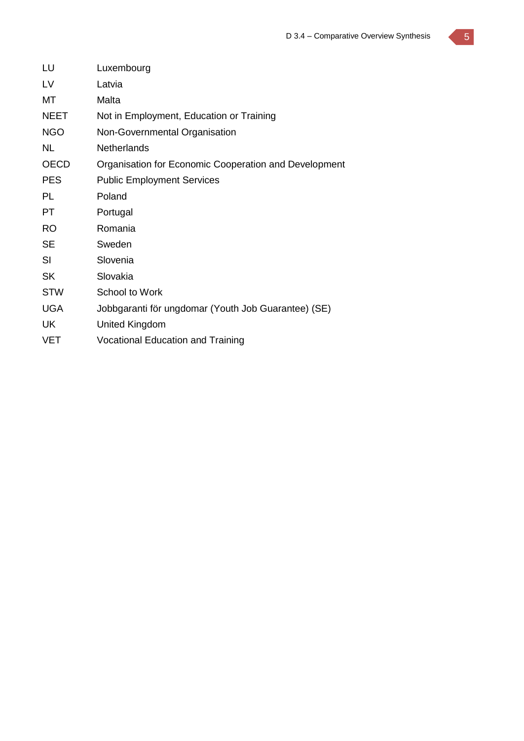| | |
|---|---|
| LU | Luxembourg |
| LV | Latvia |
| MT | Malta |
| NEET | Not in Employment, Education or Training |
| NGO | Non-Governmental Organisation |
| NL | Netherlands |
| OECD | Organisation for Economic Cooperation and Development |
| PES | Public Employment Services |
| PL | Poland |
| PT | Portugal |
| RO | Romania |
| SE | Sweden |
| SI | Slovenia |
| SK | Slovakia |
| STW | School to Work |
| UGA | Jobbgaranti för ungdomar (Youth Job Guarantee) (SE) |
| UK | United Kingdom |
| VET | Vocational Education and Training |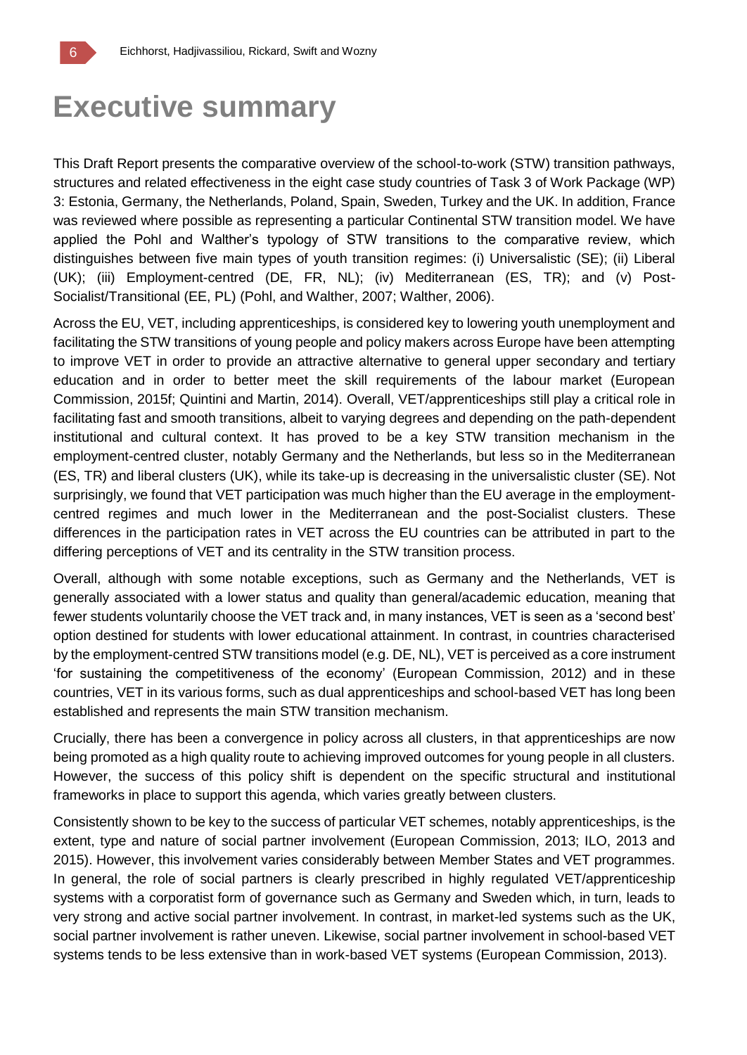# Executive summary

This Draft Report presents the comparative overview of the school-to-work (STW) transition pathways, structures and related effectiveness in the eight case study countries of Task 3 of Work Package (WP) 3: Estonia, Germany, the Netherlands, Poland, Spain, Sweden, Turkey and the UK. In addition, France was reviewed where possible as representing a particular Continental STW transition model. We have applied the Pohl and Walther's typology of STW transitions to the comparative review, which distinguishes between five main types of youth transition regimes: (i) Universalistic (SE); (ii) Liberal (UK); (iii) Employment-centred (DE, FR, NL); (iv) Mediterranean (ES, TR); and (v) Post-Socialist/Transitional (EE, PL) (Pohl, and Walther, 2007; Walther, 2006).

Across the EU, VET, including apprenticeships, is considered key to lowering youth unemployment and facilitating the STW transitions of young people and policy makers across Europe have been attempting to improve VET in order to provide an attractive alternative to general upper secondary and tertiary education and in order to better meet the skill requirements of the labour market (European Commission, 2015f; Quintini and Martin, 2014). Overall, VET/apprenticeships still play a critical role in facilitating fast and smooth transitions, albeit to varying degrees and depending on the path-dependent institutional and cultural context. It has proved to be a key STW transition mechanism in the employment-centred cluster, notably Germany and the Netherlands, but less so in the Mediterranean (ES, TR) and liberal clusters (UK), while its take-up is decreasing in the universalistic cluster (SE). Not surprisingly, we found that VET participation was much higher than the EU average in the employment-centred regimes and much lower in the Mediterranean and the post-Socialist clusters. These differences in the participation rates in VET across the EU countries can be attributed in part to the differing perceptions of VET and its centrality in the STW transition process.

Overall, although with some notable exceptions, such as Germany and the Netherlands, VET is generally associated with a lower status and quality than general/academic education, meaning that fewer students voluntarily choose the VET track and, in many instances, VET is seen as a 'second best' option destined for students with lower educational attainment. In contrast, in countries characterised by the employment-centred STW transitions model (e.g. DE, NL), VET is perceived as a core instrument 'for sustaining the competitiveness of the economy' (European Commission, 2012) and in these countries, VET in its various forms, such as dual apprenticeships and school-based VET has long been established and represents the main STW transition mechanism.

Crucially, there has been a convergence in policy across all clusters, in that apprenticeships are now being promoted as a high quality route to achieving improved outcomes for young people in all clusters. However, the success of this policy shift is dependent on the specific structural and institutional frameworks in place to support this agenda, which varies greatly between clusters.

Consistently shown to be key to the success of particular VET schemes, notably apprenticeships, is the extent, type and nature of social partner involvement (European Commission, 2013; ILO, 2013 and 2015). However, this involvement varies considerably between Member States and VET programmes. In general, the role of social partners is clearly prescribed in highly regulated VET/apprenticeship systems with a corporatist form of governance such as Germany and Sweden which, in turn, leads to very strong and active social partner involvement. In contrast, in market-led systems such as the UK, social partner involvement is rather uneven. Likewise, social partner involvement in school-based VET systems tends to be less extensive than in work-based VET systems (European Commission, 2013).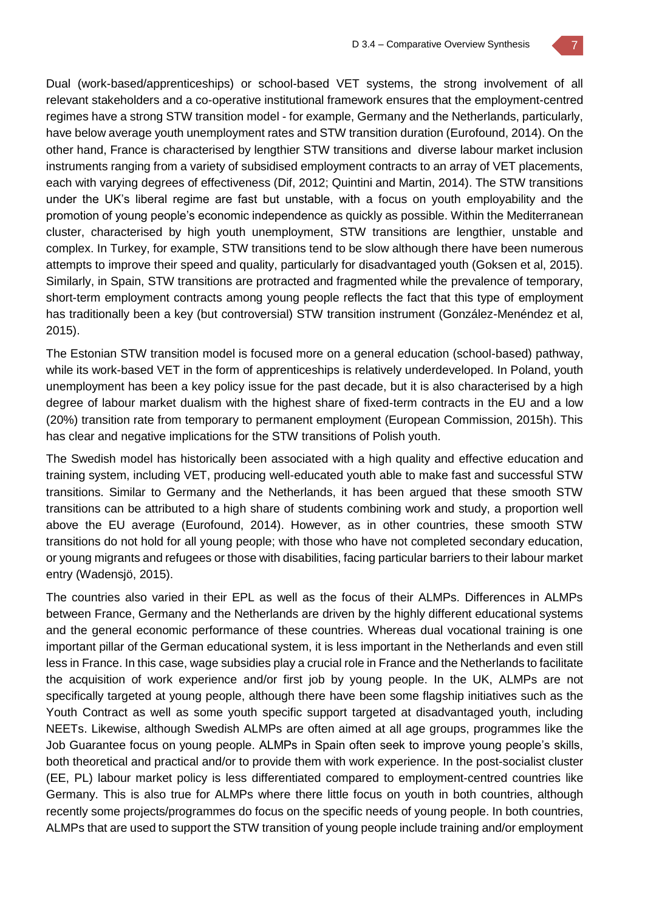Dual (work-based/apprenticeships) or school-based VET systems, the strong involvement of all relevant stakeholders and a co-operative institutional framework ensures that the employment-centred regimes have a strong STW transition model - for example, Germany and the Netherlands, particularly, have below average youth unemployment rates and STW transition duration (Eurofound, 2014). On the other hand, France is characterised by lengthier STW transitions and diverse labour market inclusion instruments ranging from a variety of subsidised employment contracts to an array of VET placements, each with varying degrees of effectiveness (Dif, 2012; Quintini and Martin, 2014). The STW transitions under the UK's liberal regime are fast but unstable, with a focus on youth employability and the promotion of young people's economic independence as quickly as possible. Within the Mediterranean cluster, characterised by high youth unemployment, STW transitions are lengthier, unstable and complex. In Turkey, for example, STW transitions tend to be slow although there have been numerous attempts to improve their speed and quality, particularly for disadvantaged youth (Goksen et al, 2015). Similarly, in Spain, STW transitions are protracted and fragmented while the prevalence of temporary, short-term employment contracts among young people reflects the fact that this type of employment has traditionally been a key (but controversial) STW transition instrument (González-Menéndez et al, 2015).

The Estonian STW transition model is focused more on a general education (school-based) pathway, while its work-based VET in the form of apprenticeships is relatively underdeveloped. In Poland, youth unemployment has been a key policy issue for the past decade, but it is also characterised by a high degree of labour market dualism with the highest share of fixed-term contracts in the EU and a low (20%) transition rate from temporary to permanent employment (European Commission, 2015h). This has clear and negative implications for the STW transitions of Polish youth.

The Swedish model has historically been associated with a high quality and effective education and training system, including VET, producing well-educated youth able to make fast and successful STW transitions. Similar to Germany and the Netherlands, it has been argued that these smooth STW transitions can be attributed to a high share of students combining work and study, a proportion well above the EU average (Eurofound, 2014). However, as in other countries, these smooth STW transitions do not hold for all young people; with those who have not completed secondary education, or young migrants and refugees or those with disabilities, facing particular barriers to their labour market entry (Wadensjö, 2015).

The countries also varied in their EPL as well as the focus of their ALMPs. Differences in ALMPs between France, Germany and the Netherlands are driven by the highly different educational systems and the general economic performance of these countries. Whereas dual vocational training is one important pillar of the German educational system, it is less important in the Netherlands and even still less in France. In this case, wage subsidies play a crucial role in France and the Netherlands to facilitate the acquisition of work experience and/or first job by young people. In the UK, ALMPs are not specifically targeted at young people, although there have been some flagship initiatives such as the Youth Contract as well as some youth specific support targeted at disadvantaged youth, including NEETs. Likewise, although Swedish ALMPs are often aimed at all age groups, programmes like the Job Guarantee focus on young people. ALMPs in Spain often seek to improve young people's skills, both theoretical and practical and/or to provide them with work experience. In the post-socialist cluster (EE, PL) labour market policy is less differentiated compared to employment-centred countries like Germany. This is also true for ALMPs where there little focus on youth in both countries, although recently some projects/programmes do focus on the specific needs of young people. In both countries, ALMPs that are used to support the STW transition of young people include training and/or employment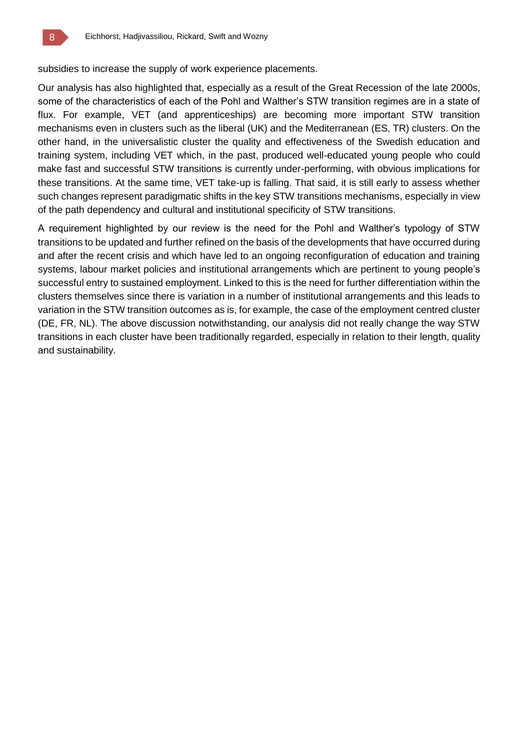subsidies to increase the supply of work experience placements.

Our analysis has also highlighted that, especially as a result of the Great Recession of the late 2000s, some of the characteristics of each of the Pohl and Walther's STW transition regimes are in a state of flux. For example, VET (and apprenticeships) are becoming more important STW transition mechanisms even in clusters such as the liberal (UK) and the Mediterranean (ES, TR) clusters. On the other hand, in the universalistic cluster the quality and effectiveness of the Swedish education and training system, including VET which, in the past, produced well-educated young people who could make fast and successful STW transitions is currently under-performing, with obvious implications for these transitions. At the same time, VET take-up is falling. That said, it is still early to assess whether such changes represent paradigmatic shifts in the key STW transitions mechanisms, especially in view of the path dependency and cultural and institutional specificity of STW transitions.

A requirement highlighted by our review is the need for the Pohl and Walther's typology of STW transitions to be updated and further refined on the basis of the developments that have occurred during and after the recent crisis and which have led to an ongoing reconfiguration of education and training systems, labour market policies and institutional arrangements which are pertinent to young people's successful entry to sustained employment. Linked to this is the need for further differentiation within the clusters themselves since there is variation in a number of institutional arrangements and this leads to variation in the STW transition outcomes as is, for example, the case of the employment centred cluster (DE, FR, NL). The above discussion notwithstanding, our analysis did not really change the way STW transitions in each cluster have been traditionally regarded, especially in relation to their length, quality and sustainability.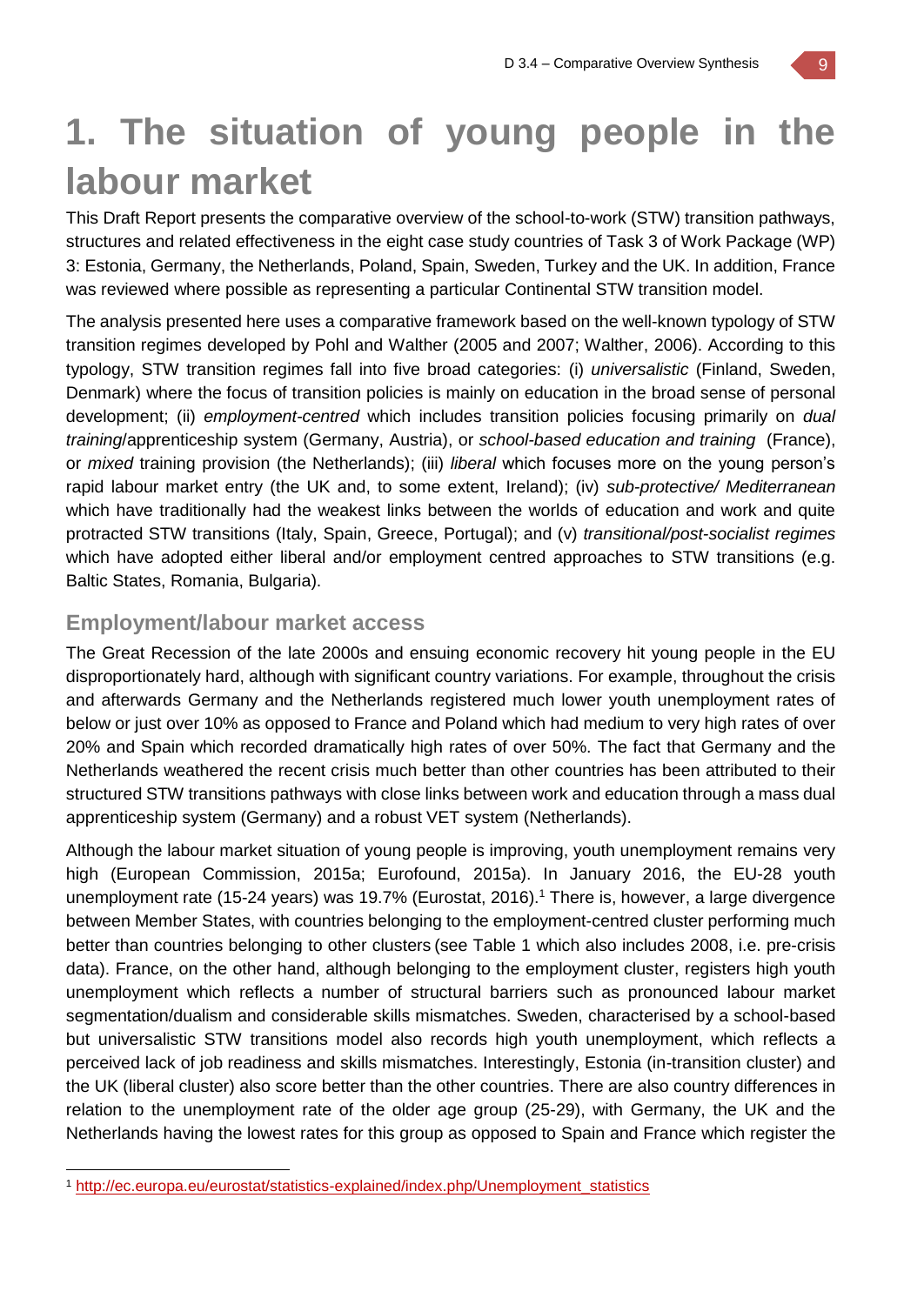# 1. The situation of young people in the labour market

This Draft Report presents the comparative overview of the school-to-work (STW) transition pathways, structures and related effectiveness in the eight case study countries of Task 3 of Work Package (WP) 3: Estonia, Germany, the Netherlands, Poland, Spain, Sweden, Turkey and the UK. In addition, France was reviewed where possible as representing a particular Continental STW transition model.

The analysis presented here uses a comparative framework based on the well-known typology of STW transition regimes developed by Pohl and Walther (2005 and 2007; Walther, 2006). According to this typology, STW transition regimes fall into five broad categories: (i) *universalistic* (Finland, Sweden, Denmark) where the focus of transition policies is mainly on education in the broad sense of personal development; (ii) *employment-centred* which includes transition policies focusing primarily on *dual training*/apprenticeship system (Germany, Austria), or *school-based education and training* (France), or *mixed* training provision (the Netherlands); (iii) *liberal* which focuses more on the young person's rapid labour market entry (the UK and, to some extent, Ireland); (iv) *sub-protective/ Mediterranean* which have traditionally had the weakest links between the worlds of education and work and quite protracted STW transitions (Italy, Spain, Greece, Portugal); and (v) *transitional/post-socialist regimes* which have adopted either liberal and/or employment centred approaches to STW transitions (e.g. Baltic States, Romania, Bulgaria).

## Employment/labour market access

The Great Recession of the late 2000s and ensuing economic recovery hit young people in the EU disproportionately hard, although with significant country variations. For example, throughout the crisis and afterwards Germany and the Netherlands registered much lower youth unemployment rates of below or just over 10% as opposed to France and Poland which had medium to very high rates of over 20% and Spain which recorded dramatically high rates of over 50%. The fact that Germany and the Netherlands weathered the recent crisis much better than other countries has been attributed to their structured STW transitions pathways with close links between work and education through a mass dual apprenticeship system (Germany) and a robust VET system (Netherlands).

Although the labour market situation of young people is improving, youth unemployment remains very high (European Commission, 2015a; Eurofound, 2015a). In January 2016, the EU-28 youth unemployment rate (15-24 years) was 19.7% (Eurostat, 2016).[1] There is, however, a large divergence between Member States, with countries belonging to the employment-centred cluster performing much better than countries belonging to other clusters (see Table 1 which also includes 2008, i.e. pre-crisis data). France, on the other hand, although belonging to the employment cluster, registers high youth unemployment which reflects a number of structural barriers such as pronounced labour market segmentation/dualism and considerable skills mismatches. Sweden, characterised by a school-based but universalistic STW transitions model also records high youth unemployment, which reflects a perceived lack of job readiness and skills mismatches. Interestingly, Estonia (in-transition cluster) and the UK (liberal cluster) also score better than the other countries. There are also country differences in relation to the unemployment rate of the older age group (25-29), with Germany, the UK and the Netherlands having the lowest rates for this group as opposed to Spain and France which register the

---

[1] http://ec.europa.eu/eurostat/statistics-explained/index.php/Unemployment_statistics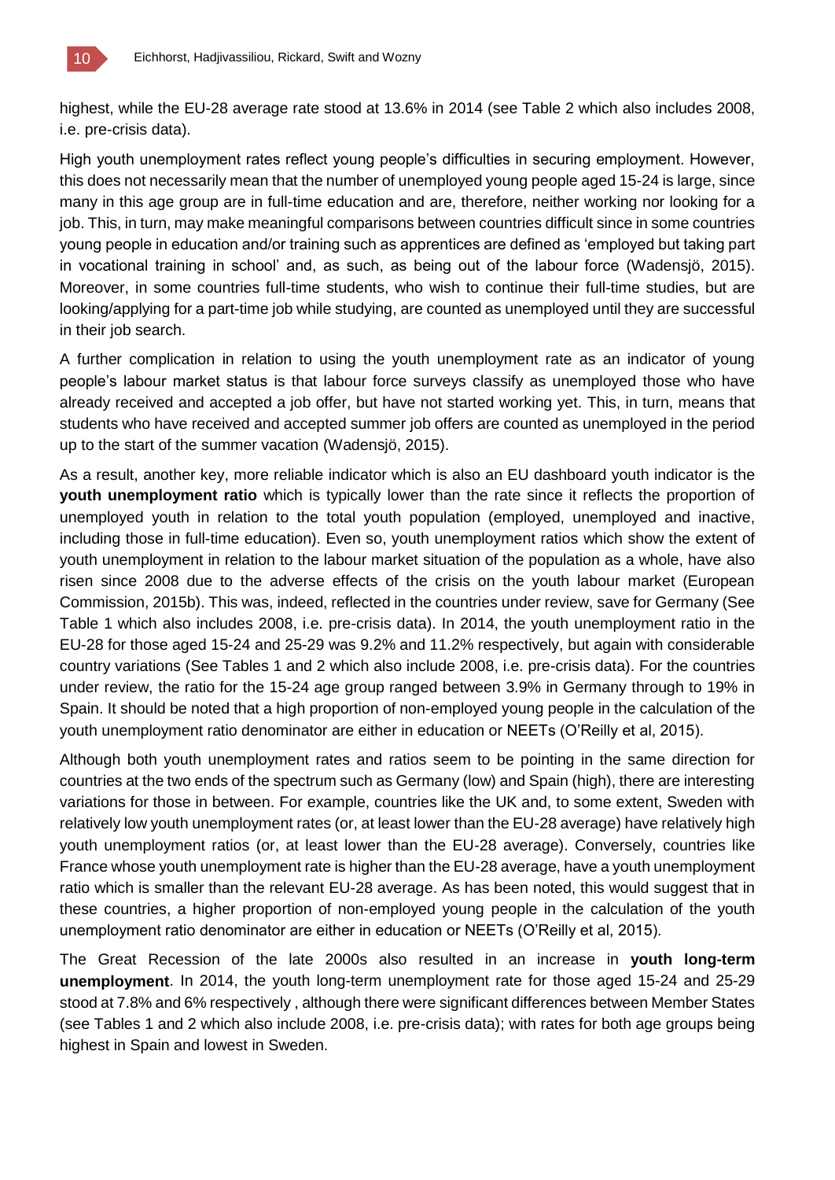highest, while the EU-28 average rate stood at 13.6% in 2014 (see Table 2 which also includes 2008, i.e. pre-crisis data).

High youth unemployment rates reflect young people's difficulties in securing employment. However, this does not necessarily mean that the number of unemployed young people aged 15-24 is large, since many in this age group are in full-time education and are, therefore, neither working nor looking for a job. This, in turn, may make meaningful comparisons between countries difficult since in some countries young people in education and/or training such as apprentices are defined as 'employed but taking part in vocational training in school' and, as such, as being out of the labour force (Wadensjö, 2015). Moreover, in some countries full-time students, who wish to continue their full-time studies, but are looking/applying for a part-time job while studying, are counted as unemployed until they are successful in their job search.

A further complication in relation to using the youth unemployment rate as an indicator of young people's labour market status is that labour force surveys classify as unemployed those who have already received and accepted a job offer, but have not started working yet. This, in turn, means that students who have received and accepted summer job offers are counted as unemployed in the period up to the start of the summer vacation (Wadensjö, 2015).

As a result, another key, more reliable indicator which is also an EU dashboard youth indicator is the **youth unemployment ratio** which is typically lower than the rate since it reflects the proportion of unemployed youth in relation to the total youth population (employed, unemployed and inactive, including those in full-time education). Even so, youth unemployment ratios which show the extent of youth unemployment in relation to the labour market situation of the population as a whole, have also risen since 2008 due to the adverse effects of the crisis on the youth labour market (European Commission, 2015b). This was, indeed, reflected in the countries under review, save for Germany (See Table 1 which also includes 2008, i.e. pre-crisis data). In 2014, the youth unemployment ratio in the EU-28 for those aged 15-24 and 25-29 was 9.2% and 11.2% respectively, but again with considerable country variations (See Tables 1 and 2 which also include 2008, i.e. pre-crisis data). For the countries under review, the ratio for the 15-24 age group ranged between 3.9% in Germany through to 19% in Spain. It should be noted that a high proportion of non-employed young people in the calculation of the youth unemployment ratio denominator are either in education or NEETs (O'Reilly et al, 2015).

Although both youth unemployment rates and ratios seem to be pointing in the same direction for countries at the two ends of the spectrum such as Germany (low) and Spain (high), there are interesting variations for those in between. For example, countries like the UK and, to some extent, Sweden with relatively low youth unemployment rates (or, at least lower than the EU-28 average) have relatively high youth unemployment ratios (or, at least lower than the EU-28 average). Conversely, countries like France whose youth unemployment rate is higher than the EU-28 average, have a youth unemployment ratio which is smaller than the relevant EU-28 average. As has been noted, this would suggest that in these countries, a higher proportion of non-employed young people in the calculation of the youth unemployment ratio denominator are either in education or NEETs (O'Reilly et al, 2015).

The Great Recession of the late 2000s also resulted in an increase in **youth long-term unemployment**. In 2014, the youth long-term unemployment rate for those aged 15-24 and 25-29 stood at 7.8% and 6% respectively , although there were significant differences between Member States (see Tables 1 and 2 which also include 2008, i.e. pre-crisis data); with rates for both age groups being highest in Spain and lowest in Sweden.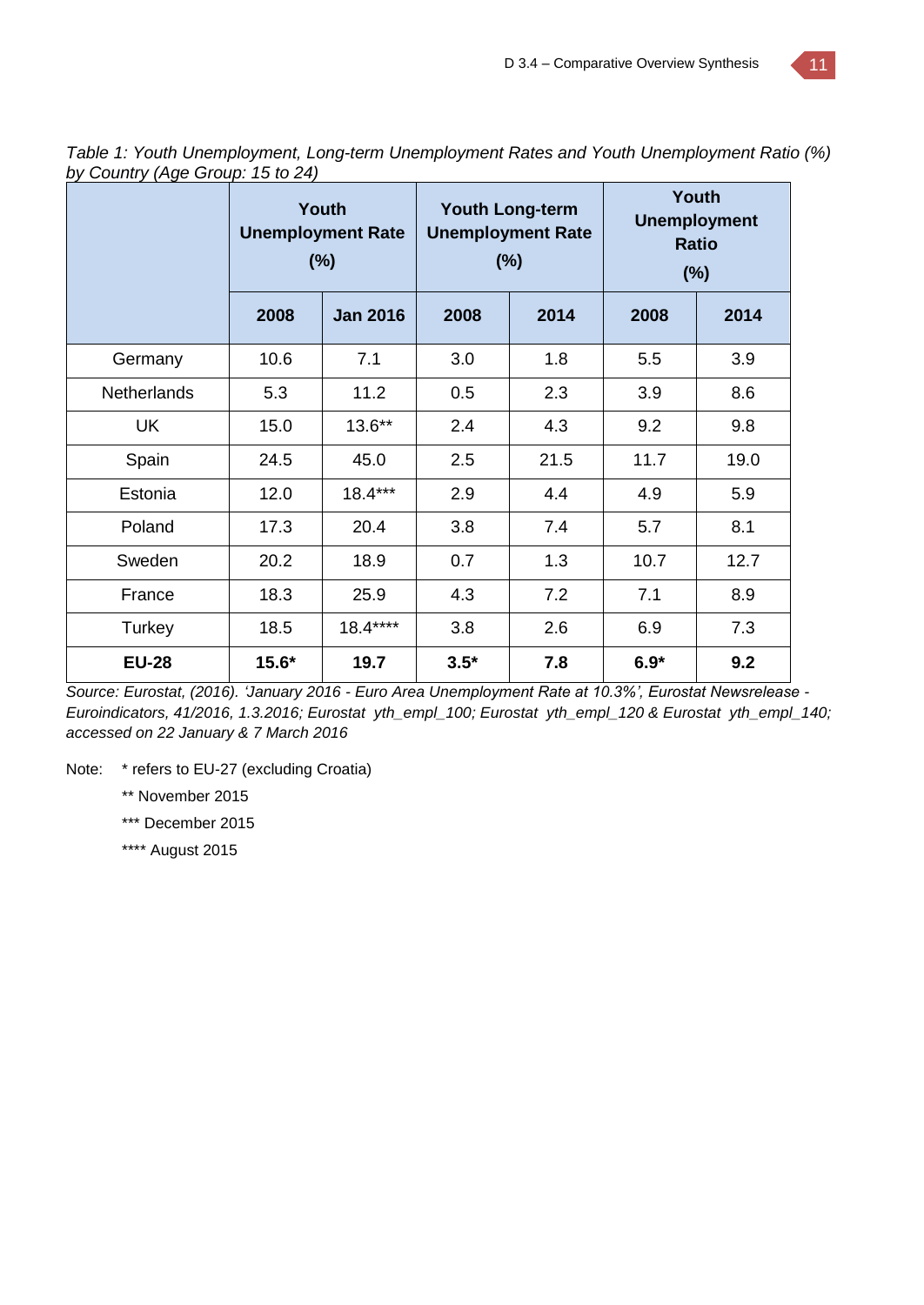*Table 1: Youth Unemployment, Long-term Unemployment Rates and Youth Unemployment Ratio (%) by Country (Age Group: 15 to 24)*

| | Youth Unemployment Rate (%) | | Youth Long-term Unemployment Rate (%) | | Youth Unemployment Ratio (%) | |
|---|---|---|---|---|---|---|
| | **2008** | **Jan 2016** | **2008** | **2014** | **2008** | **2014** |
| Germany | 10.6 | 7.1 | 3.0 | 1.8 | 5.5 | 3.9 |
| Netherlands | 5.3 | 11.2 | 0.5 | 2.3 | 3.9 | 8.6 |
| UK | 15.0 | 13.6** | 2.4 | 4.3 | 9.2 | 9.8 |
| Spain | 24.5 | 45.0 | 2.5 | 21.5 | 11.7 | 19.0 |
| Estonia | 12.0 | 18.4*** | 2.9 | 4.4 | 4.9 | 5.9 |
| Poland | 17.3 | 20.4 | 3.8 | 7.4 | 5.7 | 8.1 |
| Sweden | 20.2 | 18.9 | 0.7 | 1.3 | 10.7 | 12.7 |
| France | 18.3 | 25.9 | 4.3 | 7.2 | 7.1 | 8.9 |
| Turkey | 18.5 | 18.4**** | 3.8 | 2.6 | 6.9 | 7.3 |
| **EU-28** | **15.6*** | **19.7** | **3.5*** | **7.8** | **6.9*** | **9.2** |

*Source: Eurostat, (2016). 'January 2016 - Euro Area Unemployment Rate at 10.3%', Eurostat Newsrelease - Euroindicators, 41/2016, 1.3.2016; Eurostat yth_empl_100; Eurostat yth_empl_120 & Eurostat yth_empl_140; accessed on 22 January & 7 March 2016*

Note: * refers to EU-27 (excluding Croatia)

** November 2015

*** December 2015

**** August 2015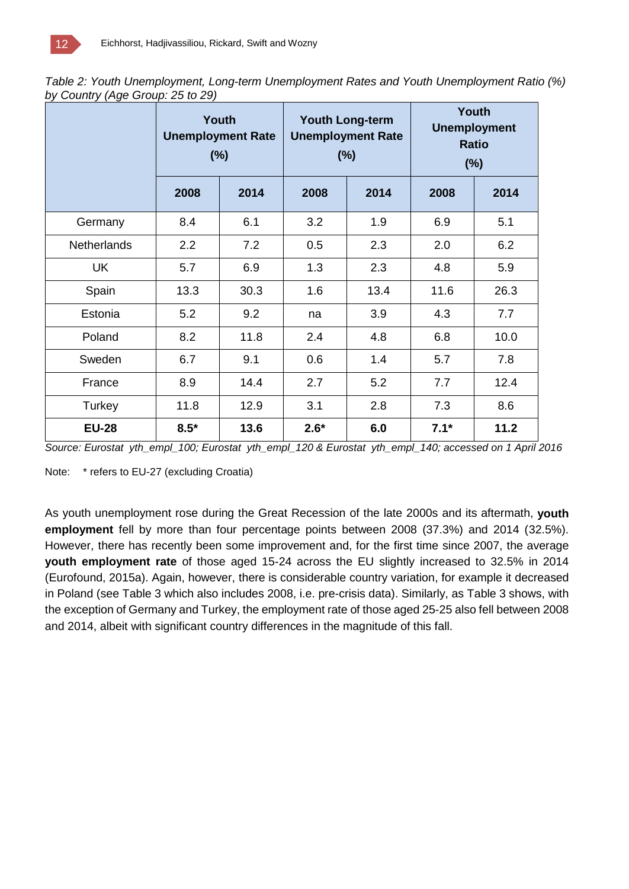*Table 2: Youth Unemployment, Long-term Unemployment Rates and Youth Unemployment Ratio (%) by Country (Age Group: 25 to 29)*

| | Youth Unemployment Rate (%) | | Youth Long-term Unemployment Rate (%) | | Youth Unemployment Ratio (%) | |
|---|---|---|---|---|---|---|
| | **2008** | **2014** | **2008** | **2014** | **2008** | **2014** |
| Germany | 8.4 | 6.1 | 3.2 | 1.9 | 6.9 | 5.1 |
| Netherlands | 2.2 | 7.2 | 0.5 | 2.3 | 2.0 | 6.2 |
| UK | 5.7 | 6.9 | 1.3 | 2.3 | 4.8 | 5.9 |
| Spain | 13.3 | 30.3 | 1.6 | 13.4 | 11.6 | 26.3 |
| Estonia | 5.2 | 9.2 | na | 3.9 | 4.3 | 7.7 |
| Poland | 8.2 | 11.8 | 2.4 | 4.8 | 6.8 | 10.0 |
| Sweden | 6.7 | 9.1 | 0.6 | 1.4 | 5.7 | 7.8 |
| France | 8.9 | 14.4 | 2.7 | 5.2 | 7.7 | 12.4 |
| Turkey | 11.8 | 12.9 | 3.1 | 2.8 | 7.3 | 8.6 |
| **EU-28** | **8.5*** | **13.6** | **2.6*** | **6.0** | **7.1*** | **11.2** |

*Source: Eurostat yth_empl_100; Eurostat yth_empl_120 & Eurostat yth_empl_140; accessed on 1 April 2016*

Note: * refers to EU-27 (excluding Croatia)

As youth unemployment rose during the Great Recession of the late 2000s and its aftermath, **youth employment** fell by more than four percentage points between 2008 (37.3%) and 2014 (32.5%). However, there has recently been some improvement and, for the first time since 2007, the average **youth employment rate** of those aged 15-24 across the EU slightly increased to 32.5% in 2014 (Eurofound, 2015a). Again, however, there is considerable country variation, for example it decreased in Poland (see Table 3 which also includes 2008, i.e. pre-crisis data). Similarly, as Table 3 shows, with the exception of Germany and Turkey, the employment rate of those aged 25-25 also fell between 2008 and 2014, albeit with significant country differences in the magnitude of this fall.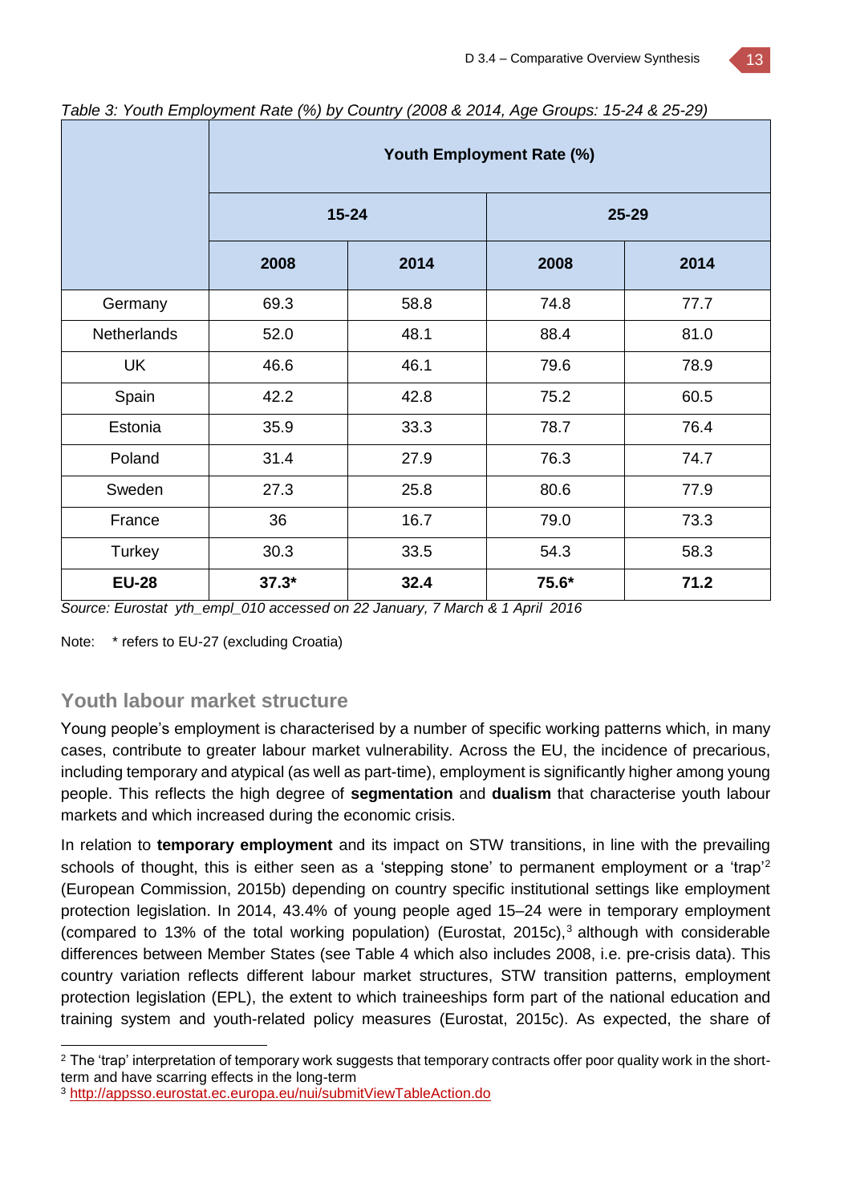*Table 3: Youth Employment Rate (%) by Country (2008 & 2014, Age Groups: 15-24 & 25-29)*

| | **Youth Employment Rate (%)** | | | |
|---|---|---|---|---|
| | **15-24** | | **25-29** | |
| | **2008** | **2014** | **2008** | **2014** |
| Germany | 69.3 | 58.8 | 74.8 | 77.7 |
| Netherlands | 52.0 | 48.1 | 88.4 | 81.0 |
| UK | 46.6 | 46.1 | 79.6 | 78.9 |
| Spain | 42.2 | 42.8 | 75.2 | 60.5 |
| Estonia | 35.9 | 33.3 | 78.7 | 76.4 |
| Poland | 31.4 | 27.9 | 76.3 | 74.7 |
| Sweden | 27.3 | 25.8 | 80.6 | 77.9 |
| France | 36 | 16.7 | 79.0 | 73.3 |
| Turkey | 30.3 | 33.5 | 54.3 | 58.3 |
| **EU-28** | **37.3*** | **32.4** | **75.6*** | **71.2** |

*Source: Eurostat yth_empl_010 accessed on 22 January, 7 March & 1 April 2016*

Note: * refers to EU-27 (excluding Croatia)

## Youth labour market structure

Young people's employment is characterised by a number of specific working patterns which, in many cases, contribute to greater labour market vulnerability. Across the EU, the incidence of precarious, including temporary and atypical (as well as part-time), employment is significantly higher among young people. This reflects the high degree of **segmentation** and **dualism** that characterise youth labour markets and which increased during the economic crisis.

In relation to **temporary employment** and its impact on STW transitions, in line with the prevailing schools of thought, this is either seen as a 'stepping stone' to permanent employment or a 'trap'[2] (European Commission, 2015b) depending on country specific institutional settings like employment protection legislation. In 2014, 43.4% of young people aged 15–24 were in temporary employment (compared to 13% of the total working population) (Eurostat, 2015c),[3] although with considerable differences between Member States (see Table 4 which also includes 2008, i.e. pre-crisis data). This country variation reflects different labour market structures, STW transition patterns, employment protection legislation (EPL), the extent to which traineeships form part of the national education and training system and youth-related policy measures (Eurostat, 2015c). As expected, the share of

[2] The 'trap' interpretation of temporary work suggests that temporary contracts offer poor quality work in the short-term and have scarring effects in the long-term

[3] http://appsso.eurostat.ec.europa.eu/nui/submitViewTableAction.do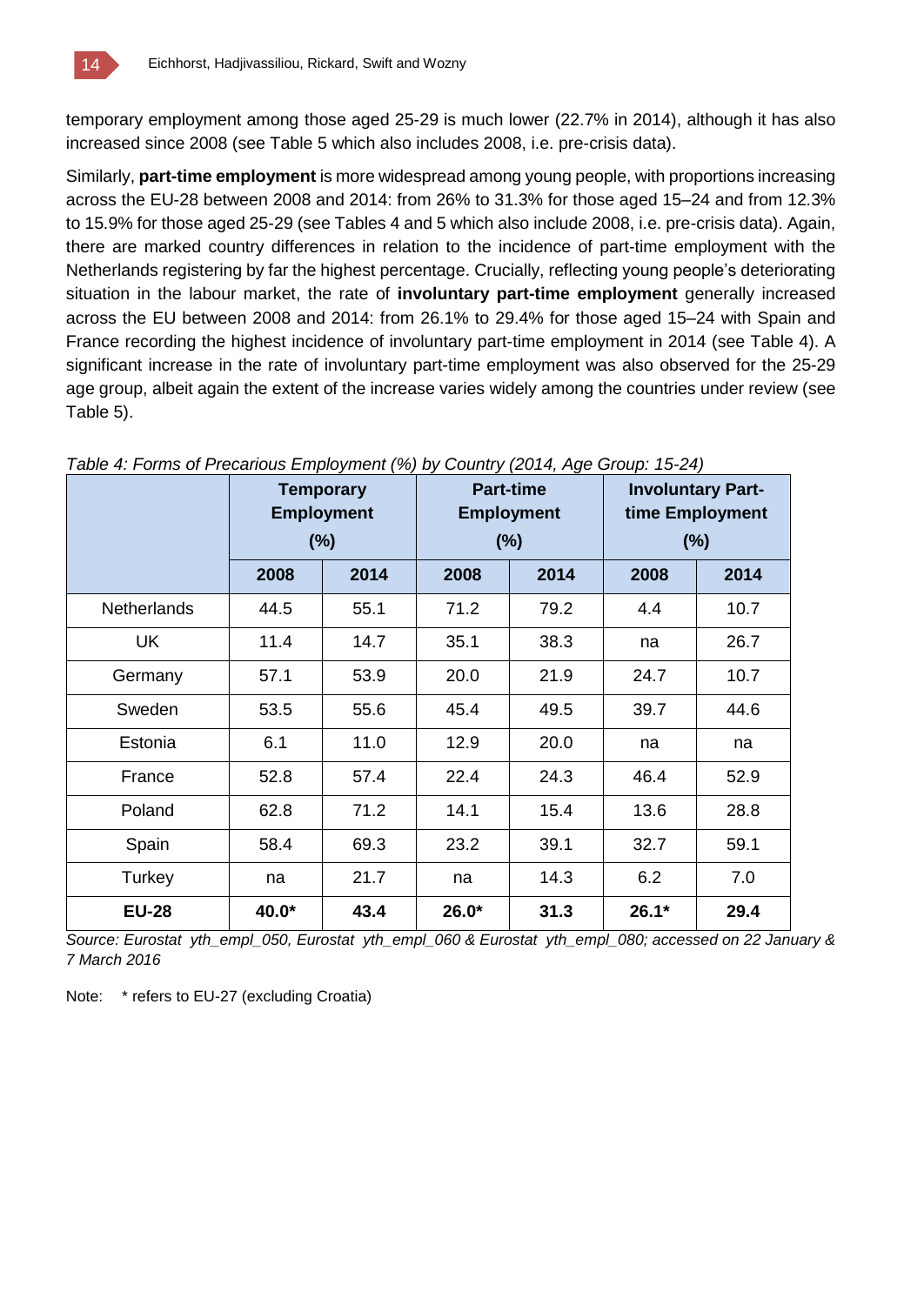temporary employment among those aged 25-29 is much lower (22.7% in 2014), although it has also increased since 2008 (see Table 5 which also includes 2008, i.e. pre-crisis data).

Similarly, **part-time employment** is more widespread among young people, with proportions increasing across the EU-28 between 2008 and 2014: from 26% to 31.3% for those aged 15–24 and from 12.3% to 15.9% for those aged 25-29 (see Tables 4 and 5 which also include 2008, i.e. pre-crisis data). Again, there are marked country differences in relation to the incidence of part-time employment with the Netherlands registering by far the highest percentage. Crucially, reflecting young people's deteriorating situation in the labour market, the rate of **involuntary part-time employment** generally increased across the EU between 2008 and 2014: from 26.1% to 29.4% for those aged 15–24 with Spain and France recording the highest incidence of involuntary part-time employment in 2014 (see Table 4). A significant increase in the rate of involuntary part-time employment was also observed for the 25-29 age group, albeit again the extent of the increase varies widely among the countries under review (see Table 5).

*Table 4: Forms of Precarious Employment (%) by Country (2014, Age Group: 15-24)*

| | Temporary Employment (%) | | Part-time Employment (%) | | Involuntary Part-time Employment (%) | |
|---|---|---|---|---|---|---|
| | 2008 | 2014 | 2008 | 2014 | 2008 | 2014 |
| Netherlands | 44.5 | 55.1 | 71.2 | 79.2 | 4.4 | 10.7 |
| UK | 11.4 | 14.7 | 35.1 | 38.3 | na | 26.7 |
| Germany | 57.1 | 53.9 | 20.0 | 21.9 | 24.7 | 10.7 |
| Sweden | 53.5 | 55.6 | 45.4 | 49.5 | 39.7 | 44.6 |
| Estonia | 6.1 | 11.0 | 12.9 | 20.0 | na | na |
| France | 52.8 | 57.4 | 22.4 | 24.3 | 46.4 | 52.9 |
| Poland | 62.8 | 71.2 | 14.1 | 15.4 | 13.6 | 28.8 |
| Spain | 58.4 | 69.3 | 23.2 | 39.1 | 32.7 | 59.1 |
| Turkey | na | 21.7 | na | 14.3 | 6.2 | 7.0 |
| **EU-28** | **40.0*** | **43.4** | **26.0*** | **31.3** | **26.1*** | **29.4** |

*Source: Eurostat yth_empl_050, Eurostat yth_empl_060 & Eurostat yth_empl_080; accessed on 22 January & 7 March 2016*

Note: * refers to EU-27 (excluding Croatia)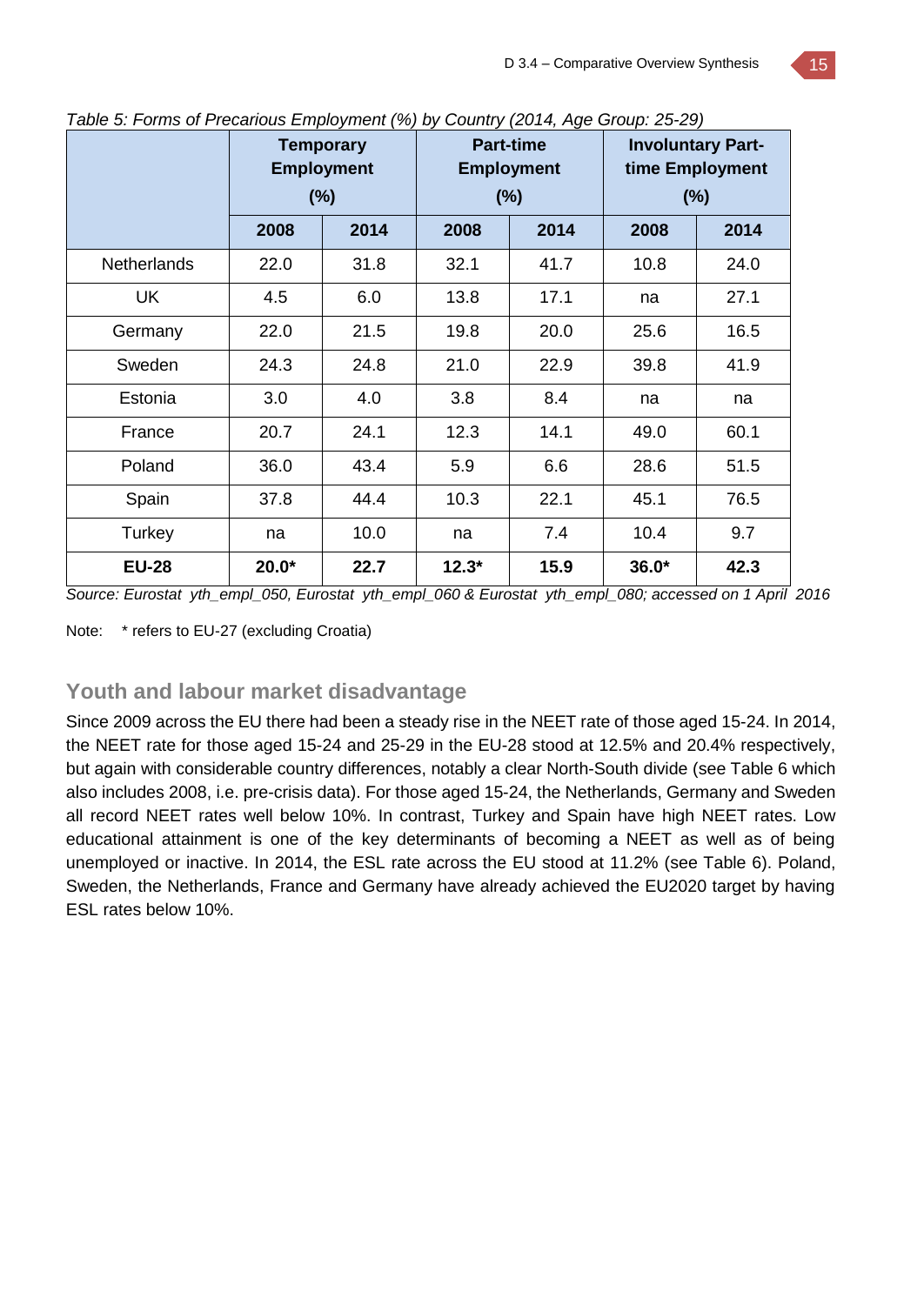*Table 5: Forms of Precarious Employment (%) by Country (2014, Age Group: 25-29)*

| | Temporary Employment (%) | | Part-time Employment (%) | | Involuntary Part-time Employment (%) | |
|---|---|---|---|---|---|---|
| | **2008** | **2014** | **2008** | **2014** | **2008** | **2014** |
| Netherlands | 22.0 | 31.8 | 32.1 | 41.7 | 10.8 | 24.0 |
| UK | 4.5 | 6.0 | 13.8 | 17.1 | na | 27.1 |
| Germany | 22.0 | 21.5 | 19.8 | 20.0 | 25.6 | 16.5 |
| Sweden | 24.3 | 24.8 | 21.0 | 22.9 | 39.8 | 41.9 |
| Estonia | 3.0 | 4.0 | 3.8 | 8.4 | na | na |
| France | 20.7 | 24.1 | 12.3 | 14.1 | 49.0 | 60.1 |
| Poland | 36.0 | 43.4 | 5.9 | 6.6 | 28.6 | 51.5 |
| Spain | 37.8 | 44.4 | 10.3 | 22.1 | 45.1 | 76.5 |
| Turkey | na | 10.0 | na | 7.4 | 10.4 | 9.7 |
| **EU-28** | **20.0*** | **22.7** | **12.3*** | **15.9** | **36.0*** | **42.3** |

*Source: Eurostat yth_empl_050, Eurostat yth_empl_060 & Eurostat yth_empl_080; accessed on 1 April 2016*

Note: * refers to EU-27 (excluding Croatia)

## Youth and labour market disadvantage

Since 2009 across the EU there had been a steady rise in the NEET rate of those aged 15-24. In 2014, the NEET rate for those aged 15-24 and 25-29 in the EU-28 stood at 12.5% and 20.4% respectively, but again with considerable country differences, notably a clear North-South divide (see Table 6 which also includes 2008, i.e. pre-crisis data). For those aged 15-24, the Netherlands, Germany and Sweden all record NEET rates well below 10%. In contrast, Turkey and Spain have high NEET rates. Low educational attainment is one of the key determinants of becoming a NEET as well as of being unemployed or inactive. In 2014, the ESL rate across the EU stood at 11.2% (see Table 6). Poland, Sweden, the Netherlands, France and Germany have already achieved the EU2020 target by having ESL rates below 10%.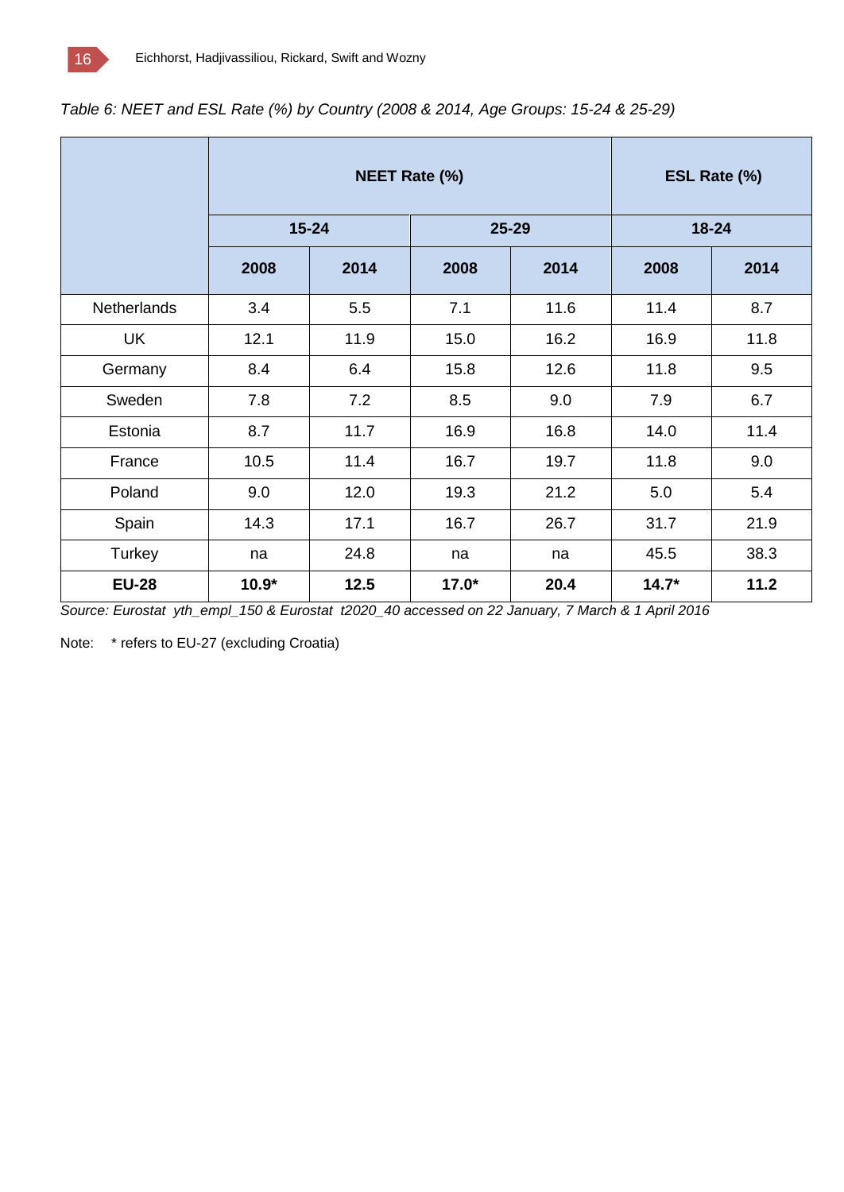*Table 6: NEET and ESL Rate (%) by Country (2008 & 2014, Age Groups: 15-24 & 25-29)*

| | NEET Rate (%) | | | | ESL Rate (%) | |
|---|---|---|---|---|---|---|
| | 15-24 | | 25-29 | | 18-24 | |
| | 2008 | 2014 | 2008 | 2014 | 2008 | 2014 |
| Netherlands | 3.4 | 5.5 | 7.1 | 11.6 | 11.4 | 8.7 |
| UK | 12.1 | 11.9 | 15.0 | 16.2 | 16.9 | 11.8 |
| Germany | 8.4 | 6.4 | 15.8 | 12.6 | 11.8 | 9.5 |
| Sweden | 7.8 | 7.2 | 8.5 | 9.0 | 7.9 | 6.7 |
| Estonia | 8.7 | 11.7 | 16.9 | 16.8 | 14.0 | 11.4 |
| France | 10.5 | 11.4 | 16.7 | 19.7 | 11.8 | 9.0 |
| Poland | 9.0 | 12.0 | 19.3 | 21.2 | 5.0 | 5.4 |
| Spain | 14.3 | 17.1 | 16.7 | 26.7 | 31.7 | 21.9 |
| Turkey | na | 24.8 | na | na | 45.5 | 38.3 |
| **EU-28** | **10.9*** | **12.5** | **17.0*** | **20.4** | **14.7*** | **11.2** |

*Source: Eurostat yth_empl_150 & Eurostat t2020_40 accessed on 22 January, 7 March & 1 April 2016*

Note: * refers to EU-27 (excluding Croatia)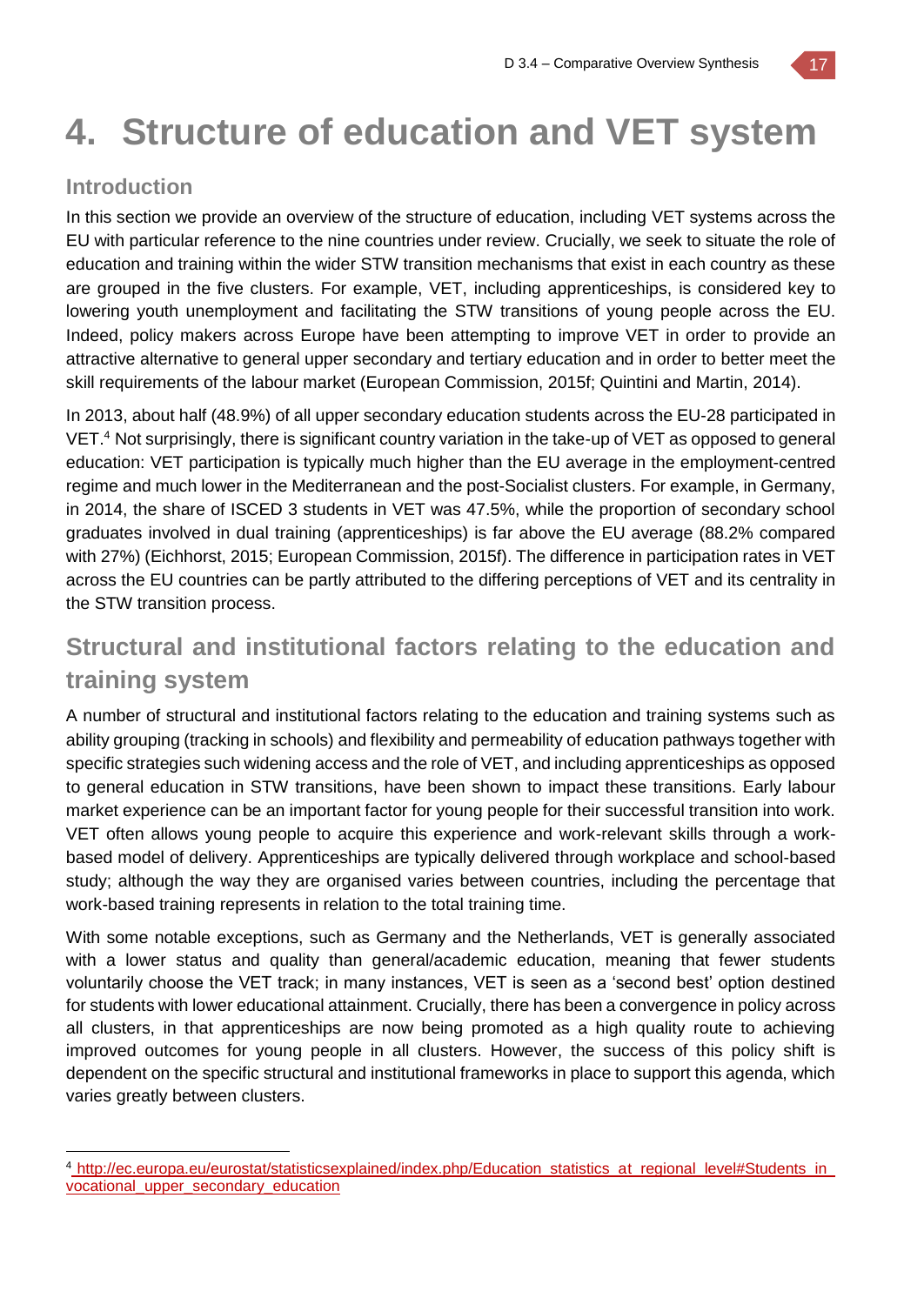# 4. Structure of education and VET system

## Introduction

In this section we provide an overview of the structure of education, including VET systems across the EU with particular reference to the nine countries under review. Crucially, we seek to situate the role of education and training within the wider STW transition mechanisms that exist in each country as these are grouped in the five clusters. For example, VET, including apprenticeships, is considered key to lowering youth unemployment and facilitating the STW transitions of young people across the EU. Indeed, policy makers across Europe have been attempting to improve VET in order to provide an attractive alternative to general upper secondary and tertiary education and in order to better meet the skill requirements of the labour market (European Commission, 2015f; Quintini and Martin, 2014).

In 2013, about half (48.9%) of all upper secondary education students across the EU-28 participated in VET.[4] Not surprisingly, there is significant country variation in the take-up of VET as opposed to general education: VET participation is typically much higher than the EU average in the employment-centred regime and much lower in the Mediterranean and the post-Socialist clusters. For example, in Germany, in 2014, the share of ISCED 3 students in VET was 47.5%, while the proportion of secondary school graduates involved in dual training (apprenticeships) is far above the EU average (88.2% compared with 27%) (Eichhorst, 2015; European Commission, 2015f). The difference in participation rates in VET across the EU countries can be partly attributed to the differing perceptions of VET and its centrality in the STW transition process.

## Structural and institutional factors relating to the education and training system

A number of structural and institutional factors relating to the education and training systems such as ability grouping (tracking in schools) and flexibility and permeability of education pathways together with specific strategies such widening access and the role of VET, and including apprenticeships as opposed to general education in STW transitions, have been shown to impact these transitions. Early labour market experience can be an important factor for young people for their successful transition into work. VET often allows young people to acquire this experience and work-relevant skills through a work-based model of delivery. Apprenticeships are typically delivered through workplace and school-based study; although the way they are organised varies between countries, including the percentage that work-based training represents in relation to the total training time.

With some notable exceptions, such as Germany and the Netherlands, VET is generally associated with a lower status and quality than general/academic education, meaning that fewer students voluntarily choose the VET track; in many instances, VET is seen as a 'second best' option destined for students with lower educational attainment. Crucially, there has been a convergence in policy across all clusters, in that apprenticeships are now being promoted as a high quality route to achieving improved outcomes for young people in all clusters. However, the success of this policy shift is dependent on the specific structural and institutional frameworks in place to support this agenda, which varies greatly between clusters.

---

[4] http://ec.europa.eu/eurostat/statisticsexplained/index.php/Education_statistics_at_regional_level#Students_in_vocational_upper_secondary_education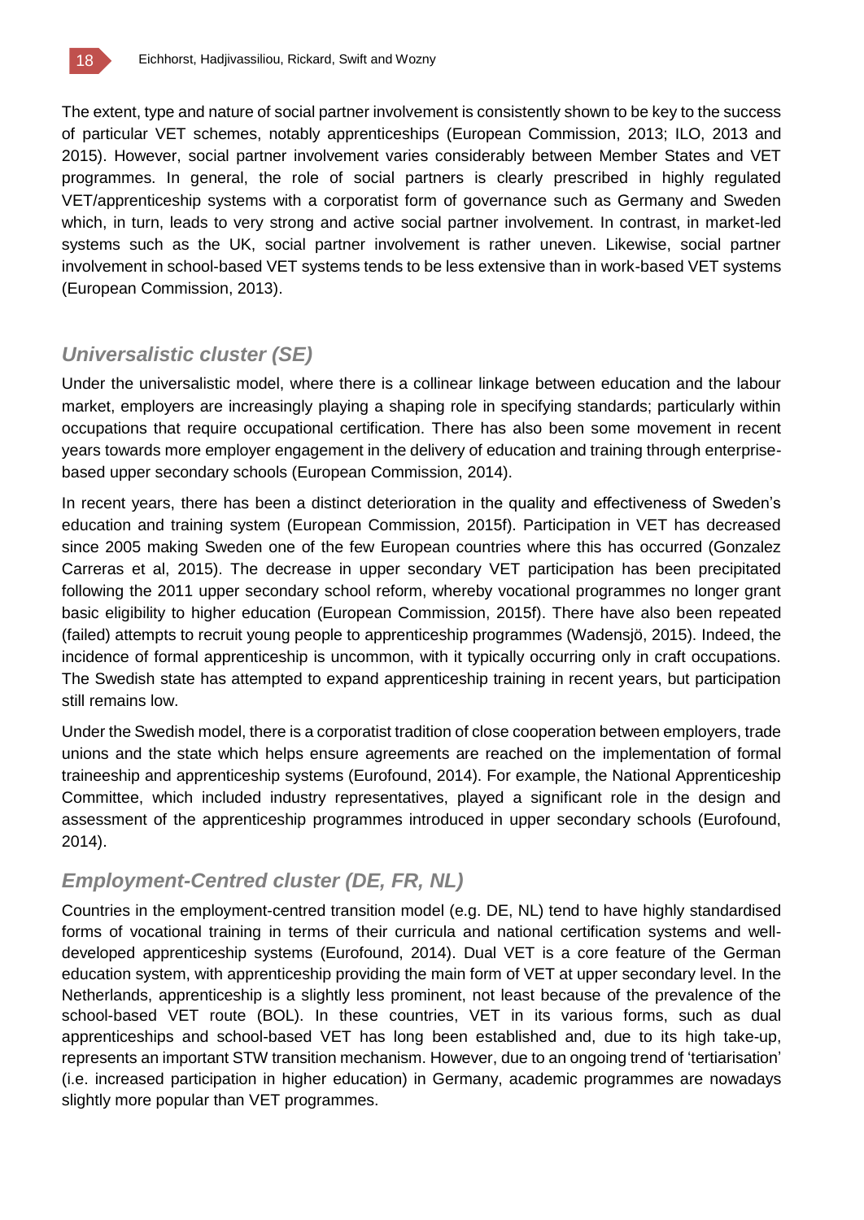The extent, type and nature of social partner involvement is consistently shown to be key to the success of particular VET schemes, notably apprenticeships (European Commission, 2013; ILO, 2013 and 2015). However, social partner involvement varies considerably between Member States and VET programmes. In general, the role of social partners is clearly prescribed in highly regulated VET/apprenticeship systems with a corporatist form of governance such as Germany and Sweden which, in turn, leads to very strong and active social partner involvement. In contrast, in market-led systems such as the UK, social partner involvement is rather uneven. Likewise, social partner involvement in school-based VET systems tends to be less extensive than in work-based VET systems (European Commission, 2013).

## *Universalistic cluster (SE)*

Under the universalistic model, where there is a collinear linkage between education and the labour market, employers are increasingly playing a shaping role in specifying standards; particularly within occupations that require occupational certification. There has also been some movement in recent years towards more employer engagement in the delivery of education and training through enterprise-based upper secondary schools (European Commission, 2014).

In recent years, there has been a distinct deterioration in the quality and effectiveness of Sweden's education and training system (European Commission, 2015f). Participation in VET has decreased since 2005 making Sweden one of the few European countries where this has occurred (Gonzalez Carreras et al, 2015). The decrease in upper secondary VET participation has been precipitated following the 2011 upper secondary school reform, whereby vocational programmes no longer grant basic eligibility to higher education (European Commission, 2015f). There have also been repeated (failed) attempts to recruit young people to apprenticeship programmes (Wadensjö, 2015). Indeed, the incidence of formal apprenticeship is uncommon, with it typically occurring only in craft occupations. The Swedish state has attempted to expand apprenticeship training in recent years, but participation still remains low.

Under the Swedish model, there is a corporatist tradition of close cooperation between employers, trade unions and the state which helps ensure agreements are reached on the implementation of formal traineeship and apprenticeship systems (Eurofound, 2014). For example, the National Apprenticeship Committee, which included industry representatives, played a significant role in the design and assessment of the apprenticeship programmes introduced in upper secondary schools (Eurofound, 2014).

## *Employment-Centred cluster (DE, FR, NL)*

Countries in the employment-centred transition model (e.g. DE, NL) tend to have highly standardised forms of vocational training in terms of their curricula and national certification systems and well-developed apprenticeship systems (Eurofound, 2014). Dual VET is a core feature of the German education system, with apprenticeship providing the main form of VET at upper secondary level. In the Netherlands, apprenticeship is a slightly less prominent, not least because of the prevalence of the school-based VET route (BOL). In these countries, VET in its various forms, such as dual apprenticeships and school-based VET has long been established and, due to its high take-up, represents an important STW transition mechanism. However, due to an ongoing trend of 'tertiarisation' (i.e. increased participation in higher education) in Germany, academic programmes are nowadays slightly more popular than VET programmes.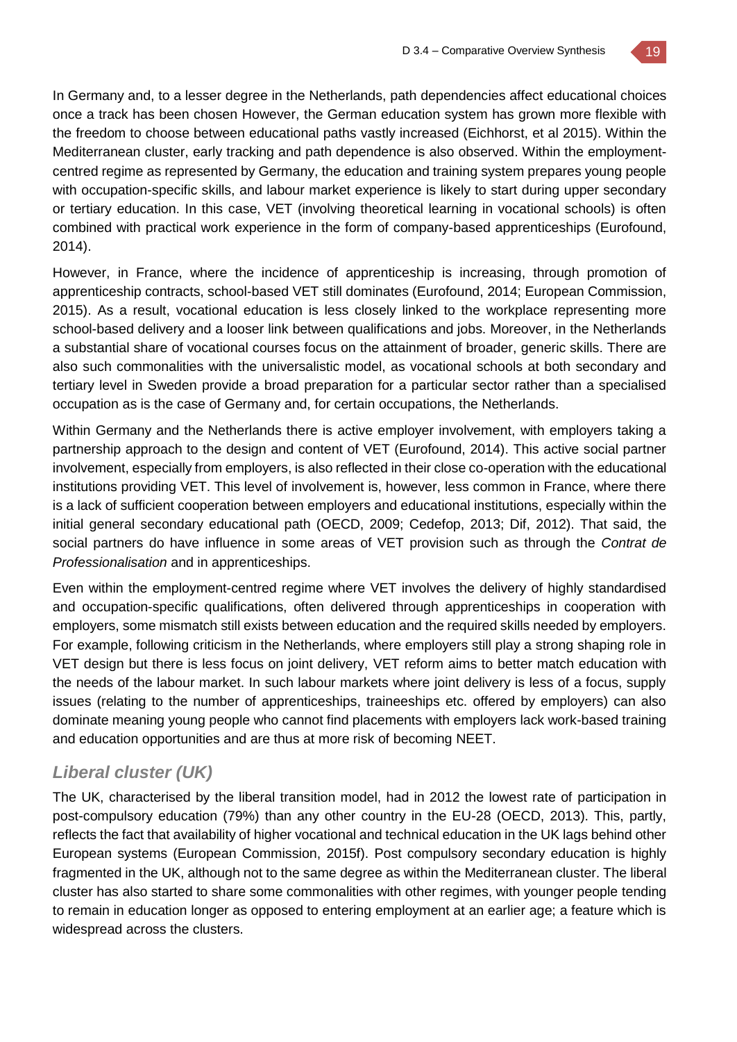In Germany and, to a lesser degree in the Netherlands, path dependencies affect educational choices once a track has been chosen However, the German education system has grown more flexible with the freedom to choose between educational paths vastly increased (Eichhorst, et al 2015). Within the Mediterranean cluster, early tracking and path dependence is also observed. Within the employment-centred regime as represented by Germany, the education and training system prepares young people with occupation-specific skills, and labour market experience is likely to start during upper secondary or tertiary education. In this case, VET (involving theoretical learning in vocational schools) is often combined with practical work experience in the form of company-based apprenticeships (Eurofound, 2014).

However, in France, where the incidence of apprenticeship is increasing, through promotion of apprenticeship contracts, school-based VET still dominates (Eurofound, 2014; European Commission, 2015). As a result, vocational education is less closely linked to the workplace representing more school-based delivery and a looser link between qualifications and jobs. Moreover, in the Netherlands a substantial share of vocational courses focus on the attainment of broader, generic skills. There are also such commonalities with the universalistic model, as vocational schools at both secondary and tertiary level in Sweden provide a broad preparation for a particular sector rather than a specialised occupation as is the case of Germany and, for certain occupations, the Netherlands.

Within Germany and the Netherlands there is active employer involvement, with employers taking a partnership approach to the design and content of VET (Eurofound, 2014). This active social partner involvement, especially from employers, is also reflected in their close co-operation with the educational institutions providing VET. This level of involvement is, however, less common in France, where there is a lack of sufficient cooperation between employers and educational institutions, especially within the initial general secondary educational path (OECD, 2009; Cedefop, 2013; Dif, 2012). That said, the social partners do have influence in some areas of VET provision such as through the *Contrat de Professionalisation* and in apprenticeships.

Even within the employment-centred regime where VET involves the delivery of highly standardised and occupation-specific qualifications, often delivered through apprenticeships in cooperation with employers, some mismatch still exists between education and the required skills needed by employers. For example, following criticism in the Netherlands, where employers still play a strong shaping role in VET design but there is less focus on joint delivery, VET reform aims to better match education with the needs of the labour market. In such labour markets where joint delivery is less of a focus, supply issues (relating to the number of apprenticeships, traineeships etc. offered by employers) can also dominate meaning young people who cannot find placements with employers lack work-based training and education opportunities and are thus at more risk of becoming NEET.

## *Liberal cluster (UK)*

The UK, characterised by the liberal transition model, had in 2012 the lowest rate of participation in post-compulsory education (79%) than any other country in the EU-28 (OECD, 2013). This, partly, reflects the fact that availability of higher vocational and technical education in the UK lags behind other European systems (European Commission, 2015f). Post compulsory secondary education is highly fragmented in the UK, although not to the same degree as within the Mediterranean cluster. The liberal cluster has also started to share some commonalities with other regimes, with younger people tending to remain in education longer as opposed to entering employment at an earlier age; a feature which is widespread across the clusters.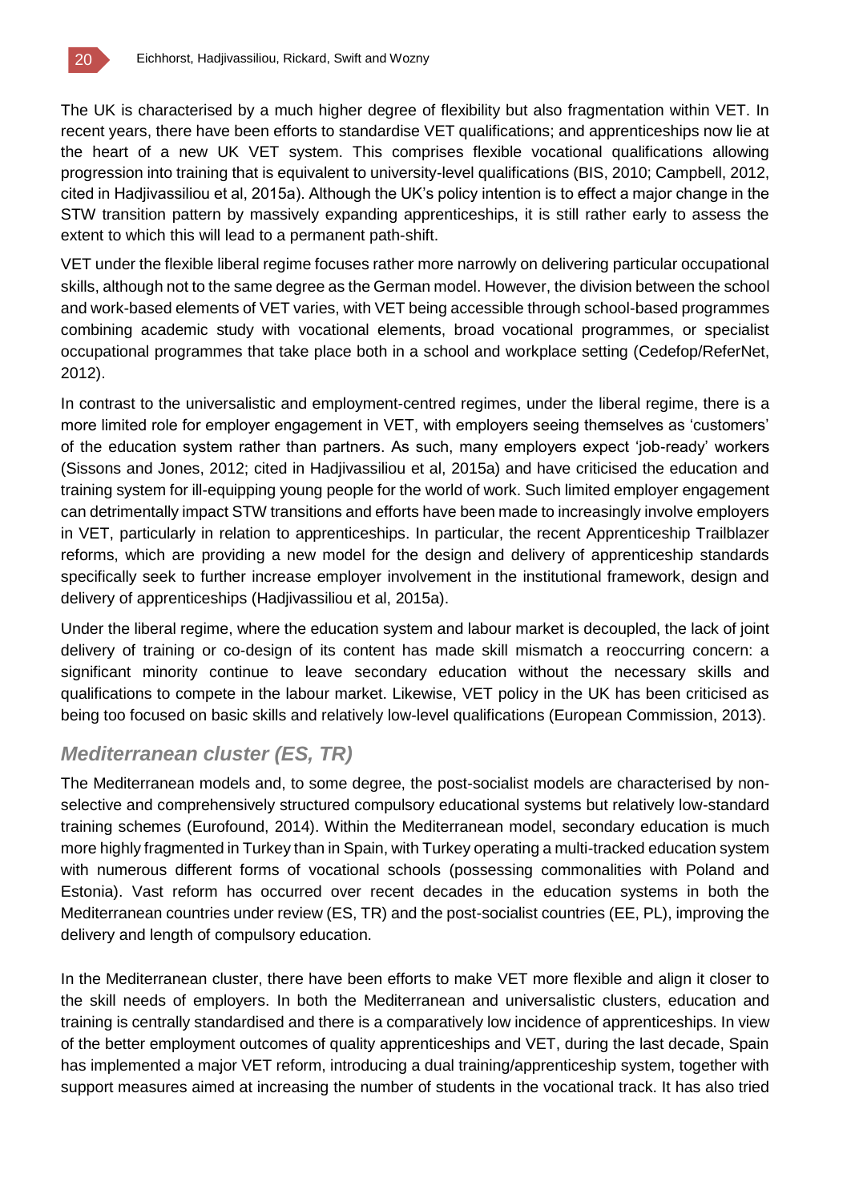The UK is characterised by a much higher degree of flexibility but also fragmentation within VET. In recent years, there have been efforts to standardise VET qualifications; and apprenticeships now lie at the heart of a new UK VET system. This comprises flexible vocational qualifications allowing progression into training that is equivalent to university-level qualifications (BIS, 2010; Campbell, 2012, cited in Hadjivassiliou et al, 2015a). Although the UK's policy intention is to effect a major change in the STW transition pattern by massively expanding apprenticeships, it is still rather early to assess the extent to which this will lead to a permanent path-shift.

VET under the flexible liberal regime focuses rather more narrowly on delivering particular occupational skills, although not to the same degree as the German model. However, the division between the school and work-based elements of VET varies, with VET being accessible through school-based programmes combining academic study with vocational elements, broad vocational programmes, or specialist occupational programmes that take place both in a school and workplace setting (Cedefop/ReferNet, 2012).

In contrast to the universalistic and employment-centred regimes, under the liberal regime, there is a more limited role for employer engagement in VET, with employers seeing themselves as 'customers' of the education system rather than partners. As such, many employers expect 'job-ready' workers (Sissons and Jones, 2012; cited in Hadjivassiliou et al, 2015a) and have criticised the education and training system for ill-equipping young people for the world of work. Such limited employer engagement can detrimentally impact STW transitions and efforts have been made to increasingly involve employers in VET, particularly in relation to apprenticeships. In particular, the recent Apprenticeship Trailblazer reforms, which are providing a new model for the design and delivery of apprenticeship standards specifically seek to further increase employer involvement in the institutional framework, design and delivery of apprenticeships (Hadjivassiliou et al, 2015a).

Under the liberal regime, where the education system and labour market is decoupled, the lack of joint delivery of training or co-design of its content has made skill mismatch a reoccurring concern: a significant minority continue to leave secondary education without the necessary skills and qualifications to compete in the labour market. Likewise, VET policy in the UK has been criticised as being too focused on basic skills and relatively low-level qualifications (European Commission, 2013).

### *Mediterranean cluster (ES, TR)*

The Mediterranean models and, to some degree, the post-socialist models are characterised by non-selective and comprehensively structured compulsory educational systems but relatively low-standard training schemes (Eurofound, 2014). Within the Mediterranean model, secondary education is much more highly fragmented in Turkey than in Spain, with Turkey operating a multi-tracked education system with numerous different forms of vocational schools (possessing commonalities with Poland and Estonia). Vast reform has occurred over recent decades in the education systems in both the Mediterranean countries under review (ES, TR) and the post-socialist countries (EE, PL), improving the delivery and length of compulsory education.

In the Mediterranean cluster, there have been efforts to make VET more flexible and align it closer to the skill needs of employers. In both the Mediterranean and universalistic clusters, education and training is centrally standardised and there is a comparatively low incidence of apprenticeships. In view of the better employment outcomes of quality apprenticeships and VET, during the last decade, Spain has implemented a major VET reform, introducing a dual training/apprenticeship system, together with support measures aimed at increasing the number of students in the vocational track. It has also tried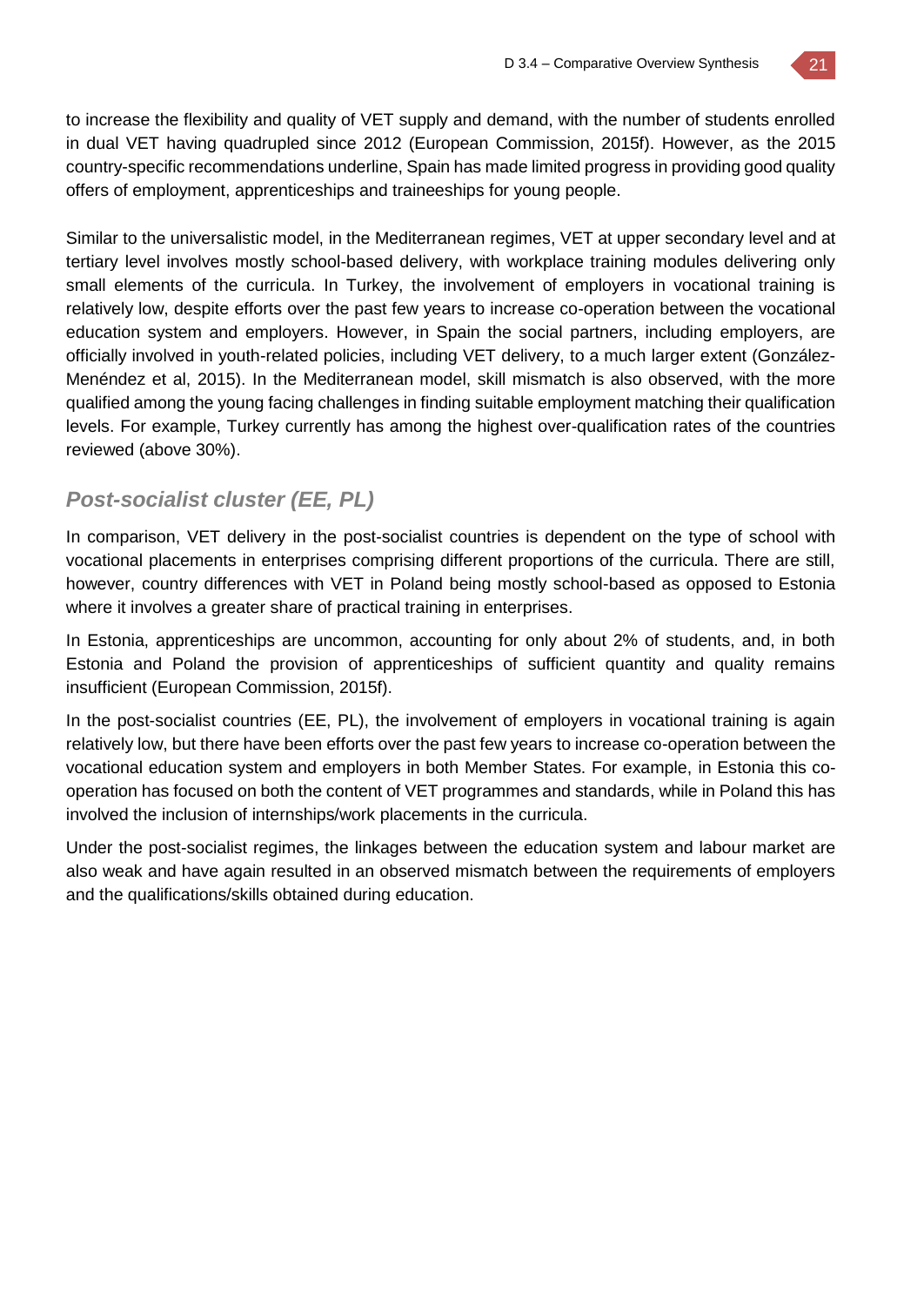to increase the flexibility and quality of VET supply and demand, with the number of students enrolled in dual VET having quadrupled since 2012 (European Commission, 2015f). However, as the 2015 country-specific recommendations underline, Spain has made limited progress in providing good quality offers of employment, apprenticeships and traineeships for young people.

Similar to the universalistic model, in the Mediterranean regimes, VET at upper secondary level and at tertiary level involves mostly school-based delivery, with workplace training modules delivering only small elements of the curricula. In Turkey, the involvement of employers in vocational training is relatively low, despite efforts over the past few years to increase co-operation between the vocational education system and employers. However, in Spain the social partners, including employers, are officially involved in youth-related policies, including VET delivery, to a much larger extent (González-Menéndez et al, 2015). In the Mediterranean model, skill mismatch is also observed, with the more qualified among the young facing challenges in finding suitable employment matching their qualification levels. For example, Turkey currently has among the highest over-qualification rates of the countries reviewed (above 30%).

### *Post-socialist cluster (EE, PL)*

In comparison, VET delivery in the post-socialist countries is dependent on the type of school with vocational placements in enterprises comprising different proportions of the curricula. There are still, however, country differences with VET in Poland being mostly school-based as opposed to Estonia where it involves a greater share of practical training in enterprises.

In Estonia, apprenticeships are uncommon, accounting for only about 2% of students, and, in both Estonia and Poland the provision of apprenticeships of sufficient quantity and quality remains insufficient (European Commission, 2015f).

In the post-socialist countries (EE, PL), the involvement of employers in vocational training is again relatively low, but there have been efforts over the past few years to increase co-operation between the vocational education system and employers in both Member States. For example, in Estonia this co-operation has focused on both the content of VET programmes and standards, while in Poland this has involved the inclusion of internships/work placements in the curricula.

Under the post-socialist regimes, the linkages between the education system and labour market are also weak and have again resulted in an observed mismatch between the requirements of employers and the qualifications/skills obtained during education.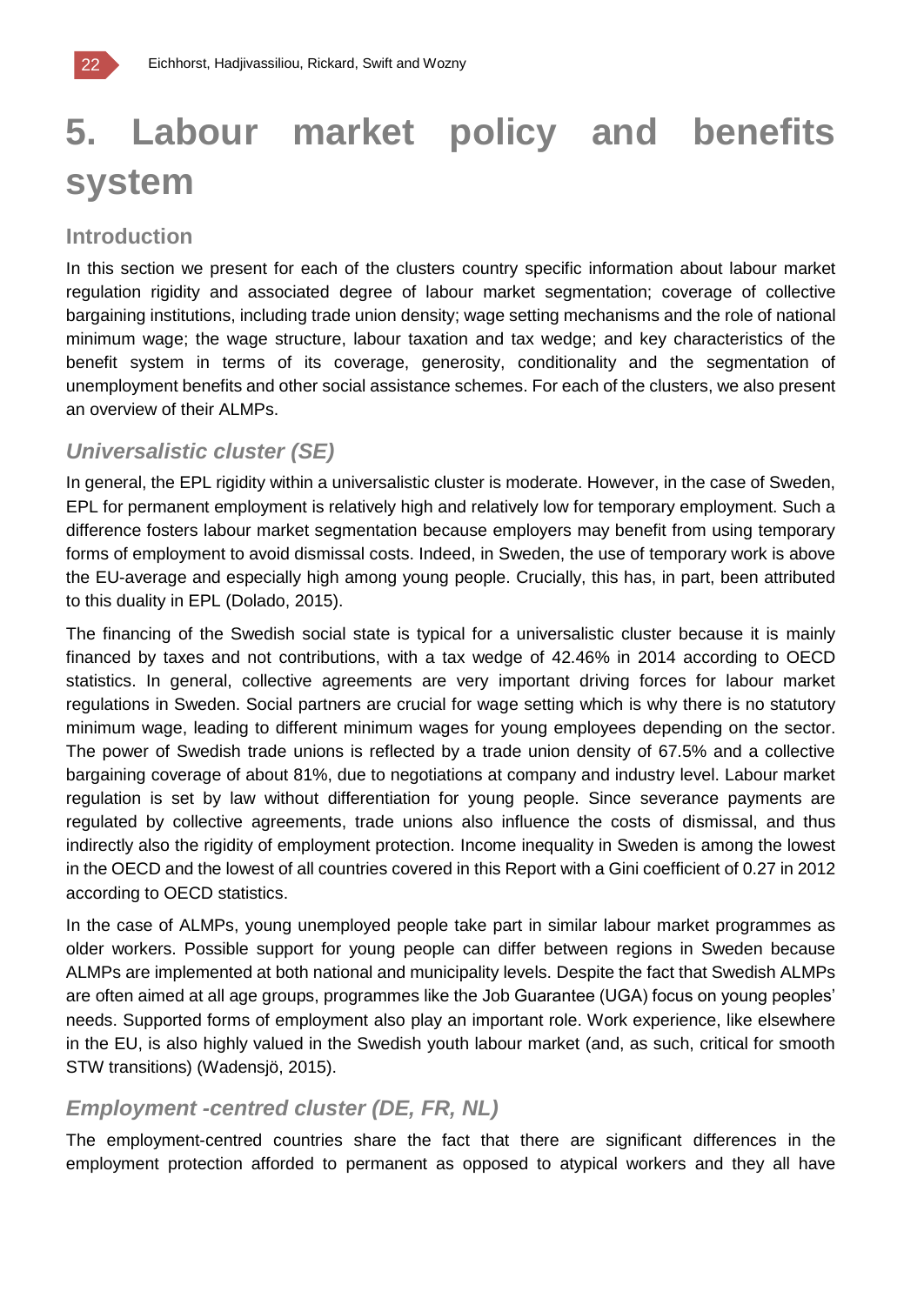# 5. Labour market policy and benefits system

## Introduction

In this section we present for each of the clusters country specific information about labour market regulation rigidity and associated degree of labour market segmentation; coverage of collective bargaining institutions, including trade union density; wage setting mechanisms and the role of national minimum wage; the wage structure, labour taxation and tax wedge; and key characteristics of the benefit system in terms of its coverage, generosity, conditionality and the segmentation of unemployment benefits and other social assistance schemes. For each of the clusters, we also present an overview of their ALMPs.

### *Universalistic cluster (SE)*

In general, the EPL rigidity within a universalistic cluster is moderate. However, in the case of Sweden, EPL for permanent employment is relatively high and relatively low for temporary employment. Such a difference fosters labour market segmentation because employers may benefit from using temporary forms of employment to avoid dismissal costs. Indeed, in Sweden, the use of temporary work is above the EU-average and especially high among young people. Crucially, this has, in part, been attributed to this duality in EPL (Dolado, 2015).

The financing of the Swedish social state is typical for a universalistic cluster because it is mainly financed by taxes and not contributions, with a tax wedge of 42.46% in 2014 according to OECD statistics. In general, collective agreements are very important driving forces for labour market regulations in Sweden. Social partners are crucial for wage setting which is why there is no statutory minimum wage, leading to different minimum wages for young employees depending on the sector. The power of Swedish trade unions is reflected by a trade union density of 67.5% and a collective bargaining coverage of about 81%, due to negotiations at company and industry level. Labour market regulation is set by law without differentiation for young people. Since severance payments are regulated by collective agreements, trade unions also influence the costs of dismissal, and thus indirectly also the rigidity of employment protection. Income inequality in Sweden is among the lowest in the OECD and the lowest of all countries covered in this Report with a Gini coefficient of 0.27 in 2012 according to OECD statistics.

In the case of ALMPs, young unemployed people take part in similar labour market programmes as older workers. Possible support for young people can differ between regions in Sweden because ALMPs are implemented at both national and municipality levels. Despite the fact that Swedish ALMPs are often aimed at all age groups, programmes like the Job Guarantee (UGA) focus on young peoples' needs. Supported forms of employment also play an important role. Work experience, like elsewhere in the EU, is also highly valued in the Swedish youth labour market (and, as such, critical for smooth STW transitions) (Wadensjö, 2015).

### *Employment -centred cluster (DE, FR, NL)*

The employment-centred countries share the fact that there are significant differences in the employment protection afforded to permanent as opposed to atypical workers and they all have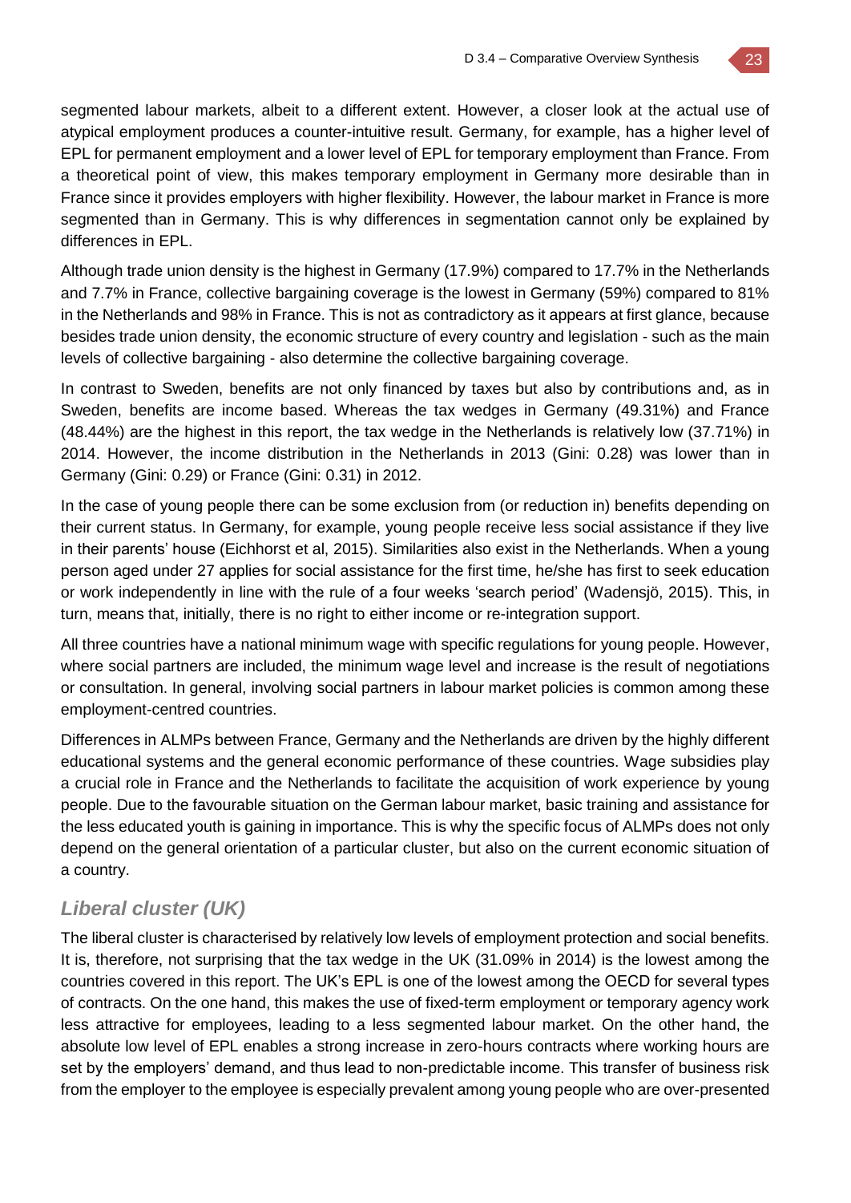segmented labour markets, albeit to a different extent. However, a closer look at the actual use of atypical employment produces a counter-intuitive result. Germany, for example, has a higher level of EPL for permanent employment and a lower level of EPL for temporary employment than France. From a theoretical point of view, this makes temporary employment in Germany more desirable than in France since it provides employers with higher flexibility. However, the labour market in France is more segmented than in Germany. This is why differences in segmentation cannot only be explained by differences in EPL.

Although trade union density is the highest in Germany (17.9%) compared to 17.7% in the Netherlands and 7.7% in France, collective bargaining coverage is the lowest in Germany (59%) compared to 81% in the Netherlands and 98% in France. This is not as contradictory as it appears at first glance, because besides trade union density, the economic structure of every country and legislation - such as the main levels of collective bargaining - also determine the collective bargaining coverage.

In contrast to Sweden, benefits are not only financed by taxes but also by contributions and, as in Sweden, benefits are income based. Whereas the tax wedges in Germany (49.31%) and France (48.44%) are the highest in this report, the tax wedge in the Netherlands is relatively low (37.71%) in 2014. However, the income distribution in the Netherlands in 2013 (Gini: 0.28) was lower than in Germany (Gini: 0.29) or France (Gini: 0.31) in 2012.

In the case of young people there can be some exclusion from (or reduction in) benefits depending on their current status. In Germany, for example, young people receive less social assistance if they live in their parents' house (Eichhorst et al, 2015). Similarities also exist in the Netherlands. When a young person aged under 27 applies for social assistance for the first time, he/she has first to seek education or work independently in line with the rule of a four weeks 'search period' (Wadensjö, 2015). This, in turn, means that, initially, there is no right to either income or re-integration support.

All three countries have a national minimum wage with specific regulations for young people. However, where social partners are included, the minimum wage level and increase is the result of negotiations or consultation. In general, involving social partners in labour market policies is common among these employment-centred countries.

Differences in ALMPs between France, Germany and the Netherlands are driven by the highly different educational systems and the general economic performance of these countries. Wage subsidies play a crucial role in France and the Netherlands to facilitate the acquisition of work experience by young people. Due to the favourable situation on the German labour market, basic training and assistance for the less educated youth is gaining in importance. This is why the specific focus of ALMPs does not only depend on the general orientation of a particular cluster, but also on the current economic situation of a country.

### *Liberal cluster (UK)*

The liberal cluster is characterised by relatively low levels of employment protection and social benefits. It is, therefore, not surprising that the tax wedge in the UK (31.09% in 2014) is the lowest among the countries covered in this report. The UK's EPL is one of the lowest among the OECD for several types of contracts. On the one hand, this makes the use of fixed-term employment or temporary agency work less attractive for employees, leading to a less segmented labour market. On the other hand, the absolute low level of EPL enables a strong increase in zero-hours contracts where working hours are set by the employers' demand, and thus lead to non-predictable income. This transfer of business risk from the employer to the employee is especially prevalent among young people who are over-presented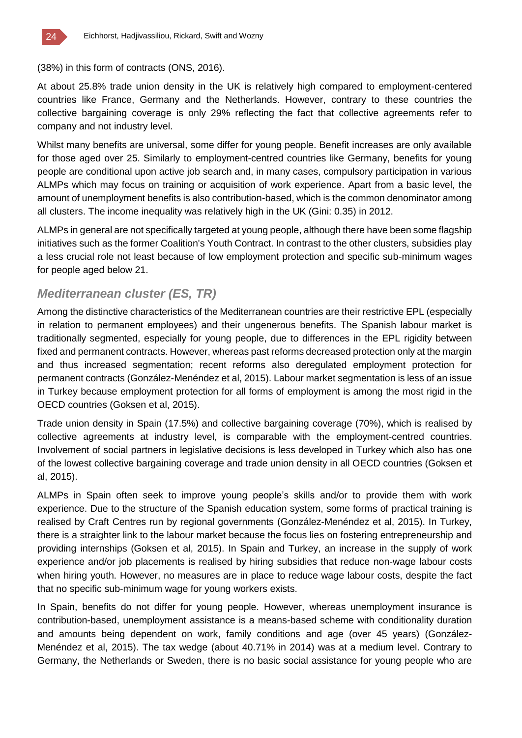(38%) in this form of contracts (ONS, 2016).

At about 25.8% trade union density in the UK is relatively high compared to employment-centered countries like France, Germany and the Netherlands. However, contrary to these countries the collective bargaining coverage is only 29% reflecting the fact that collective agreements refer to company and not industry level.

Whilst many benefits are universal, some differ for young people. Benefit increases are only available for those aged over 25. Similarly to employment-centred countries like Germany, benefits for young people are conditional upon active job search and, in many cases, compulsory participation in various ALMPs which may focus on training or acquisition of work experience. Apart from a basic level, the amount of unemployment benefits is also contribution-based, which is the common denominator among all clusters. The income inequality was relatively high in the UK (Gini: 0.35) in 2012.

ALMPs in general are not specifically targeted at young people, although there have been some flagship initiatives such as the former Coalition's Youth Contract. In contrast to the other clusters, subsidies play a less crucial role not least because of low employment protection and specific sub-minimum wages for people aged below 21.

### *Mediterranean cluster (ES, TR)*

Among the distinctive characteristics of the Mediterranean countries are their restrictive EPL (especially in relation to permanent employees) and their ungenerous benefits. The Spanish labour market is traditionally segmented, especially for young people, due to differences in the EPL rigidity between fixed and permanent contracts. However, whereas past reforms decreased protection only at the margin and thus increased segmentation; recent reforms also deregulated employment protection for permanent contracts (González-Menéndez et al, 2015). Labour market segmentation is less of an issue in Turkey because employment protection for all forms of employment is among the most rigid in the OECD countries (Goksen et al, 2015).

Trade union density in Spain (17.5%) and collective bargaining coverage (70%), which is realised by collective agreements at industry level, is comparable with the employment-centred countries. Involvement of social partners in legislative decisions is less developed in Turkey which also has one of the lowest collective bargaining coverage and trade union density in all OECD countries (Goksen et al, 2015).

ALMPs in Spain often seek to improve young people's skills and/or to provide them with work experience. Due to the structure of the Spanish education system, some forms of practical training is realised by Craft Centres run by regional governments (González-Menéndez et al, 2015). In Turkey, there is a straighter link to the labour market because the focus lies on fostering entrepreneurship and providing internships (Goksen et al, 2015). In Spain and Turkey, an increase in the supply of work experience and/or job placements is realised by hiring subsidies that reduce non-wage labour costs when hiring youth. However, no measures are in place to reduce wage labour costs, despite the fact that no specific sub-minimum wage for young workers exists.

In Spain, benefits do not differ for young people. However, whereas unemployment insurance is contribution-based, unemployment assistance is a means-based scheme with conditionality duration and amounts being dependent on work, family conditions and age (over 45 years) (González-Menéndez et al, 2015). The tax wedge (about 40.71% in 2014) was at a medium level. Contrary to Germany, the Netherlands or Sweden, there is no basic social assistance for young people who are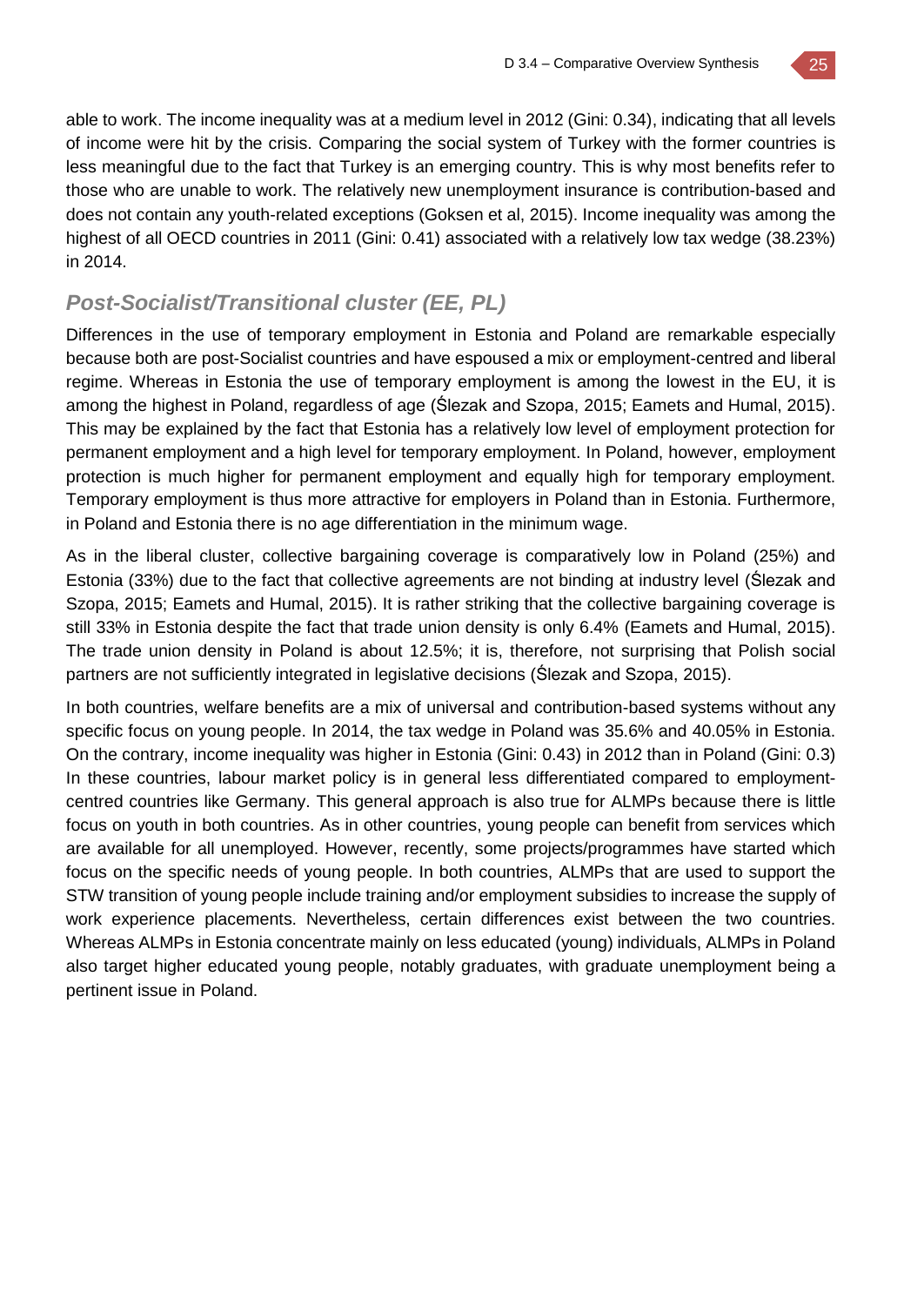able to work. The income inequality was at a medium level in 2012 (Gini: 0.34), indicating that all levels of income were hit by the crisis. Comparing the social system of Turkey with the former countries is less meaningful due to the fact that Turkey is an emerging country. This is why most benefits refer to those who are unable to work. The relatively new unemployment insurance is contribution-based and does not contain any youth-related exceptions (Goksen et al, 2015). Income inequality was among the highest of all OECD countries in 2011 (Gini: 0.41) associated with a relatively low tax wedge (38.23%) in 2014.

### *Post-Socialist/Transitional cluster (EE, PL)*

Differences in the use of temporary employment in Estonia and Poland are remarkable especially because both are post-Socialist countries and have espoused a mix or employment-centred and liberal regime. Whereas in Estonia the use of temporary employment is among the lowest in the EU, it is among the highest in Poland, regardless of age (Ślezak and Szopa, 2015; Eamets and Humal, 2015). This may be explained by the fact that Estonia has a relatively low level of employment protection for permanent employment and a high level for temporary employment. In Poland, however, employment protection is much higher for permanent employment and equally high for temporary employment. Temporary employment is thus more attractive for employers in Poland than in Estonia. Furthermore, in Poland and Estonia there is no age differentiation in the minimum wage.

As in the liberal cluster, collective bargaining coverage is comparatively low in Poland (25%) and Estonia (33%) due to the fact that collective agreements are not binding at industry level (Ślezak and Szopa, 2015; Eamets and Humal, 2015). It is rather striking that the collective bargaining coverage is still 33% in Estonia despite the fact that trade union density is only 6.4% (Eamets and Humal, 2015). The trade union density in Poland is about 12.5%; it is, therefore, not surprising that Polish social partners are not sufficiently integrated in legislative decisions (Ślezak and Szopa, 2015).

In both countries, welfare benefits are a mix of universal and contribution-based systems without any specific focus on young people. In 2014, the tax wedge in Poland was 35.6% and 40.05% in Estonia. On the contrary, income inequality was higher in Estonia (Gini: 0.43) in 2012 than in Poland (Gini: 0.3) In these countries, labour market policy is in general less differentiated compared to employment-centred countries like Germany. This general approach is also true for ALMPs because there is little focus on youth in both countries. As in other countries, young people can benefit from services which are available for all unemployed. However, recently, some projects/programmes have started which focus on the specific needs of young people. In both countries, ALMPs that are used to support the STW transition of young people include training and/or employment subsidies to increase the supply of work experience placements. Nevertheless, certain differences exist between the two countries. Whereas ALMPs in Estonia concentrate mainly on less educated (young) individuals, ALMPs in Poland also target higher educated young people, notably graduates, with graduate unemployment being a pertinent issue in Poland.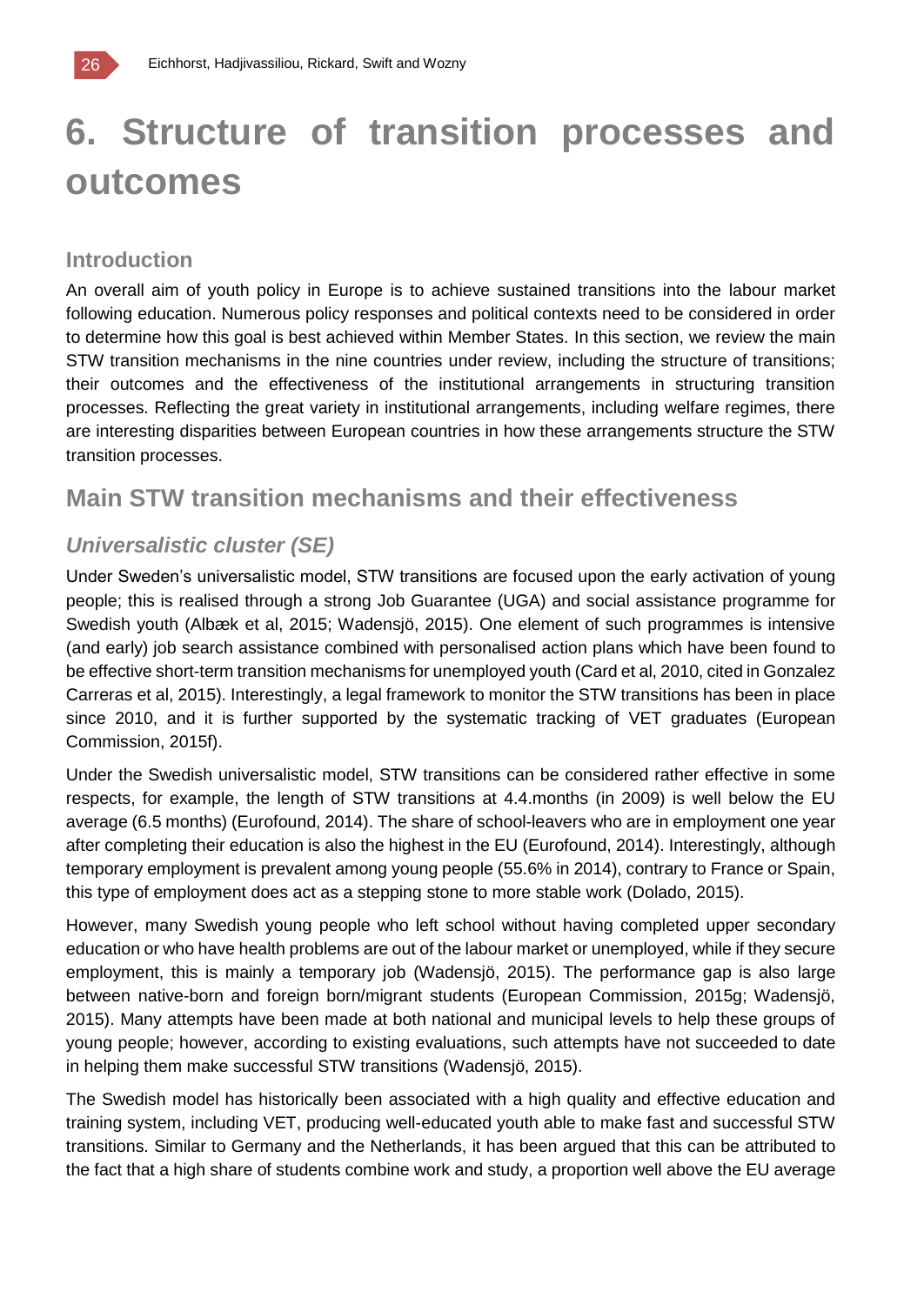# 6. Structure of transition processes and outcomes

## Introduction

An overall aim of youth policy in Europe is to achieve sustained transitions into the labour market following education. Numerous policy responses and political contexts need to be considered in order to determine how this goal is best achieved within Member States. In this section, we review the main STW transition mechanisms in the nine countries under review, including the structure of transitions; their outcomes and the effectiveness of the institutional arrangements in structuring transition processes. Reflecting the great variety in institutional arrangements, including welfare regimes, there are interesting disparities between European countries in how these arrangements structure the STW transition processes.

## Main STW transition mechanisms and their effectiveness

### *Universalistic cluster (SE)*

Under Sweden's universalistic model, STW transitions are focused upon the early activation of young people; this is realised through a strong Job Guarantee (UGA) and social assistance programme for Swedish youth (Albæk et al, 2015; Wadensjö, 2015). One element of such programmes is intensive (and early) job search assistance combined with personalised action plans which have been found to be effective short-term transition mechanisms for unemployed youth (Card et al, 2010, cited in Gonzalez Carreras et al, 2015). Interestingly, a legal framework to monitor the STW transitions has been in place since 2010, and it is further supported by the systematic tracking of VET graduates (European Commission, 2015f).

Under the Swedish universalistic model, STW transitions can be considered rather effective in some respects, for example, the length of STW transitions at 4.4.months (in 2009) is well below the EU average (6.5 months) (Eurofound, 2014). The share of school-leavers who are in employment one year after completing their education is also the highest in the EU (Eurofound, 2014). Interestingly, although temporary employment is prevalent among young people (55.6% in 2014), contrary to France or Spain, this type of employment does act as a stepping stone to more stable work (Dolado, 2015).

However, many Swedish young people who left school without having completed upper secondary education or who have health problems are out of the labour market or unemployed, while if they secure employment, this is mainly a temporary job (Wadensjö, 2015). The performance gap is also large between native-born and foreign born/migrant students (European Commission, 2015g; Wadensjö, 2015). Many attempts have been made at both national and municipal levels to help these groups of young people; however, according to existing evaluations, such attempts have not succeeded to date in helping them make successful STW transitions (Wadensjö, 2015).

The Swedish model has historically been associated with a high quality and effective education and training system, including VET, producing well-educated youth able to make fast and successful STW transitions. Similar to Germany and the Netherlands, it has been argued that this can be attributed to the fact that a high share of students combine work and study, a proportion well above the EU average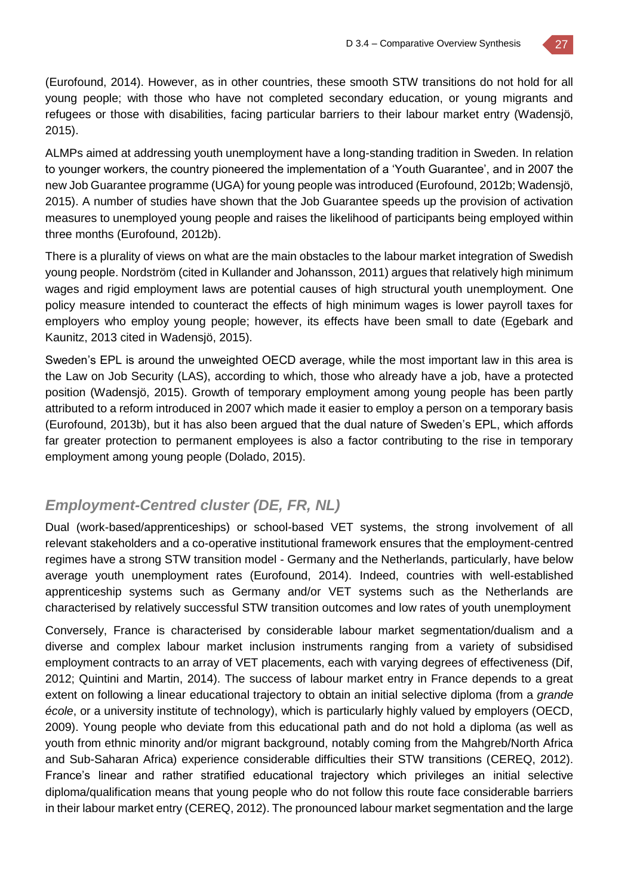(Eurofound, 2014). However, as in other countries, these smooth STW transitions do not hold for all young people; with those who have not completed secondary education, or young migrants and refugees or those with disabilities, facing particular barriers to their labour market entry (Wadensjö, 2015).

ALMPs aimed at addressing youth unemployment have a long-standing tradition in Sweden. In relation to younger workers, the country pioneered the implementation of a 'Youth Guarantee', and in 2007 the new Job Guarantee programme (UGA) for young people was introduced (Eurofound, 2012b; Wadensjö, 2015). A number of studies have shown that the Job Guarantee speeds up the provision of activation measures to unemployed young people and raises the likelihood of participants being employed within three months (Eurofound, 2012b).

There is a plurality of views on what are the main obstacles to the labour market integration of Swedish young people. Nordström (cited in Kullander and Johansson, 2011) argues that relatively high minimum wages and rigid employment laws are potential causes of high structural youth unemployment. One policy measure intended to counteract the effects of high minimum wages is lower payroll taxes for employers who employ young people; however, its effects have been small to date (Egebark and Kaunitz, 2013 cited in Wadensjö, 2015).

Sweden's EPL is around the unweighted OECD average, while the most important law in this area is the Law on Job Security (LAS), according to which, those who already have a job, have a protected position (Wadensjö, 2015). Growth of temporary employment among young people has been partly attributed to a reform introduced in 2007 which made it easier to employ a person on a temporary basis (Eurofound, 2013b), but it has also been argued that the dual nature of Sweden's EPL, which affords far greater protection to permanent employees is also a factor contributing to the rise in temporary employment among young people (Dolado, 2015).

## *Employment-Centred cluster (DE, FR, NL)*

Dual (work-based/apprenticeships) or school-based VET systems, the strong involvement of all relevant stakeholders and a co-operative institutional framework ensures that the employment-centred regimes have a strong STW transition model - Germany and the Netherlands, particularly, have below average youth unemployment rates (Eurofound, 2014). Indeed, countries with well-established apprenticeship systems such as Germany and/or VET systems such as the Netherlands are characterised by relatively successful STW transition outcomes and low rates of youth unemployment

Conversely, France is characterised by considerable labour market segmentation/dualism and a diverse and complex labour market inclusion instruments ranging from a variety of subsidised employment contracts to an array of VET placements, each with varying degrees of effectiveness (Dif, 2012; Quintini and Martin, 2014). The success of labour market entry in France depends to a great extent on following a linear educational trajectory to obtain an initial selective diploma (from a *grande école*, or a university institute of technology), which is particularly highly valued by employers (OECD, 2009). Young people who deviate from this educational path and do not hold a diploma (as well as youth from ethnic minority and/or migrant background, notably coming from the Mahgreb/North Africa and Sub-Saharan Africa) experience considerable difficulties their STW transitions (CEREQ, 2012). France's linear and rather stratified educational trajectory which privileges an initial selective diploma/qualification means that young people who do not follow this route face considerable barriers in their labour market entry (CEREQ, 2012). The pronounced labour market segmentation and the large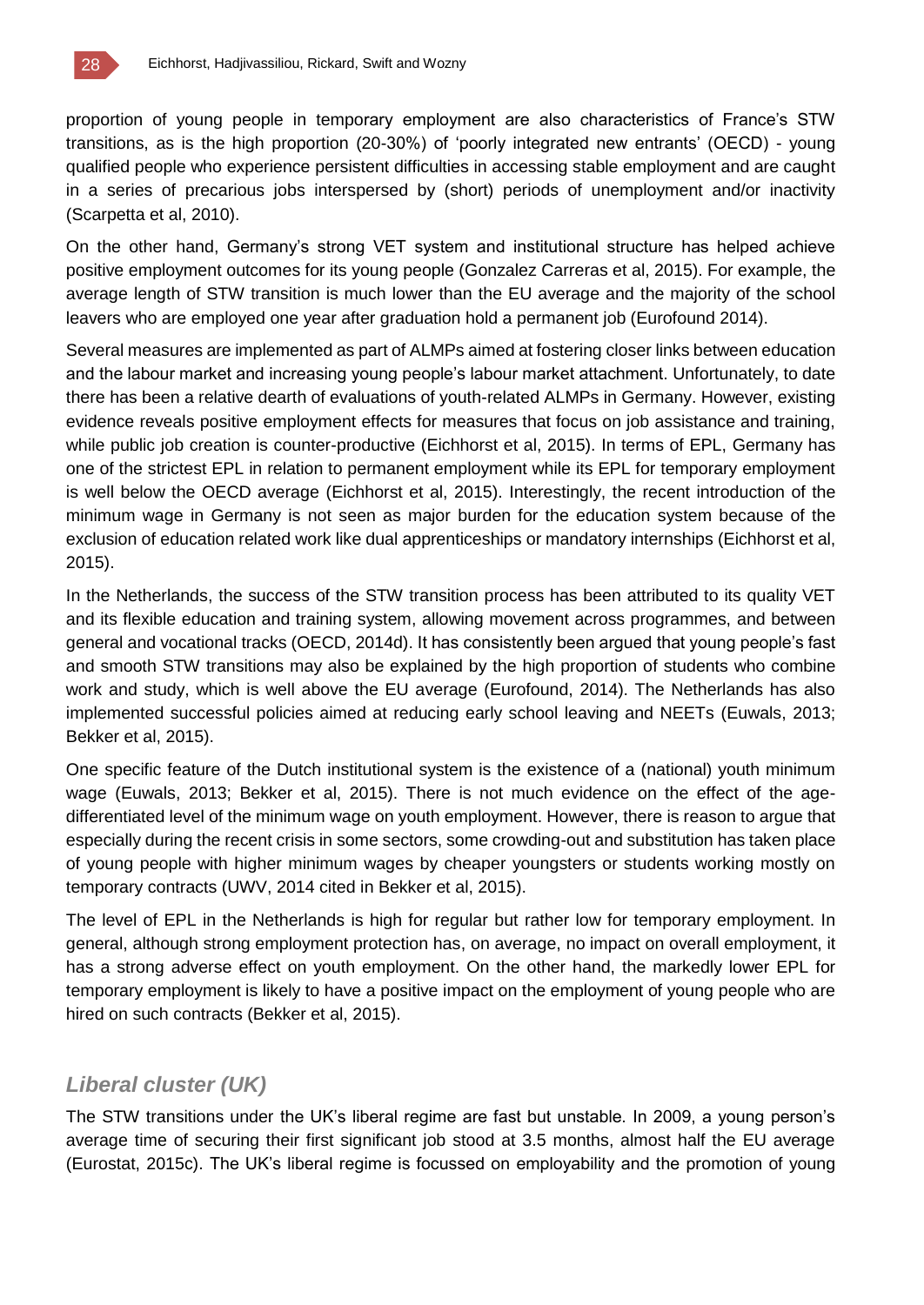proportion of young people in temporary employment are also characteristics of France's STW transitions, as is the high proportion (20-30%) of 'poorly integrated new entrants' (OECD) - young qualified people who experience persistent difficulties in accessing stable employment and are caught in a series of precarious jobs interspersed by (short) periods of unemployment and/or inactivity (Scarpetta et al, 2010).

On the other hand, Germany's strong VET system and institutional structure has helped achieve positive employment outcomes for its young people (Gonzalez Carreras et al, 2015). For example, the average length of STW transition is much lower than the EU average and the majority of the school leavers who are employed one year after graduation hold a permanent job (Eurofound 2014).

Several measures are implemented as part of ALMPs aimed at fostering closer links between education and the labour market and increasing young people's labour market attachment. Unfortunately, to date there has been a relative dearth of evaluations of youth-related ALMPs in Germany. However, existing evidence reveals positive employment effects for measures that focus on job assistance and training, while public job creation is counter-productive (Eichhorst et al, 2015). In terms of EPL, Germany has one of the strictest EPL in relation to permanent employment while its EPL for temporary employment is well below the OECD average (Eichhorst et al, 2015). Interestingly, the recent introduction of the minimum wage in Germany is not seen as major burden for the education system because of the exclusion of education related work like dual apprenticeships or mandatory internships (Eichhorst et al, 2015).

In the Netherlands, the success of the STW transition process has been attributed to its quality VET and its flexible education and training system, allowing movement across programmes, and between general and vocational tracks (OECD, 2014d). It has consistently been argued that young people's fast and smooth STW transitions may also be explained by the high proportion of students who combine work and study, which is well above the EU average (Eurofound, 2014). The Netherlands has also implemented successful policies aimed at reducing early school leaving and NEETs (Euwals, 2013; Bekker et al, 2015).

One specific feature of the Dutch institutional system is the existence of a (national) youth minimum wage (Euwals, 2013; Bekker et al, 2015). There is not much evidence on the effect of the age-differentiated level of the minimum wage on youth employment. However, there is reason to argue that especially during the recent crisis in some sectors, some crowding-out and substitution has taken place of young people with higher minimum wages by cheaper youngsters or students working mostly on temporary contracts (UWV, 2014 cited in Bekker et al, 2015).

The level of EPL in the Netherlands is high for regular but rather low for temporary employment. In general, although strong employment protection has, on average, no impact on overall employment, it has a strong adverse effect on youth employment. On the other hand, the markedly lower EPL for temporary employment is likely to have a positive impact on the employment of young people who are hired on such contracts (Bekker et al, 2015).

### *Liberal cluster (UK)*

The STW transitions under the UK's liberal regime are fast but unstable. In 2009, a young person's average time of securing their first significant job stood at 3.5 months, almost half the EU average (Eurostat, 2015c). The UK's liberal regime is focussed on employability and the promotion of young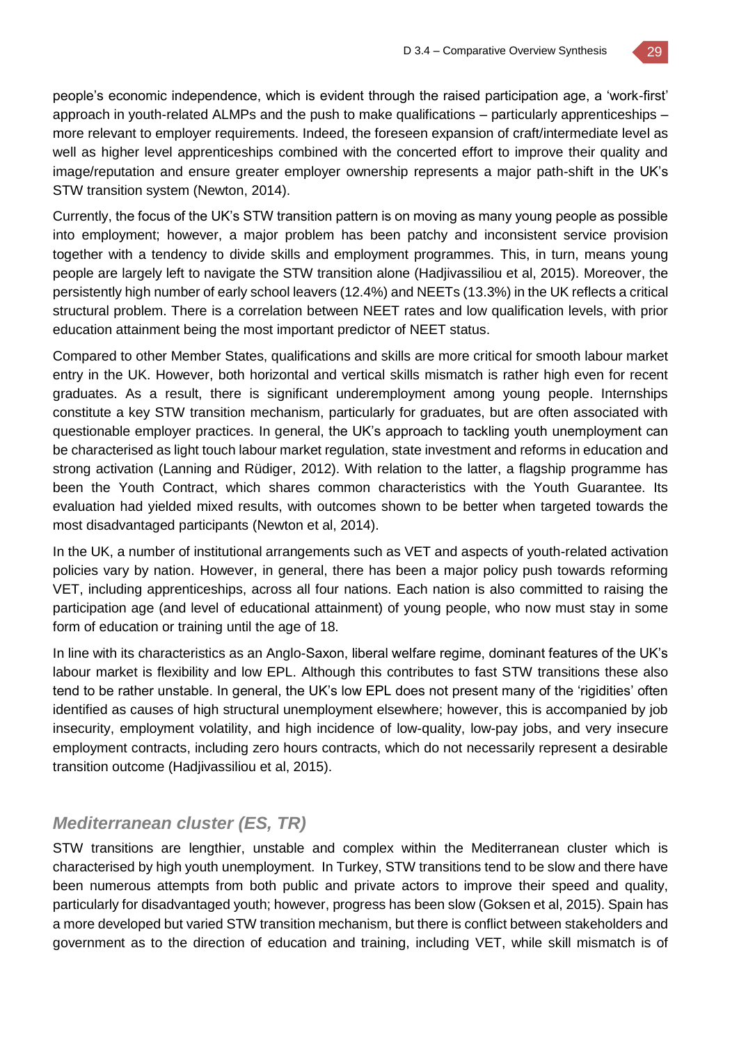people's economic independence, which is evident through the raised participation age, a 'work-first' approach in youth-related ALMPs and the push to make qualifications – particularly apprenticeships – more relevant to employer requirements. Indeed, the foreseen expansion of craft/intermediate level as well as higher level apprenticeships combined with the concerted effort to improve their quality and image/reputation and ensure greater employer ownership represents a major path-shift in the UK's STW transition system (Newton, 2014).

Currently, the focus of the UK's STW transition pattern is on moving as many young people as possible into employment; however, a major problem has been patchy and inconsistent service provision together with a tendency to divide skills and employment programmes. This, in turn, means young people are largely left to navigate the STW transition alone (Hadjivassiliou et al, 2015). Moreover, the persistently high number of early school leavers (12.4%) and NEETs (13.3%) in the UK reflects a critical structural problem. There is a correlation between NEET rates and low qualification levels, with prior education attainment being the most important predictor of NEET status.

Compared to other Member States, qualifications and skills are more critical for smooth labour market entry in the UK. However, both horizontal and vertical skills mismatch is rather high even for recent graduates. As a result, there is significant underemployment among young people. Internships constitute a key STW transition mechanism, particularly for graduates, but are often associated with questionable employer practices. In general, the UK's approach to tackling youth unemployment can be characterised as light touch labour market regulation, state investment and reforms in education and strong activation (Lanning and Rüdiger, 2012). With relation to the latter, a flagship programme has been the Youth Contract, which shares common characteristics with the Youth Guarantee. Its evaluation had yielded mixed results, with outcomes shown to be better when targeted towards the most disadvantaged participants (Newton et al, 2014).

In the UK, a number of institutional arrangements such as VET and aspects of youth-related activation policies vary by nation. However, in general, there has been a major policy push towards reforming VET, including apprenticeships, across all four nations. Each nation is also committed to raising the participation age (and level of educational attainment) of young people, who now must stay in some form of education or training until the age of 18.

In line with its characteristics as an Anglo-Saxon, liberal welfare regime, dominant features of the UK's labour market is flexibility and low EPL. Although this contributes to fast STW transitions these also tend to be rather unstable. In general, the UK's low EPL does not present many of the 'rigidities' often identified as causes of high structural unemployment elsewhere; however, this is accompanied by job insecurity, employment volatility, and high incidence of low-quality, low-pay jobs, and very insecure employment contracts, including zero hours contracts, which do not necessarily represent a desirable transition outcome (Hadjivassiliou et al, 2015).

### *Mediterranean cluster (ES, TR)*

STW transitions are lengthier, unstable and complex within the Mediterranean cluster which is characterised by high youth unemployment. In Turkey, STW transitions tend to be slow and there have been numerous attempts from both public and private actors to improve their speed and quality, particularly for disadvantaged youth; however, progress has been slow (Goksen et al, 2015). Spain has a more developed but varied STW transition mechanism, but there is conflict between stakeholders and government as to the direction of education and training, including VET, while skill mismatch is of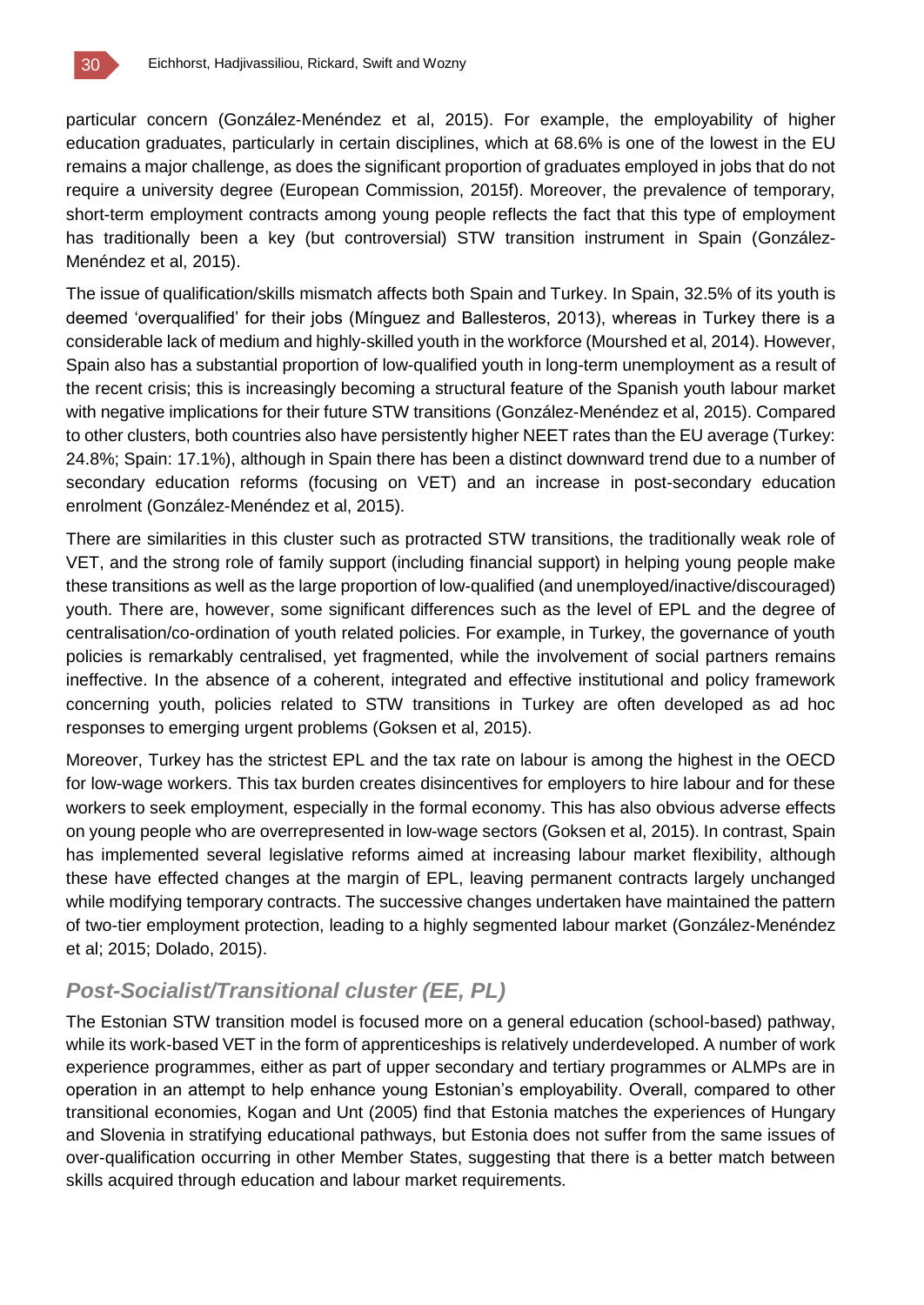particular concern (González-Menéndez et al, 2015). For example, the employability of higher education graduates, particularly in certain disciplines, which at 68.6% is one of the lowest in the EU remains a major challenge, as does the significant proportion of graduates employed in jobs that do not require a university degree (European Commission, 2015f). Moreover, the prevalence of temporary, short-term employment contracts among young people reflects the fact that this type of employment has traditionally been a key (but controversial) STW transition instrument in Spain (González-Menéndez et al, 2015).

The issue of qualification/skills mismatch affects both Spain and Turkey. In Spain, 32.5% of its youth is deemed 'overqualified' for their jobs (Mínguez and Ballesteros, 2013), whereas in Turkey there is a considerable lack of medium and highly-skilled youth in the workforce (Mourshed et al, 2014). However, Spain also has a substantial proportion of low-qualified youth in long-term unemployment as a result of the recent crisis; this is increasingly becoming a structural feature of the Spanish youth labour market with negative implications for their future STW transitions (González-Menéndez et al, 2015). Compared to other clusters, both countries also have persistently higher NEET rates than the EU average (Turkey: 24.8%; Spain: 17.1%), although in Spain there has been a distinct downward trend due to a number of secondary education reforms (focusing on VET) and an increase in post-secondary education enrolment (González-Menéndez et al, 2015).

There are similarities in this cluster such as protracted STW transitions, the traditionally weak role of VET, and the strong role of family support (including financial support) in helping young people make these transitions as well as the large proportion of low-qualified (and unemployed/inactive/discouraged) youth. There are, however, some significant differences such as the level of EPL and the degree of centralisation/co-ordination of youth related policies. For example, in Turkey, the governance of youth policies is remarkably centralised, yet fragmented, while the involvement of social partners remains ineffective. In the absence of a coherent, integrated and effective institutional and policy framework concerning youth, policies related to STW transitions in Turkey are often developed as ad hoc responses to emerging urgent problems (Goksen et al, 2015).

Moreover, Turkey has the strictest EPL and the tax rate on labour is among the highest in the OECD for low-wage workers. This tax burden creates disincentives for employers to hire labour and for these workers to seek employment, especially in the formal economy. This has also obvious adverse effects on young people who are overrepresented in low-wage sectors (Goksen et al, 2015). In contrast, Spain has implemented several legislative reforms aimed at increasing labour market flexibility, although these have effected changes at the margin of EPL, leaving permanent contracts largely unchanged while modifying temporary contracts. The successive changes undertaken have maintained the pattern of two-tier employment protection, leading to a highly segmented labour market (González-Menéndez et al; 2015; Dolado, 2015).

### *Post-Socialist/Transitional cluster (EE, PL)*

The Estonian STW transition model is focused more on a general education (school-based) pathway, while its work-based VET in the form of apprenticeships is relatively underdeveloped. A number of work experience programmes, either as part of upper secondary and tertiary programmes or ALMPs are in operation in an attempt to help enhance young Estonian's employability. Overall, compared to other transitional economies, Kogan and Unt (2005) find that Estonia matches the experiences of Hungary and Slovenia in stratifying educational pathways, but Estonia does not suffer from the same issues of over-qualification occurring in other Member States, suggesting that there is a better match between skills acquired through education and labour market requirements.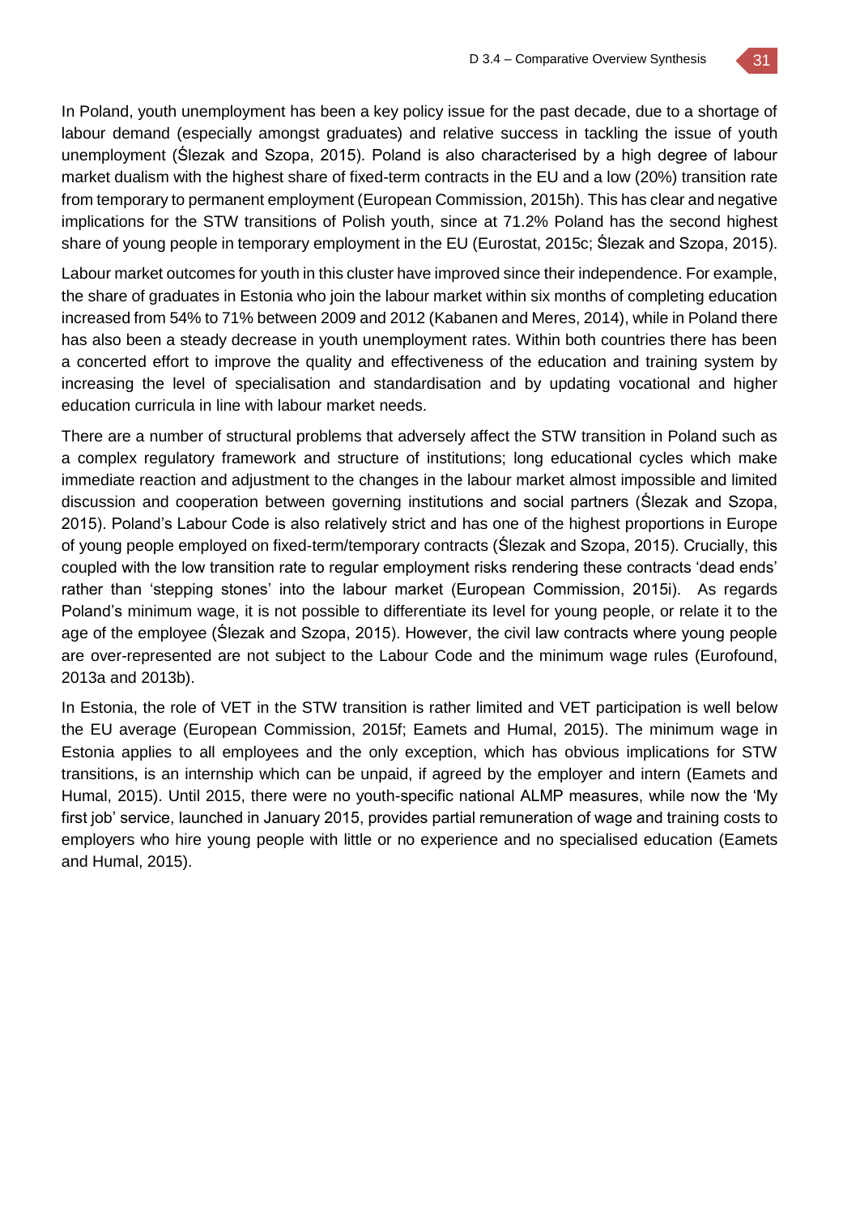In Poland, youth unemployment has been a key policy issue for the past decade, due to a shortage of labour demand (especially amongst graduates) and relative success in tackling the issue of youth unemployment (Ślezak and Szopa, 2015). Poland is also characterised by a high degree of labour market dualism with the highest share of fixed-term contracts in the EU and a low (20%) transition rate from temporary to permanent employment (European Commission, 2015h). This has clear and negative implications for the STW transitions of Polish youth, since at 71.2% Poland has the second highest share of young people in temporary employment in the EU (Eurostat, 2015c; Ślezak and Szopa, 2015).

Labour market outcomes for youth in this cluster have improved since their independence. For example, the share of graduates in Estonia who join the labour market within six months of completing education increased from 54% to 71% between 2009 and 2012 (Kabanen and Meres, 2014), while in Poland there has also been a steady decrease in youth unemployment rates. Within both countries there has been a concerted effort to improve the quality and effectiveness of the education and training system by increasing the level of specialisation and standardisation and by updating vocational and higher education curricula in line with labour market needs.

There are a number of structural problems that adversely affect the STW transition in Poland such as a complex regulatory framework and structure of institutions; long educational cycles which make immediate reaction and adjustment to the changes in the labour market almost impossible and limited discussion and cooperation between governing institutions and social partners (Ślezak and Szopa, 2015). Poland's Labour Code is also relatively strict and has one of the highest proportions in Europe of young people employed on fixed-term/temporary contracts (Ślezak and Szopa, 2015). Crucially, this coupled with the low transition rate to regular employment risks rendering these contracts 'dead ends' rather than 'stepping stones' into the labour market (European Commission, 2015i). As regards Poland's minimum wage, it is not possible to differentiate its level for young people, or relate it to the age of the employee (Ślezak and Szopa, 2015). However, the civil law contracts where young people are over-represented are not subject to the Labour Code and the minimum wage rules (Eurofound, 2013a and 2013b).

In Estonia, the role of VET in the STW transition is rather limited and VET participation is well below the EU average (European Commission, 2015f; Eamets and Humal, 2015). The minimum wage in Estonia applies to all employees and the only exception, which has obvious implications for STW transitions, is an internship which can be unpaid, if agreed by the employer and intern (Eamets and Humal, 2015). Until 2015, there were no youth-specific national ALMP measures, while now the 'My first job' service, launched in January 2015, provides partial remuneration of wage and training costs to employers who hire young people with little or no experience and no specialised education (Eamets and Humal, 2015).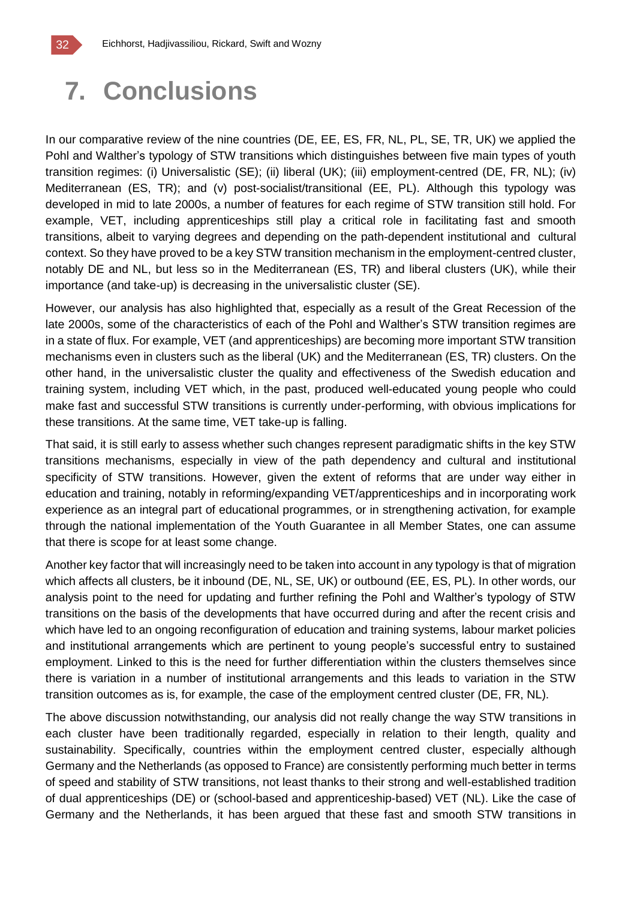# 7. Conclusions

In our comparative review of the nine countries (DE, EE, ES, FR, NL, PL, SE, TR, UK) we applied the Pohl and Walther's typology of STW transitions which distinguishes between five main types of youth transition regimes: (i) Universalistic (SE); (ii) liberal (UK); (iii) employment-centred (DE, FR, NL); (iv) Mediterranean (ES, TR); and (v) post-socialist/transitional (EE, PL). Although this typology was developed in mid to late 2000s, a number of features for each regime of STW transition still hold. For example, VET, including apprenticeships still play a critical role in facilitating fast and smooth transitions, albeit to varying degrees and depending on the path-dependent institutional and cultural context. So they have proved to be a key STW transition mechanism in the employment-centred cluster, notably DE and NL, but less so in the Mediterranean (ES, TR) and liberal clusters (UK), while their importance (and take-up) is decreasing in the universalistic cluster (SE).

However, our analysis has also highlighted that, especially as a result of the Great Recession of the late 2000s, some of the characteristics of each of the Pohl and Walther's STW transition regimes are in a state of flux. For example, VET (and apprenticeships) are becoming more important STW transition mechanisms even in clusters such as the liberal (UK) and the Mediterranean (ES, TR) clusters. On the other hand, in the universalistic cluster the quality and effectiveness of the Swedish education and training system, including VET which, in the past, produced well-educated young people who could make fast and successful STW transitions is currently under-performing, with obvious implications for these transitions. At the same time, VET take-up is falling.

That said, it is still early to assess whether such changes represent paradigmatic shifts in the key STW transitions mechanisms, especially in view of the path dependency and cultural and institutional specificity of STW transitions. However, given the extent of reforms that are under way either in education and training, notably in reforming/expanding VET/apprenticeships and in incorporating work experience as an integral part of educational programmes, or in strengthening activation, for example through the national implementation of the Youth Guarantee in all Member States, one can assume that there is scope for at least some change.

Another key factor that will increasingly need to be taken into account in any typology is that of migration which affects all clusters, be it inbound (DE, NL, SE, UK) or outbound (EE, ES, PL). In other words, our analysis point to the need for updating and further refining the Pohl and Walther's typology of STW transitions on the basis of the developments that have occurred during and after the recent crisis and which have led to an ongoing reconfiguration of education and training systems, labour market policies and institutional arrangements which are pertinent to young people's successful entry to sustained employment. Linked to this is the need for further differentiation within the clusters themselves since there is variation in a number of institutional arrangements and this leads to variation in the STW transition outcomes as is, for example, the case of the employment centred cluster (DE, FR, NL).

The above discussion notwithstanding, our analysis did not really change the way STW transitions in each cluster have been traditionally regarded, especially in relation to their length, quality and sustainability. Specifically, countries within the employment centred cluster, especially although Germany and the Netherlands (as opposed to France) are consistently performing much better in terms of speed and stability of STW transitions, not least thanks to their strong and well-established tradition of dual apprenticeships (DE) or (school-based and apprenticeship-based) VET (NL). Like the case of Germany and the Netherlands, it has been argued that these fast and smooth STW transitions in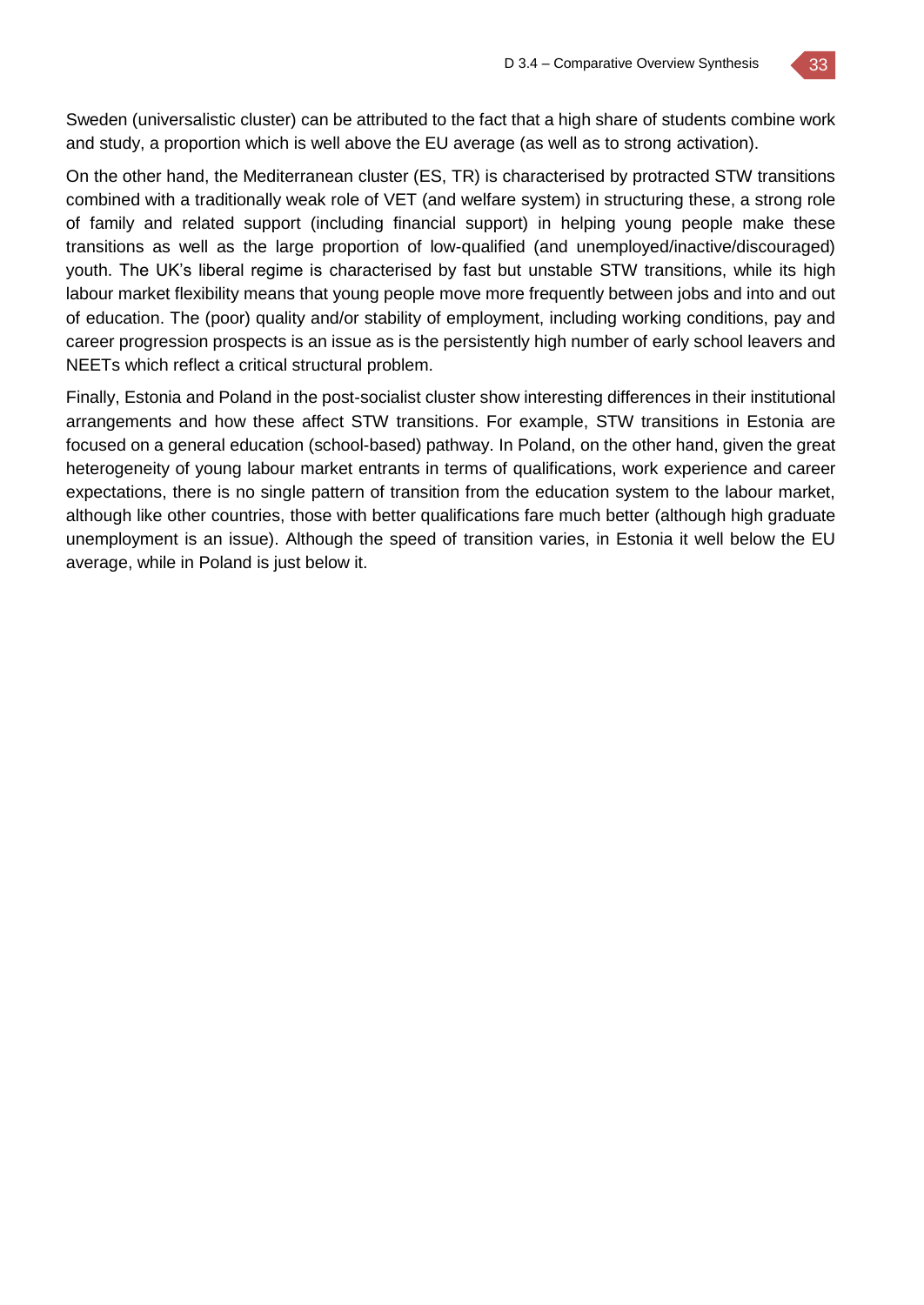Sweden (universalistic cluster) can be attributed to the fact that a high share of students combine work and study, a proportion which is well above the EU average (as well as to strong activation).

On the other hand, the Mediterranean cluster (ES, TR) is characterised by protracted STW transitions combined with a traditionally weak role of VET (and welfare system) in structuring these, a strong role of family and related support (including financial support) in helping young people make these transitions as well as the large proportion of low-qualified (and unemployed/inactive/discouraged) youth. The UK's liberal regime is characterised by fast but unstable STW transitions, while its high labour market flexibility means that young people move more frequently between jobs and into and out of education. The (poor) quality and/or stability of employment, including working conditions, pay and career progression prospects is an issue as is the persistently high number of early school leavers and NEETs which reflect a critical structural problem.

Finally, Estonia and Poland in the post-socialist cluster show interesting differences in their institutional arrangements and how these affect STW transitions. For example, STW transitions in Estonia are focused on a general education (school-based) pathway. In Poland, on the other hand, given the great heterogeneity of young labour market entrants in terms of qualifications, work experience and career expectations, there is no single pattern of transition from the education system to the labour market, although like other countries, those with better qualifications fare much better (although high graduate unemployment is an issue). Although the speed of transition varies, in Estonia it well below the EU average, while in Poland is just below it.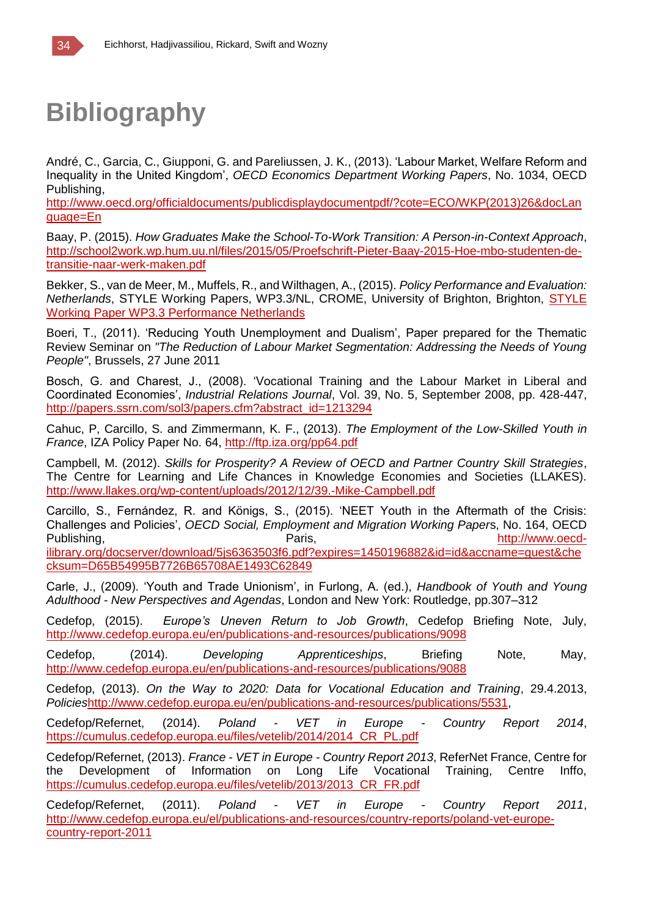# Bibliography

André, C., Garcia, C., Giupponi, G. and Pareliussen, J. K., (2013). 'Labour Market, Welfare Reform and Inequality in the United Kingdom', *OECD Economics Department Working Papers*, No. 1034, OECD Publishing, http://www.oecd.org/officialdocuments/publicdisplaydocumentpdf/?cote=ECO/WKP(2013)26&docLanguage=En

Baay, P. (2015). *How Graduates Make the School-To-Work Transition: A Person-in-Context Approach*, http://school2work.wp.hum.uu.nl/files/2015/05/Proefschrift-Pieter-Baay-2015-Hoe-mbo-studenten-de-transitie-naar-werk-maken.pdf

Bekker, S., van de Meer, M., Muffels, R., and Wilthagen, A., (2015). *Policy Performance and Evaluation: Netherlands*, STYLE Working Papers, WP3.3/NL, CROME, University of Brighton, Brighton, STYLE Working Paper WP3.3 Performance Netherlands

Boeri, T., (2011). 'Reducing Youth Unemployment and Dualism', Paper prepared for the Thematic Review Seminar on *"The Reduction of Labour Market Segmentation: Addressing the Needs of Young People"*, Brussels, 27 June 2011

Bosch, G. and Charest, J., (2008). 'Vocational Training and the Labour Market in Liberal and Coordinated Economies', *Industrial Relations Journal*, Vol. 39, No. 5, September 2008, pp. 428-447, http://papers.ssrn.com/sol3/papers.cfm?abstract_id=1213294

Cahuc, P, Carcillo, S. and Zimmermann, K. F., (2013). *The Employment of the Low-Skilled Youth in France*, IZA Policy Paper No. 64, http://ftp.iza.org/pp64.pdf

Campbell, M. (2012). *Skills for Prosperity? A Review of OECD and Partner Country Skill Strategies*, The Centre for Learning and Life Chances in Knowledge Economies and Societies (LLAKES). http://www.llakes.org/wp-content/uploads/2012/12/39.-Mike-Campbell.pdf

Carcillo, S., Fernández, R. and Königs, S., (2015). 'NEET Youth in the Aftermath of the Crisis: Challenges and Policies', *OECD Social, Employment and Migration Working Paper*s, No. 164, OECD Publishing, Paris, http://www.oecd-ilibrary.org/docserver/download/5js6363503f6.pdf?expires=1450196882&id=id&accname=guest&checksum=D65B54995B7726B65708AE1493C62849

Carle, J., (2009). 'Youth and Trade Unionism', in Furlong, A. (ed.), *Handbook of Youth and Young Adulthood - New Perspectives and Agendas*, London and New York: Routledge, pp.307–312

Cedefop, (2015). *Europe's Uneven Return to Job Growth*, Cedefop Briefing Note, July, http://www.cedefop.europa.eu/en/publications-and-resources/publications/9098

Cedefop, (2014). *Developing Apprenticeships*, Briefing Note, May, http://www.cedefop.europa.eu/en/publications-and-resources/publications/9088

Cedefop, (2013). *On the Way to 2020: Data for Vocational Education and Training*, 29.4.2013, *Policies*http://www.cedefop.europa.eu/en/publications-and-resources/publications/5531,

Cedefop/Refernet, (2014). *Poland - VET in Europe - Country Report 2014*, https://cumulus.cedefop.europa.eu/files/vetelib/2014/2014_CR_PL.pdf

Cedefop/Refernet, (2013). *France - VET in Europe - Country Report 2013*, ReferNet France, Centre for the Development of Information on Long Life Vocational Training, Centre Inffo, https://cumulus.cedefop.europa.eu/files/vetelib/2013/2013_CR_FR.pdf

Cedefop/Refernet, (2011). *Poland - VET in Europe - Country Report 2011*, http://www.cedefop.europa.eu/el/publications-and-resources/country-reports/poland-vet-europe-country-report-2011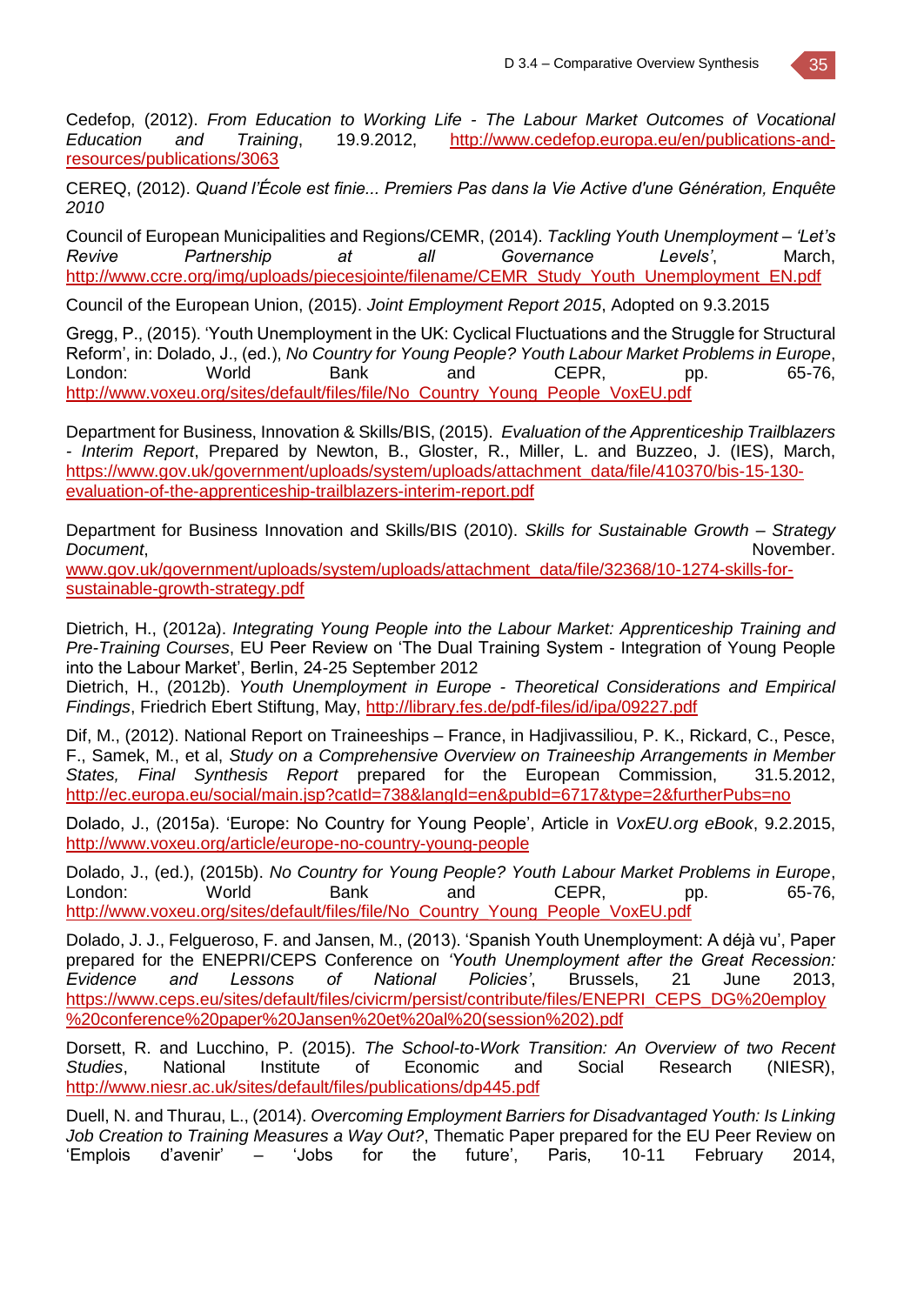Cedefop, (2012). *From Education to Working Life - The Labour Market Outcomes of Vocational Education and Training*, 19.9.2012, http://www.cedefop.europa.eu/en/publications-and-resources/publications/3063

CEREQ, (2012). *Quand l'École est finie... Premiers Pas dans la Vie Active d'une Génération, Enquête 2010*

Council of European Municipalities and Regions/CEMR, (2014). *Tackling Youth Unemployment – 'Let's Revive Partnership at all Governance Levels'*, March, http://www.ccre.org/img/uploads/piecesjointe/filename/CEMR_Study_Youth_Unemployment_EN.pdf

Council of the European Union, (2015). *Joint Employment Report 2015*, Adopted on 9.3.2015

Gregg, P., (2015). 'Youth Unemployment in the UK: Cyclical Fluctuations and the Struggle for Structural Reform', in: Dolado, J., (ed.), *No Country for Young People? Youth Labour Market Problems in Europe*, London: World Bank and CEPR, pp. 65-76, http://www.voxeu.org/sites/default/files/file/No_Country_Young_People_VoxEU.pdf

Department for Business, Innovation & Skills/BIS, (2015). *Evaluation of the Apprenticeship Trailblazers - Interim Report*, Prepared by Newton, B., Gloster, R., Miller, L. and Buzzeo, J. (IES), March, https://www.gov.uk/government/uploads/system/uploads/attachment_data/file/410370/bis-15-130-evaluation-of-the-apprenticeship-trailblazers-interim-report.pdf

Department for Business Innovation and Skills/BIS (2010). *Skills for Sustainable Growth – Strategy Document*, November. www.gov.uk/government/uploads/system/uploads/attachment_data/file/32368/10-1274-skills-for-sustainable-growth-strategy.pdf

Dietrich, H., (2012a). *Integrating Young People into the Labour Market: Apprenticeship Training and Pre-Training Courses*, EU Peer Review on 'The Dual Training System - Integration of Young People into the Labour Market', Berlin, 24-25 September 2012
Dietrich, H., (2012b). *Youth Unemployment in Europe - Theoretical Considerations and Empirical Findings*, Friedrich Ebert Stiftung, May, http://library.fes.de/pdf-files/id/ipa/09227.pdf

Dif, M., (2012). National Report on Traineeships – France, in Hadjivassiliou, P. K., Rickard, C., Pesce, F., Samek, M., et al, *Study on a Comprehensive Overview on Traineeship Arrangements in Member States, Final Synthesis Report* prepared for the European Commission, 31.5.2012, http://ec.europa.eu/social/main.jsp?catId=738&langId=en&pubId=6717&type=2&furtherPubs=no

Dolado, J., (2015a). 'Europe: No Country for Young People', Article in *VoxEU.org eBook*, 9.2.2015, http://www.voxeu.org/article/europe-no-country-young-people

Dolado, J., (ed.), (2015b). *No Country for Young People? Youth Labour Market Problems in Europe*, London: World Bank and CEPR, pp. 65-76, http://www.voxeu.org/sites/default/files/file/No_Country_Young_People_VoxEU.pdf

Dolado, J. J., Felgueroso, F. and Jansen, M., (2013). 'Spanish Youth Unemployment: A déjà vu', Paper prepared for the ENEPRI/CEPS Conference on *'Youth Unemployment after the Great Recession: Evidence and Lessons of National Policies'*, Brussels, 21 June 2013, https://www.ceps.eu/sites/default/files/civicrm/persist/contribute/files/ENEPRI_CEPS_DG%20employ%20conference%20paper%20Jansen%20et%20al%20(session%202).pdf

Dorsett, R. and Lucchino, P. (2015). *The School-to-Work Transition: An Overview of two Recent Studies*, National Institute of Economic and Social Research (NIESR), http://www.niesr.ac.uk/sites/default/files/publications/dp445.pdf

Duell, N. and Thurau, L., (2014). *Overcoming Employment Barriers for Disadvantaged Youth: Is Linking Job Creation to Training Measures a Way Out?*, Thematic Paper prepared for the EU Peer Review on 'Emplois d'avenir' – 'Jobs for the future', Paris, 10-11 February 2014,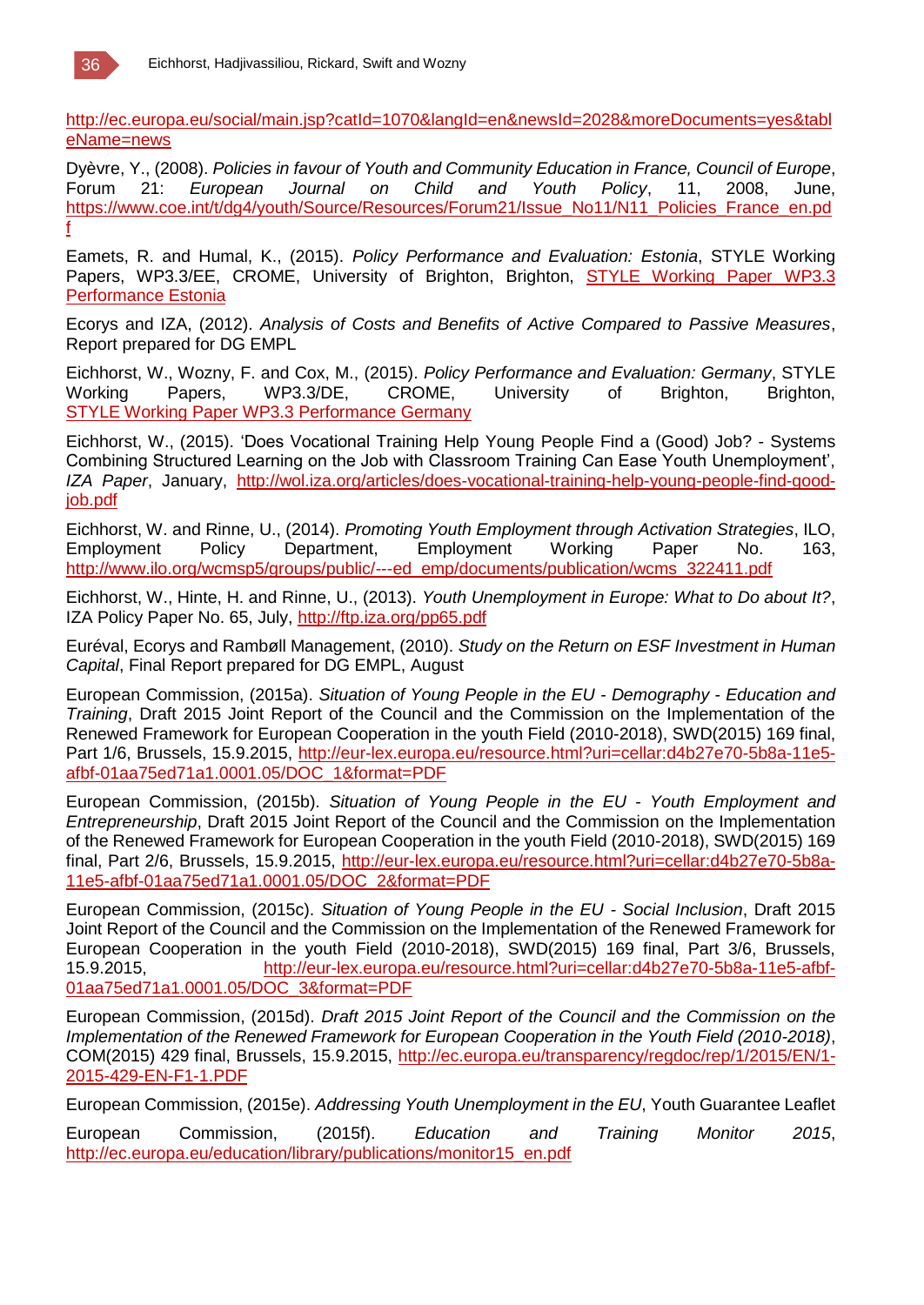http://ec.europa.eu/social/main.jsp?catId=1070&langId=en&newsId=2028&moreDocuments=yes&tableName=news

Dyèvre, Y., (2008). *Policies in favour of Youth and Community Education in France, Council of Europe*, Forum 21: *European Journal on Child and Youth Policy*, 11, 2008, June, https://www.coe.int/t/dg4/youth/Source/Resources/Forum21/Issue_No11/N11_Policies_France_en.pdf

Eamets, R. and Humal, K., (2015). *Policy Performance and Evaluation: Estonia*, STYLE Working Papers, WP3.3/EE, CROME, University of Brighton, Brighton, STYLE Working Paper WP3.3 Performance Estonia

Ecorys and IZA, (2012). *Analysis of Costs and Benefits of Active Compared to Passive Measures*, Report prepared for DG EMPL

Eichhorst, W., Wozny, F. and Cox, M., (2015). *Policy Performance and Evaluation: Germany*, STYLE Working Papers, WP3.3/DE, CROME, University of Brighton, Brighton, STYLE Working Paper WP3.3 Performance Germany

Eichhorst, W., (2015). 'Does Vocational Training Help Young People Find a (Good) Job? - Systems Combining Structured Learning on the Job with Classroom Training Can Ease Youth Unemployment', *IZA Paper*, January, http://wol.iza.org/articles/does-vocational-training-help-young-people-find-good-job.pdf

Eichhorst, W. and Rinne, U., (2014). *Promoting Youth Employment through Activation Strategies*, ILO, Employment Policy Department, Employment Working Paper No. 163, http://www.ilo.org/wcmsp5/groups/public/---ed_emp/documents/publication/wcms_322411.pdf

Eichhorst, W., Hinte, H. and Rinne, U., (2013). *Youth Unemployment in Europe: What to Do about It?*, IZA Policy Paper No. 65, July, http://ftp.iza.org/pp65.pdf

Euréval, Ecorys and Rambøll Management, (2010). *Study on the Return on ESF Investment in Human Capital*, Final Report prepared for DG EMPL, August

European Commission, (2015a). *Situation of Young People in the EU - Demography - Education and Training*, Draft 2015 Joint Report of the Council and the Commission on the Implementation of the Renewed Framework for European Cooperation in the youth Field (2010-2018), SWD(2015) 169 final, Part 1/6, Brussels, 15.9.2015, http://eur-lex.europa.eu/resource.html?uri=cellar:d4b27e70-5b8a-11e5-afbf-01aa75ed71a1.0001.05/DOC_1&format=PDF

European Commission, (2015b). *Situation of Young People in the EU - Youth Employment and Entrepreneurship*, Draft 2015 Joint Report of the Council and the Commission on the Implementation of the Renewed Framework for European Cooperation in the youth Field (2010-2018), SWD(2015) 169 final, Part 2/6, Brussels, 15.9.2015, http://eur-lex.europa.eu/resource.html?uri=cellar:d4b27e70-5b8a-11e5-afbf-01aa75ed71a1.0001.05/DOC_2&format=PDF

European Commission, (2015c). *Situation of Young People in the EU - Social Inclusion*, Draft 2015 Joint Report of the Council and the Commission on the Implementation of the Renewed Framework for European Cooperation in the youth Field (2010-2018), SWD(2015) 169 final, Part 3/6, Brussels, 15.9.2015, http://eur-lex.europa.eu/resource.html?uri=cellar:d4b27e70-5b8a-11e5-afbf-01aa75ed71a1.0001.05/DOC_3&format=PDF

European Commission, (2015d). *Draft 2015 Joint Report of the Council and the Commission on the Implementation of the Renewed Framework for European Cooperation in the Youth Field (2010-2018)*, COM(2015) 429 final, Brussels, 15.9.2015, http://ec.europa.eu/transparency/regdoc/rep/1/2015/EN/1-2015-429-EN-F1-1.PDF

European Commission, (2015e). *Addressing Youth Unemployment in the EU*, Youth Guarantee Leaflet

European Commission, (2015f). *Education and Training Monitor 2015*, http://ec.europa.eu/education/library/publications/monitor15_en.pdf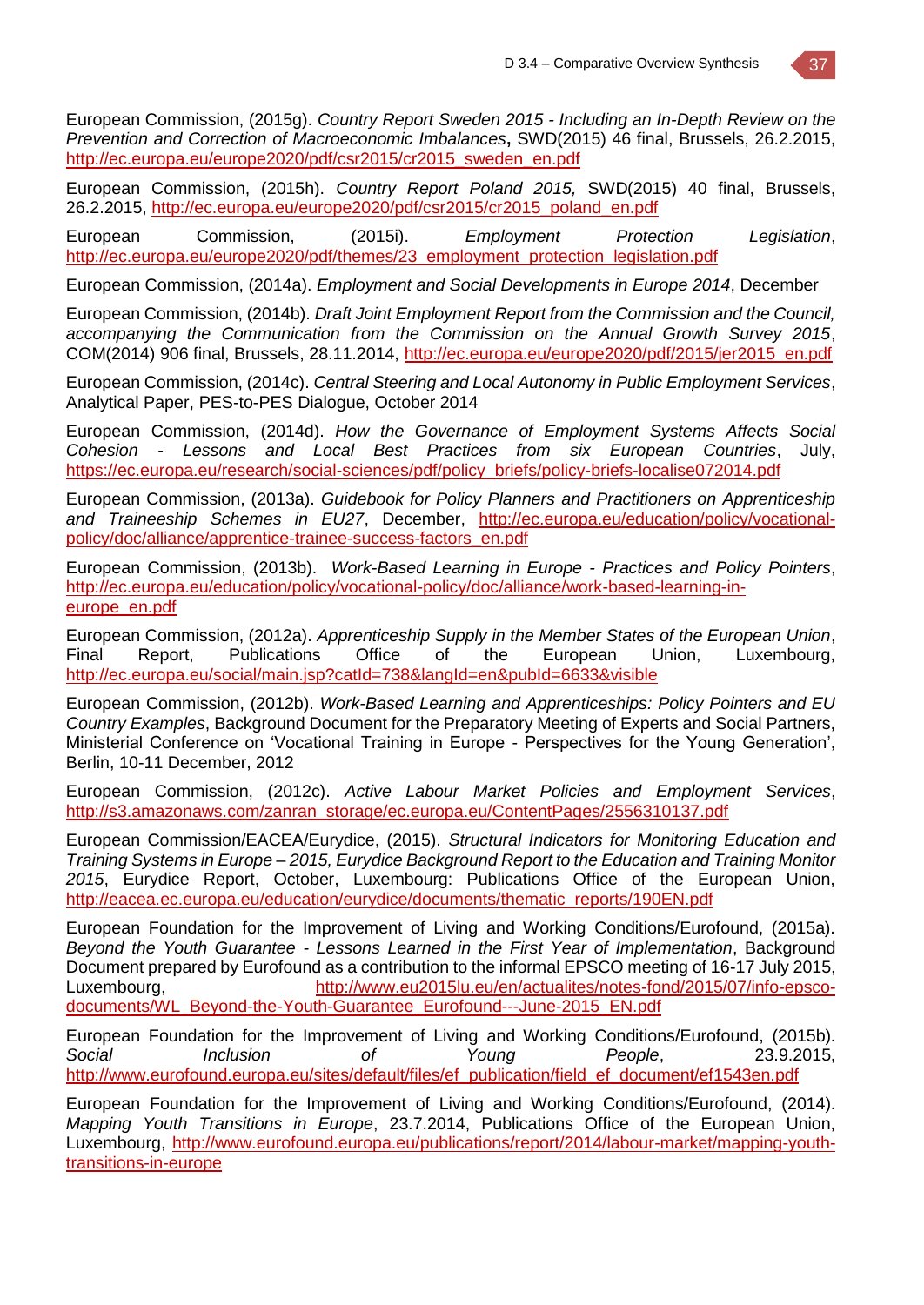European Commission, (2015g). *Country Report Sweden 2015 - Including an In-Depth Review on the Prevention and Correction of Macroeconomic Imbalances***,** SWD(2015) 46 final, Brussels, 26.2.2015, http://ec.europa.eu/europe2020/pdf/csr2015/cr2015_sweden_en.pdf

European Commission, (2015h). *Country Report Poland 2015,* SWD(2015) 40 final, Brussels, 26.2.2015, http://ec.europa.eu/europe2020/pdf/csr2015/cr2015_poland_en.pdf

European Commission, (2015i). *Employment Protection Legislation*, http://ec.europa.eu/europe2020/pdf/themes/23_employment_protection_legislation.pdf

European Commission, (2014a). *Employment and Social Developments in Europe 2014*, December

European Commission, (2014b). *Draft Joint Employment Report from the Commission and the Council, accompanying the Communication from the Commission on the Annual Growth Survey 2015*, COM(2014) 906 final, Brussels, 28.11.2014, http://ec.europa.eu/europe2020/pdf/2015/jer2015_en.pdf

European Commission, (2014c). *Central Steering and Local Autonomy in Public Employment Services*, Analytical Paper, PES-to-PES Dialogue, October 2014

European Commission, (2014d). *How the Governance of Employment Systems Affects Social Cohesion - Lessons and Local Best Practices from six European Countries*, July, https://ec.europa.eu/research/social-sciences/pdf/policy_briefs/policy-briefs-localise072014.pdf

European Commission, (2013a). *Guidebook for Policy Planners and Practitioners on Apprenticeship and Traineeship Schemes in EU27*, December, http://ec.europa.eu/education/policy/vocational-policy/doc/alliance/apprentice-trainee-success-factors_en.pdf

European Commission, (2013b). *Work-Based Learning in Europe - Practices and Policy Pointers*, http://ec.europa.eu/education/policy/vocational-policy/doc/alliance/work-based-learning-in-europe_en.pdf

European Commission, (2012a). *Apprenticeship Supply in the Member States of the European Union*, Final Report, Publications Office of the European Union, Luxembourg, http://ec.europa.eu/social/main.jsp?catId=738&langId=en&pubId=6633&visible

European Commission, (2012b). *Work-Based Learning and Apprenticeships: Policy Pointers and EU Country Examples*, Background Document for the Preparatory Meeting of Experts and Social Partners, Ministerial Conference on 'Vocational Training in Europe - Perspectives for the Young Generation', Berlin, 10-11 December, 2012

European Commission, (2012c). *Active Labour Market Policies and Employment Services*, http://s3.amazonaws.com/zanran_storage/ec.europa.eu/ContentPages/2556310137.pdf

European Commission/EACEA/Eurydice, (2015). *Structural Indicators for Monitoring Education and Training Systems in Europe – 2015, Eurydice Background Report to the Education and Training Monitor 2015*, Eurydice Report, October, Luxembourg: Publications Office of the European Union, http://eacea.ec.europa.eu/education/eurydice/documents/thematic_reports/190EN.pdf

European Foundation for the Improvement of Living and Working Conditions/Eurofound, (2015a). *Beyond the Youth Guarantee - Lessons Learned in the First Year of Implementation*, Background Document prepared by Eurofound as a contribution to the informal EPSCO meeting of 16-17 July 2015, Luxembourg, http://www.eu2015lu.eu/en/actualites/notes-fond/2015/07/info-epsco-documents/WL_Beyond-the-Youth-Guarantee_Eurofound---June-2015_EN.pdf

European Foundation for the Improvement of Living and Working Conditions/Eurofound, (2015b). *Social Inclusion of Young People*, 23.9.2015, http://www.eurofound.europa.eu/sites/default/files/ef_publication/field_ef_document/ef1543en.pdf

European Foundation for the Improvement of Living and Working Conditions/Eurofound, (2014). *Mapping Youth Transitions in Europe*, 23.7.2014, Publications Office of the European Union, Luxembourg, http://www.eurofound.europa.eu/publications/report/2014/labour-market/mapping-youth-transitions-in-europe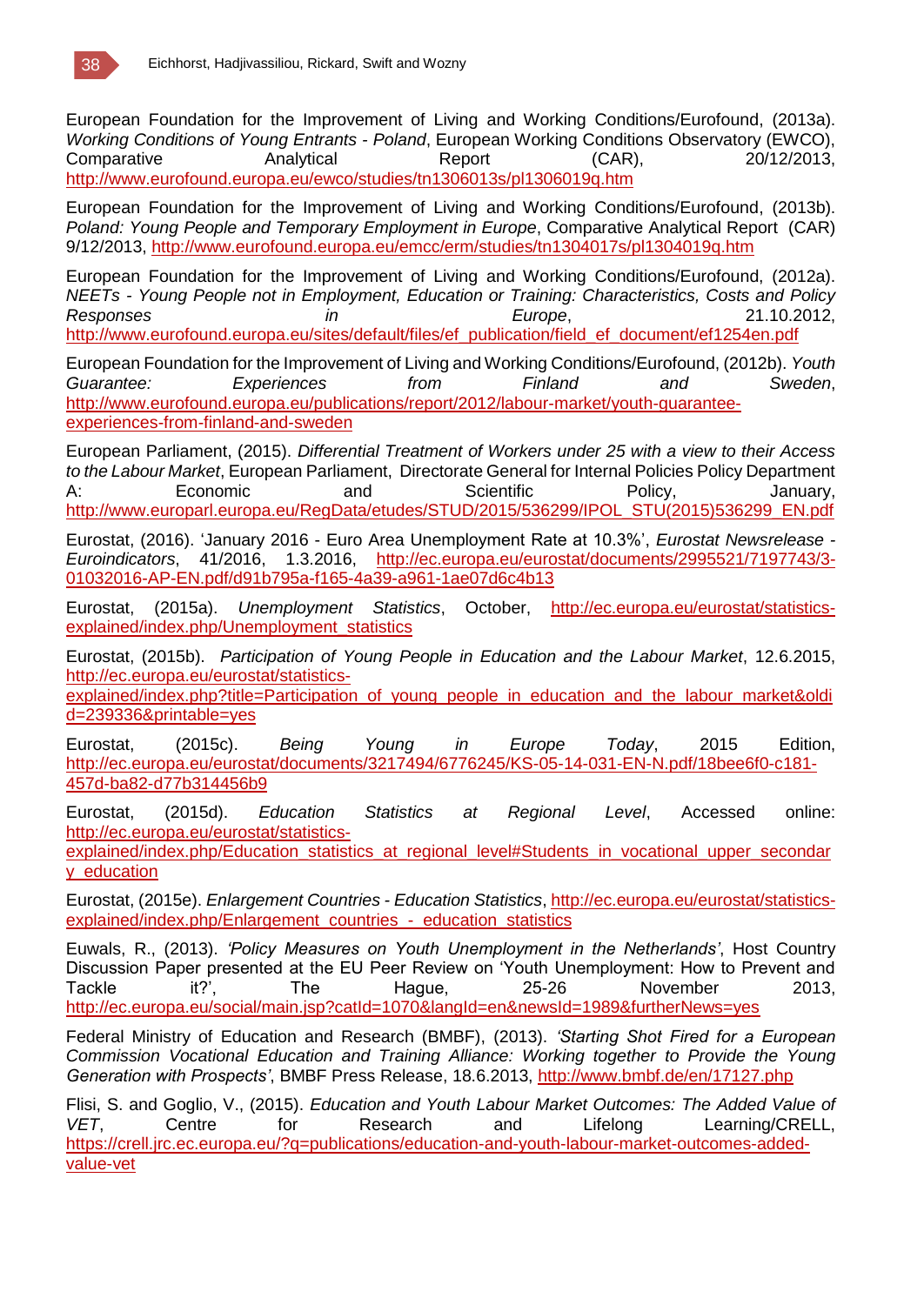European Foundation for the Improvement of Living and Working Conditions/Eurofound, (2013a). *Working Conditions of Young Entrants - Poland*, European Working Conditions Observatory (EWCO), Comparative Analytical Report (CAR), 20/12/2013, http://www.eurofound.europa.eu/ewco/studies/tn1306013s/pl1306019q.htm

European Foundation for the Improvement of Living and Working Conditions/Eurofound, (2013b). *Poland: Young People and Temporary Employment in Europe*, Comparative Analytical Report (CAR) 9/12/2013, http://www.eurofound.europa.eu/emcc/erm/studies/tn1304017s/pl1304019q.htm

European Foundation for the Improvement of Living and Working Conditions/Eurofound, (2012a). *NEETs - Young People not in Employment, Education or Training: Characteristics, Costs and Policy Responses in Europe*, 21.10.2012, http://www.eurofound.europa.eu/sites/default/files/ef_publication/field_ef_document/ef1254en.pdf

European Foundation for the Improvement of Living and Working Conditions/Eurofound, (2012b). *Youth Guarantee: Experiences from Finland and Sweden*, http://www.eurofound.europa.eu/publications/report/2012/labour-market/youth-guarantee-experiences-from-finland-and-sweden

European Parliament, (2015). *Differential Treatment of Workers under 25 with a view to their Access to the Labour Market*, European Parliament, Directorate General for Internal Policies Policy Department A: Economic and Scientific Policy, January, http://www.europarl.europa.eu/RegData/etudes/STUD/2015/536299/IPOL_STU(2015)536299_EN.pdf

Eurostat, (2016). 'January 2016 - Euro Area Unemployment Rate at 10.3%', *Eurostat Newsrelease - Euroindicators*, 41/2016, 1.3.2016, http://ec.europa.eu/eurostat/documents/2995521/7197743/3-01032016-AP-EN.pdf/d91b795a-f165-4a39-a961-1ae07d6c4b13

Eurostat, (2015a). *Unemployment Statistics*, October, http://ec.europa.eu/eurostat/statistics-explained/index.php/Unemployment_statistics

Eurostat, (2015b). *Participation of Young People in Education and the Labour Market*, 12.6.2015, http://ec.europa.eu/eurostat/statistics-explained/index.php?title=Participation_of_young_people_in_education_and_the_labour_market&oldid=239336&printable=yes

Eurostat, (2015c). *Being Young in Europe Today*, 2015 Edition, http://ec.europa.eu/eurostat/documents/3217494/6776245/KS-05-14-031-EN-N.pdf/18bee6f0-c181-457d-ba82-d77b314456b9

Eurostat, (2015d). *Education Statistics at Regional Level*, Accessed online: http://ec.europa.eu/eurostat/statistics-explained/index.php/Education_statistics_at_regional_level#Students_in_vocational_upper_secondary_education

Eurostat, (2015e). *Enlargement Countries - Education Statistics*, http://ec.europa.eu/eurostat/statistics-explained/index.php/Enlargement_countries_-_education_statistics

Euwals, R., (2013). *'Policy Measures on Youth Unemployment in the Netherlands'*, Host Country Discussion Paper presented at the EU Peer Review on 'Youth Unemployment: How to Prevent and Tackle it?', The Hague, 25-26 November 2013, http://ec.europa.eu/social/main.jsp?catId=1070&langId=en&newsId=1989&furtherNews=yes

Federal Ministry of Education and Research (BMBF), (2013). *'Starting Shot Fired for a European Commission Vocational Education and Training Alliance: Working together to Provide the Young Generation with Prospects'*, BMBF Press Release, 18.6.2013, http://www.bmbf.de/en/17127.php

Flisi, S. and Goglio, V., (2015). *Education and Youth Labour Market Outcomes: The Added Value of VET*, Centre for Research and Lifelong Learning/CRELL, https://crell.jrc.ec.europa.eu/?q=publications/education-and-youth-labour-market-outcomes-added-value-vet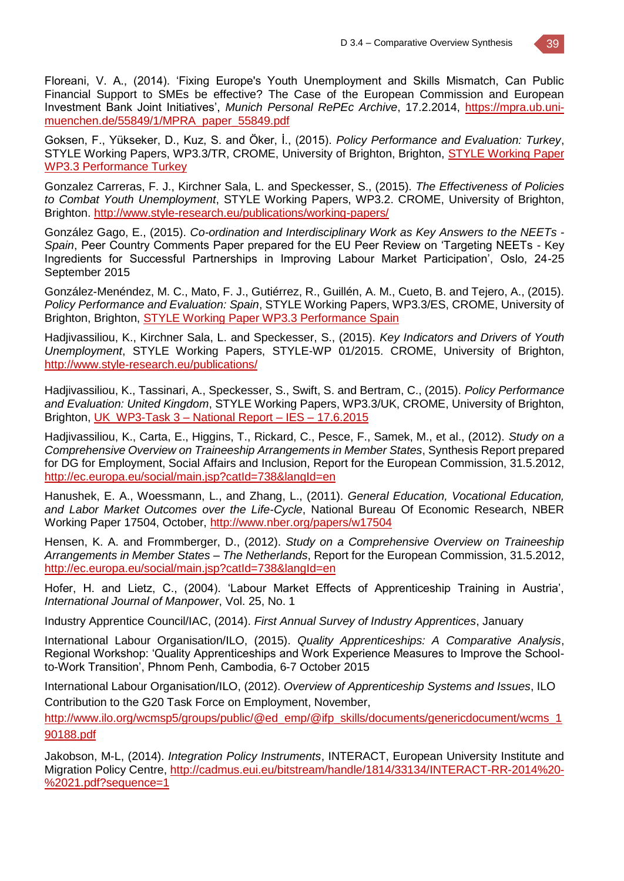Floreani, V. A., (2014). 'Fixing Europe's Youth Unemployment and Skills Mismatch, Can Public Financial Support to SMEs be effective? The Case of the European Commission and European Investment Bank Joint Initiatives', *Munich Personal RePEc Archive*, 17.2.2014, https://mpra.ub.uni-muenchen.de/55849/1/MPRA_paper_55849.pdf

Goksen, F., Yükseker, D., Kuz, S. and Öker, İ., (2015). *Policy Performance and Evaluation: Turkey*, STYLE Working Papers, WP3.3/TR, CROME, University of Brighton, Brighton, STYLE Working Paper WP3.3 Performance Turkey

Gonzalez Carreras, F. J., Kirchner Sala, L. and Speckesser, S., (2015). *The Effectiveness of Policies to Combat Youth Unemployment*, STYLE Working Papers, WP3.2. CROME, University of Brighton, Brighton. http://www.style-research.eu/publications/working-papers/

González Gago, E., (2015). *Co-ordination and Interdisciplinary Work as Key Answers to the NEETs - Spain*, Peer Country Comments Paper prepared for the EU Peer Review on 'Targeting NEETs - Key Ingredients for Successful Partnerships in Improving Labour Market Participation', Oslo, 24-25 September 2015

González-Menéndez, M. C., Mato, F. J., Gutiérrez, R., Guillén, A. M., Cueto, B. and Tejero, A., (2015). *Policy Performance and Evaluation: Spain*, STYLE Working Papers, WP3.3/ES, CROME, University of Brighton, Brighton, STYLE Working Paper WP3.3 Performance Spain

Hadjivassiliou, K., Kirchner Sala, L. and Speckesser, S., (2015). *Key Indicators and Drivers of Youth Unemployment*, STYLE Working Papers, STYLE-WP 01/2015. CROME, University of Brighton, http://www.style-research.eu/publications/

Hadjivassiliou, K., Tassinari, A., Speckesser, S., Swift, S. and Bertram, C., (2015). *Policy Performance and Evaluation: United Kingdom*, STYLE Working Papers, WP3.3/UK, CROME, University of Brighton, Brighton, UK_WP3-Task 3 – National Report – IES – 17.6.2015

Hadjivassiliou, K., Carta, E., Higgins, T., Rickard, C., Pesce, F., Samek, M., et al., (2012). *Study on a Comprehensive Overview on Traineeship Arrangements in Member States*, Synthesis Report prepared for DG for Employment, Social Affairs and Inclusion, Report for the European Commission, 31.5.2012, http://ec.europa.eu/social/main.jsp?catId=738&langId=en

Hanushek, E. A., Woessmann, L., and Zhang, L., (2011). *General Education, Vocational Education, and Labor Market Outcomes over the Life-Cycle*, National Bureau Of Economic Research, NBER Working Paper 17504, October, http://www.nber.org/papers/w17504

Hensen, K. A. and Frommberger, D., (2012). *Study on a Comprehensive Overview on Traineeship Arrangements in Member States – The Netherlands*, Report for the European Commission, 31.5.2012, http://ec.europa.eu/social/main.jsp?catId=738&langId=en

Hofer, H. and Lietz, C., (2004). 'Labour Market Effects of Apprenticeship Training in Austria', *International Journal of Manpower*, Vol. 25, No. 1

Industry Apprentice Council/IAC, (2014). *First Annual Survey of Industry Apprentices*, January

International Labour Organisation/ILO, (2015). *Quality Apprenticeships: A Comparative Analysis*, Regional Workshop: 'Quality Apprenticeships and Work Experience Measures to Improve the School-to-Work Transition', Phnom Penh, Cambodia, 6-7 October 2015

International Labour Organisation/ILO, (2012). *Overview of Apprenticeship Systems and Issues*, ILO Contribution to the G20 Task Force on Employment, November, http://www.ilo.org/wcmsp5/groups/public/@ed_emp/@ifp_skills/documents/genericdocument/wcms_190188.pdf

Jakobson, M-L, (2014). *Integration Policy Instruments*, INTERACT, European University Institute and Migration Policy Centre, http://cadmus.eui.eu/bitstream/handle/1814/33134/INTERACT-RR-2014%20-%2021.pdf?sequence=1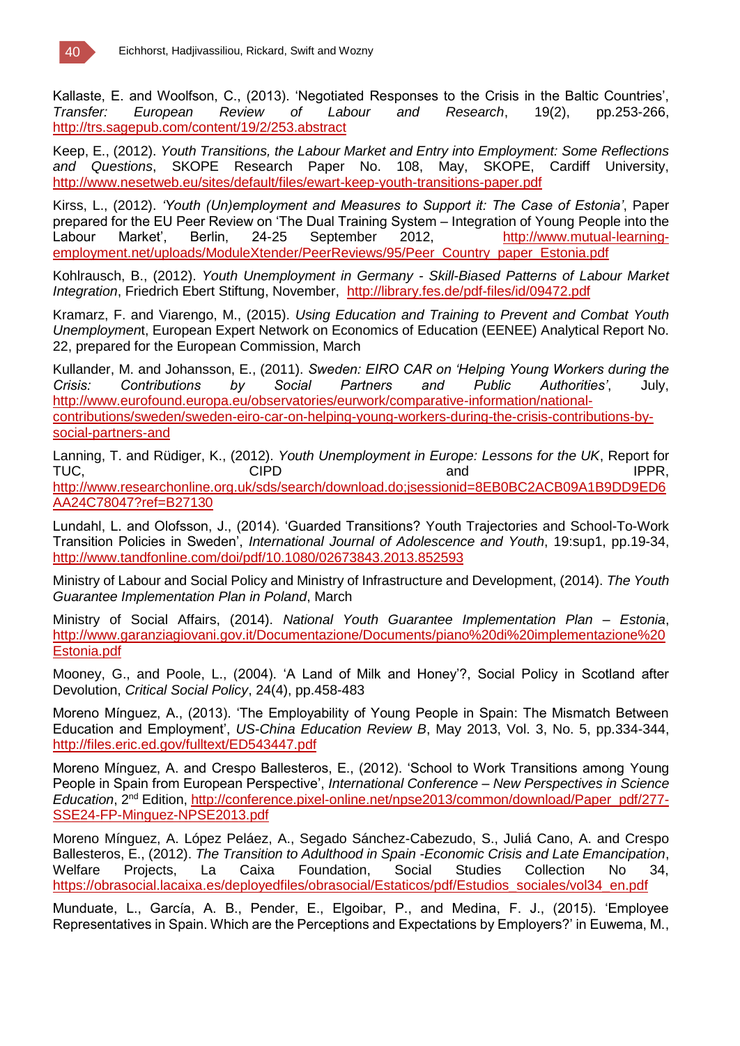Kallaste, E. and Woolfson, C., (2013). 'Negotiated Responses to the Crisis in the Baltic Countries', *Transfer: European Review of Labour and Research*, 19(2), pp.253-266, http://trs.sagepub.com/content/19/2/253.abstract

Keep, E., (2012). *Youth Transitions, the Labour Market and Entry into Employment: Some Reflections and Questions*, SKOPE Research Paper No. 108, May, SKOPE, Cardiff University, http://www.nesetweb.eu/sites/default/files/ewart-keep-youth-transitions-paper.pdf

Kirss, L., (2012). *'Youth (Un)employment and Measures to Support it: The Case of Estonia'*, Paper prepared for the EU Peer Review on 'The Dual Training System – Integration of Young People into the Labour Market', Berlin, 24-25 September 2012, http://www.mutual-learning-employment.net/uploads/ModuleXtender/PeerReviews/95/Peer_Country_paper_Estonia.pdf

Kohlrausch, B., (2012). *Youth Unemployment in Germany - Skill-Biased Patterns of Labour Market Integration*, Friedrich Ebert Stiftung, November, http://library.fes.de/pdf-files/id/09472.pdf

Kramarz, F. and Viarengo, M., (2015). *Using Education and Training to Prevent and Combat Youth Unemploymen*t, European Expert Network on Economics of Education (EENEE) Analytical Report No. 22, prepared for the European Commission, March

Kullander, M. and Johansson, E., (2011). *Sweden: EIRO CAR on 'Helping Young Workers during the Crisis: Contributions by Social Partners and Public Authorities'*, July, http://www.eurofound.europa.eu/observatories/eurwork/comparative-information/national-contributions/sweden/sweden-eiro-car-on-helping-young-workers-during-the-crisis-contributions-by-social-partners-and

Lanning, T. and Rüdiger, K., (2012). *Youth Unemployment in Europe: Lessons for the UK*, Report for TUC, CIPD and IPPR, http://www.researchonline.org.uk/sds/search/download.do;jsessionid=8EB0BC2ACB09A1B9DD9ED6AA24C78047?ref=B27130

Lundahl, L. and Olofsson, J., (2014). 'Guarded Transitions? Youth Trajectories and School-To-Work Transition Policies in Sweden', *International Journal of Adolescence and Youth*, 19:sup1, pp.19-34, http://www.tandfonline.com/doi/pdf/10.1080/02673843.2013.852593

Ministry of Labour and Social Policy and Ministry of Infrastructure and Development, (2014). *The Youth Guarantee Implementation Plan in Poland*, March

Ministry of Social Affairs, (2014). *National Youth Guarantee Implementation Plan – Estonia*, http://www.garanziagiovani.gov.it/Documentazione/Documents/piano%20di%20implementazione%20Estonia.pdf

Mooney, G., and Poole, L., (2004). 'A Land of Milk and Honey'?, Social Policy in Scotland after Devolution, *Critical Social Policy*, 24(4), pp.458-483

Moreno Mínguez, A., (2013). 'The Employability of Young People in Spain: The Mismatch Between Education and Employment', *US-China Education Review B*, May 2013, Vol. 3, No. 5, pp.334-344, http://files.eric.ed.gov/fulltext/ED543447.pdf

Moreno Mínguez, A. and Crespo Ballesteros, E., (2012). 'School to Work Transitions among Young People in Spain from European Perspective', *International Conference – New Perspectives in Science Education*, 2nd Edition, http://conference.pixel-online.net/npse2013/common/download/Paper_pdf/277-SSE24-FP-Minguez-NPSE2013.pdf

Moreno Mínguez, A. López Peláez, A., Segado Sánchez-Cabezudo, S., Juliá Cano, A. and Crespo Ballesteros, E., (2012). *The Transition to Adulthood in Spain -Economic Crisis and Late Emancipation*, Welfare Projects, La Caixa Foundation, Social Studies Collection No 34, https://obrasocial.lacaixa.es/deployedfiles/obrasocial/Estaticos/pdf/Estudios_sociales/vol34_en.pdf

Munduate, L., García, A. B., Pender, E., Elgoibar, P., and Medina, F. J., (2015). 'Employee Representatives in Spain. Which are the Perceptions and Expectations by Employers?' in Euwema, M.,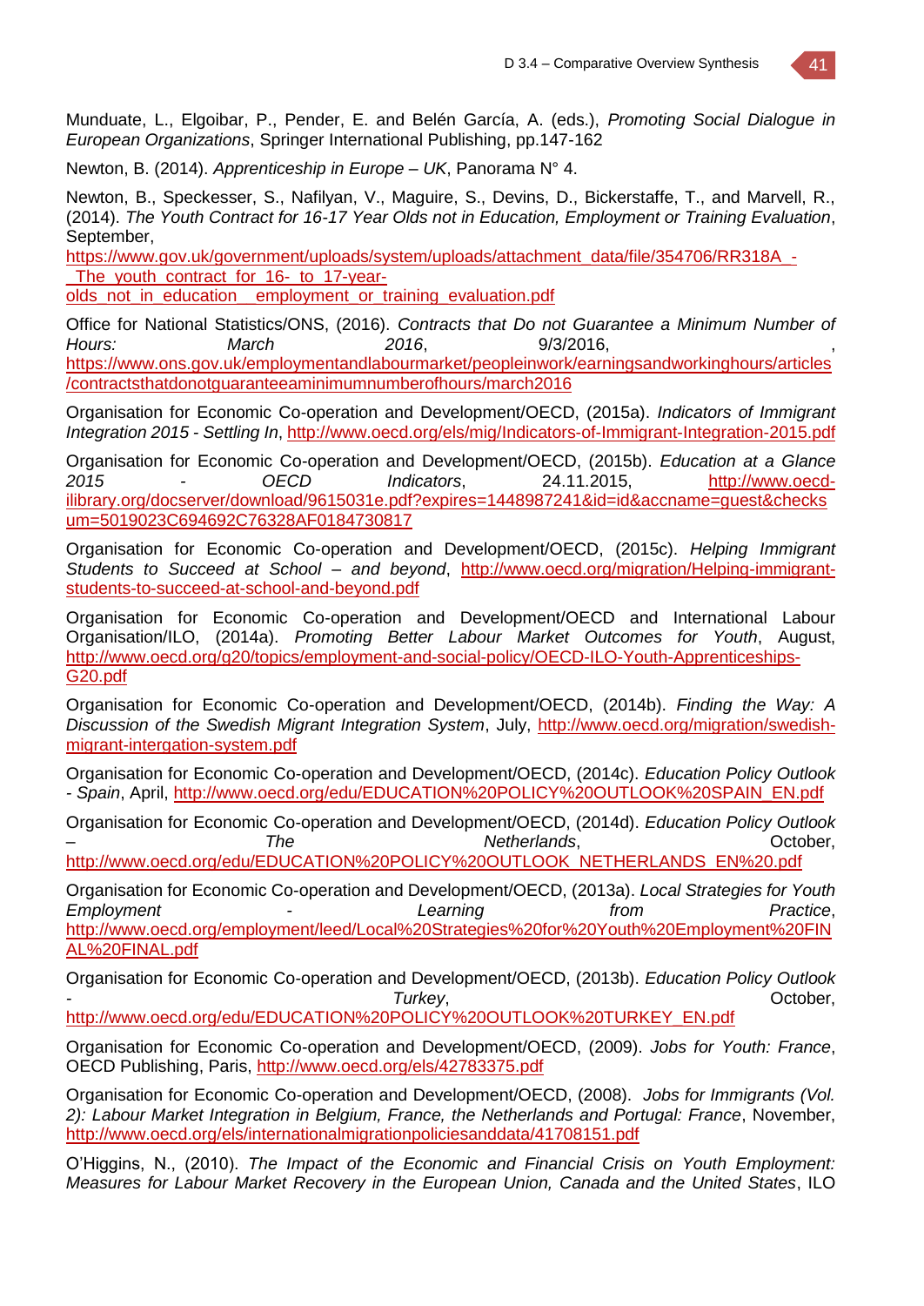Munduate, L., Elgoibar, P., Pender, E. and Belén García, A. (eds.), *Promoting Social Dialogue in European Organizations*, Springer International Publishing, pp.147-162

Newton, B. (2014). *Apprenticeship in Europe – UK*, Panorama N° 4.

Newton, B., Speckesser, S., Nafilyan, V., Maguire, S., Devins, D., Bickerstaffe, T., and Marvell, R., (2014). *The Youth Contract for 16-17 Year Olds not in Education, Employment or Training Evaluation*, September, https://www.gov.uk/government/uploads/system/uploads/attachment_data/file/354706/RR318A_-_The_youth_contract_for_16-_to_17-year-olds_not_in_education__employment_or_training_evaluation.pdf

Office for National Statistics/ONS, (2016). *Contracts that Do not Guarantee a Minimum Number of Hours: March 2016*, 9/3/2016, , https://www.ons.gov.uk/employmentandlabourmarket/peopleinwork/earningsandworkinghours/articles/contractsthatdonotguaranteeaminimumnumberofhours/march2016

Organisation for Economic Co-operation and Development/OECD, (2015a). *Indicators of Immigrant Integration 2015 - Settling In*, http://www.oecd.org/els/mig/Indicators-of-Immigrant-Integration-2015.pdf

Organisation for Economic Co-operation and Development/OECD, (2015b). *Education at a Glance 2015 - OECD Indicators*, 24.11.2015, http://www.oecd-ilibrary.org/docserver/download/9615031e.pdf?expires=1448987241&id=id&accname=guest&checksum=5019023C694692C76328AF0184730817

Organisation for Economic Co-operation and Development/OECD, (2015c). *Helping Immigrant Students to Succeed at School – and beyond*, http://www.oecd.org/migration/Helping-immigrant-students-to-succeed-at-school-and-beyond.pdf

Organisation for Economic Co-operation and Development/OECD and International Labour Organisation/ILO, (2014a). *Promoting Better Labour Market Outcomes for Youth*, August, http://www.oecd.org/g20/topics/employment-and-social-policy/OECD-ILO-Youth-Apprenticeships-G20.pdf

Organisation for Economic Co-operation and Development/OECD, (2014b). *Finding the Way: A Discussion of the Swedish Migrant Integration System*, July, http://www.oecd.org/migration/swedish-migrant-intergation-system.pdf

Organisation for Economic Co-operation and Development/OECD, (2014c). *Education Policy Outlook - Spain*, April, http://www.oecd.org/edu/EDUCATION%20POLICY%20OUTLOOK%20SPAIN_EN.pdf

Organisation for Economic Co-operation and Development/OECD, (2014d). *Education Policy Outlook – The Netherlands*, October, http://www.oecd.org/edu/EDUCATION%20POLICY%20OUTLOOK_NETHERLANDS_EN%20.pdf

Organisation for Economic Co-operation and Development/OECD, (2013a). *Local Strategies for Youth Employment - Learning from Practice*, http://www.oecd.org/employment/leed/Local%20Strategies%20for%20Youth%20Employment%20FINAL%20FINAL.pdf

Organisation for Economic Co-operation and Development/OECD, (2013b). *Education Policy Outlook - Turkey*, October, http://www.oecd.org/edu/EDUCATION%20POLICY%20OUTLOOK%20TURKEY_EN.pdf

Organisation for Economic Co-operation and Development/OECD, (2009). *Jobs for Youth: France*, OECD Publishing, Paris, http://www.oecd.org/els/42783375.pdf

Organisation for Economic Co-operation and Development/OECD, (2008). *Jobs for Immigrants (Vol. 2): Labour Market Integration in Belgium, France, the Netherlands and Portugal: France*, November, http://www.oecd.org/els/internationalmigrationpoliciesanddata/41708151.pdf

O'Higgins, N., (2010). *The Impact of the Economic and Financial Crisis on Youth Employment: Measures for Labour Market Recovery in the European Union, Canada and the United States*, ILO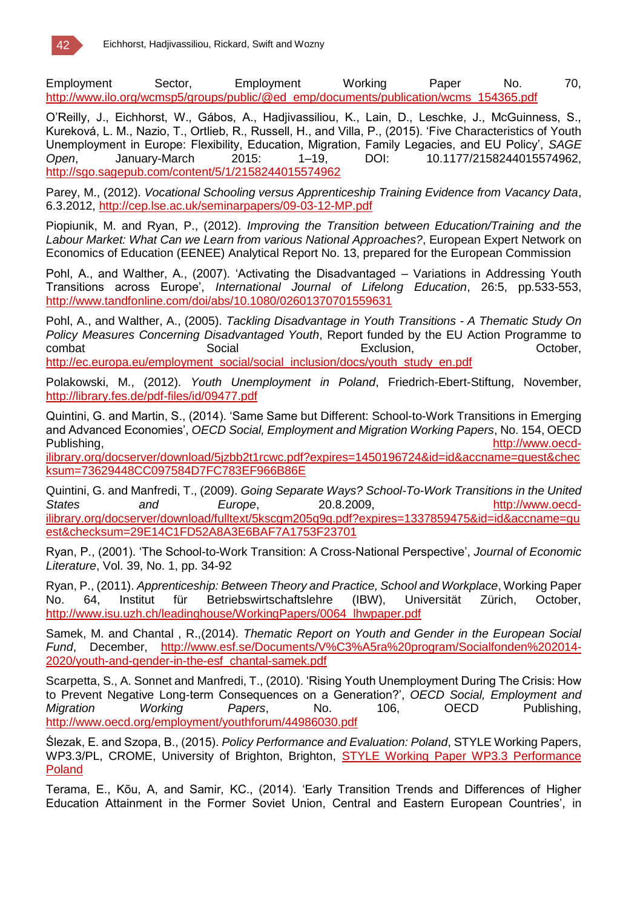Employment Sector, Employment Working Paper No. 70, http://www.ilo.org/wcmsp5/groups/public/@ed_emp/documents/publication/wcms_154365.pdf

O'Reilly, J., Eichhorst, W., Gábos, A., Hadjivassiliou, K., Lain, D., Leschke, J., McGuinness, S., Kureková, L. M., Nazio, T., Ortlieb, R., Russell, H., and Villa, P., (2015). 'Five Characteristics of Youth Unemployment in Europe: Flexibility, Education, Migration, Family Legacies, and EU Policy', *SAGE Open*, January-March 2015: 1–19, DOI: 10.1177/2158244015574962, http://sgo.sagepub.com/content/5/1/2158244015574962

Parey, M., (2012). *Vocational Schooling versus Apprenticeship Training Evidence from Vacancy Data*, 6.3.2012, http://cep.lse.ac.uk/seminarpapers/09-03-12-MP.pdf

Piopiunik, M. and Ryan, P., (2012). *Improving the Transition between Education/Training and the Labour Market: What Can we Learn from various National Approaches?*, European Expert Network on Economics of Education (EENEE) Analytical Report No. 13, prepared for the European Commission

Pohl, A., and Walther, A., (2007). 'Activating the Disadvantaged – Variations in Addressing Youth Transitions across Europe', *International Journal of Lifelong Education*, 26:5, pp.533-553, http://www.tandfonline.com/doi/abs/10.1080/02601370701559631

Pohl, A., and Walther, A., (2005). *Tackling Disadvantage in Youth Transitions - A Thematic Study On Policy Measures Concerning Disadvantaged Youth*, Report funded by the EU Action Programme to combat Social Exclusion, October, http://ec.europa.eu/employment_social/social_inclusion/docs/youth_study_en.pdf

Polakowski, M., (2012). *Youth Unemployment in Poland*, Friedrich-Ebert-Stiftung, November, http://library.fes.de/pdf-files/id/09477.pdf

Quintini, G. and Martin, S., (2014). 'Same Same but Different: School-to-Work Transitions in Emerging and Advanced Economies', *OECD Social, Employment and Migration Working Papers*, No. 154, OECD Publishing, http://www.oecd-ilibrary.org/docserver/download/5jzbb2t1rcwc.pdf?expires=1450196724&id=id&accname=guest&checksum=73629448CC097584D7FC783EF966B86E

Quintini, G. and Manfredi, T., (2009). *Going Separate Ways? School-To-Work Transitions in the United States and Europe*, 20.8.2009, http://www.oecd-ilibrary.org/docserver/download/fulltext/5kscgm205q9q.pdf?expires=1337859475&id=id&accname=guest&checksum=29E14C1FD52A8A3E6BAF7A1753F23701

Ryan, P., (2001). 'The School-to-Work Transition: A Cross-National Perspective', *Journal of Economic Literature*, Vol. 39, No. 1, pp. 34-92

Ryan, P., (2011). *Apprenticeship: Between Theory and Practice, School and Workplace*, Working Paper No. 64, Institut für Betriebswirtschaftslehre (IBW), Universität Zürich, October, http://www.isu.uzh.ch/leadinghouse/WorkingPapers/0064_lhwpaper.pdf

Samek, M. and Chantal , R.,(2014). *Thematic Report on Youth and Gender in the European Social Fund*, December, http://www.esf.se/Documents/V%C3%A5ra%20program/Socialfonden%202014-2020/youth-and-gender-in-the-esf_chantal-samek.pdf

Scarpetta, S., A. Sonnet and Manfredi, T., (2010). 'Rising Youth Unemployment During The Crisis: How to Prevent Negative Long-term Consequences on a Generation?', *OECD Social, Employment and Migration Working Papers*, No. 106, OECD Publishing, http://www.oecd.org/employment/youthforum/44986030.pdf

Ślezak, E. and Szopa, B., (2015). *Policy Performance and Evaluation: Poland*, STYLE Working Papers, WP3.3/PL, CROME, University of Brighton, Brighton, STYLE Working Paper WP3.3 Performance Poland

Terama, E., Kõu, A, and Samir, KC., (2014). 'Early Transition Trends and Differences of Higher Education Attainment in the Former Soviet Union, Central and Eastern European Countries', in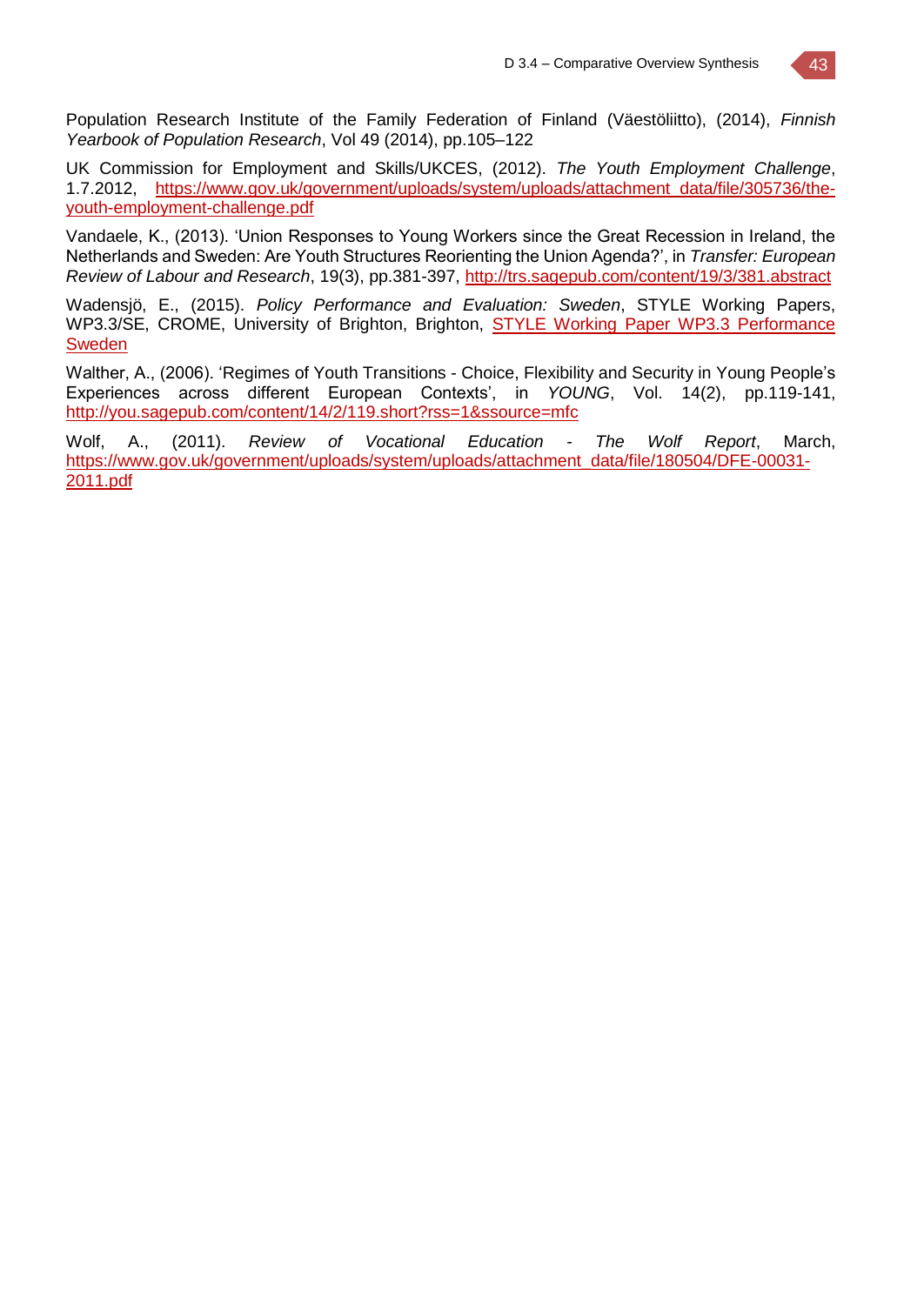Population Research Institute of the Family Federation of Finland (Väestöliitto), (2014), *Finnish Yearbook of Population Research*, Vol 49 (2014), pp.105–122

UK Commission for Employment and Skills/UKCES, (2012). *The Youth Employment Challenge*, 1.7.2012, https://www.gov.uk/government/uploads/system/uploads/attachment_data/file/305736/the-youth-employment-challenge.pdf

Vandaele, K., (2013). 'Union Responses to Young Workers since the Great Recession in Ireland, the Netherlands and Sweden: Are Youth Structures Reorienting the Union Agenda?', in *Transfer: European Review of Labour and Research*, 19(3), pp.381-397, http://trs.sagepub.com/content/19/3/381.abstract

Wadensjö, E., (2015). *Policy Performance and Evaluation: Sweden*, STYLE Working Papers, WP3.3/SE, CROME, University of Brighton, Brighton, STYLE Working Paper WP3.3 Performance Sweden

Walther, A., (2006). 'Regimes of Youth Transitions - Choice, Flexibility and Security in Young People's Experiences across different European Contexts', in *YOUNG*, Vol. 14(2), pp.119-141, http://you.sagepub.com/content/14/2/119.short?rss=1&ssource=mfc

Wolf, A., (2011). *Review of Vocational Education - The Wolf Report*, March, https://www.gov.uk/government/uploads/system/uploads/attachment_data/file/180504/DFE-00031-2011.pdf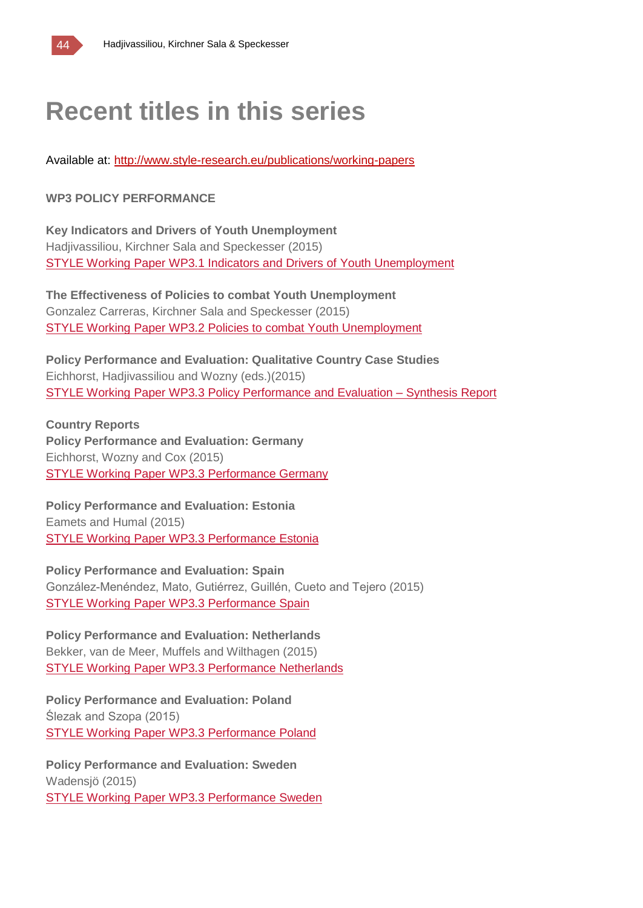# Recent titles in this series

Available at: [http://www.style-research.eu/publications/working-papers](http://www.style-research.eu/publications/working-papers)

**WP3 POLICY PERFORMANCE**

**Key Indicators and Drivers of Youth Unemployment**
Hadjivassiliou, Kirchner Sala and Speckesser (2015)
STYLE Working Paper WP3.1 Indicators and Drivers of Youth Unemployment

**The Effectiveness of Policies to combat Youth Unemployment**
Gonzalez Carreras, Kirchner Sala and Speckesser (2015)
STYLE Working Paper WP3.2 Policies to combat Youth Unemployment

**Policy Performance and Evaluation: Qualitative Country Case Studies**
Eichhorst, Hadjivassiliou and Wozny (eds.)(2015)
STYLE Working Paper WP3.3 Policy Performance and Evaluation – Synthesis Report

**Country Reports**
**Policy Performance and Evaluation: Germany**
Eichhorst, Wozny and Cox (2015)
STYLE Working Paper WP3.3 Performance Germany

**Policy Performance and Evaluation: Estonia**
Eamets and Humal (2015)
STYLE Working Paper WP3.3 Performance Estonia

**Policy Performance and Evaluation: Spain**
González-Menéndez, Mato, Gutiérrez, Guillén, Cueto and Tejero (2015)
STYLE Working Paper WP3.3 Performance Spain

**Policy Performance and Evaluation: Netherlands**
Bekker, van de Meer, Muffels and Wilthagen (2015)
STYLE Working Paper WP3.3 Performance Netherlands

**Policy Performance and Evaluation: Poland**
Ślezak and Szopa (2015)
STYLE Working Paper WP3.3 Performance Poland

**Policy Performance and Evaluation: Sweden**
Wadensjö (2015)
STYLE Working Paper WP3.3 Performance Sweden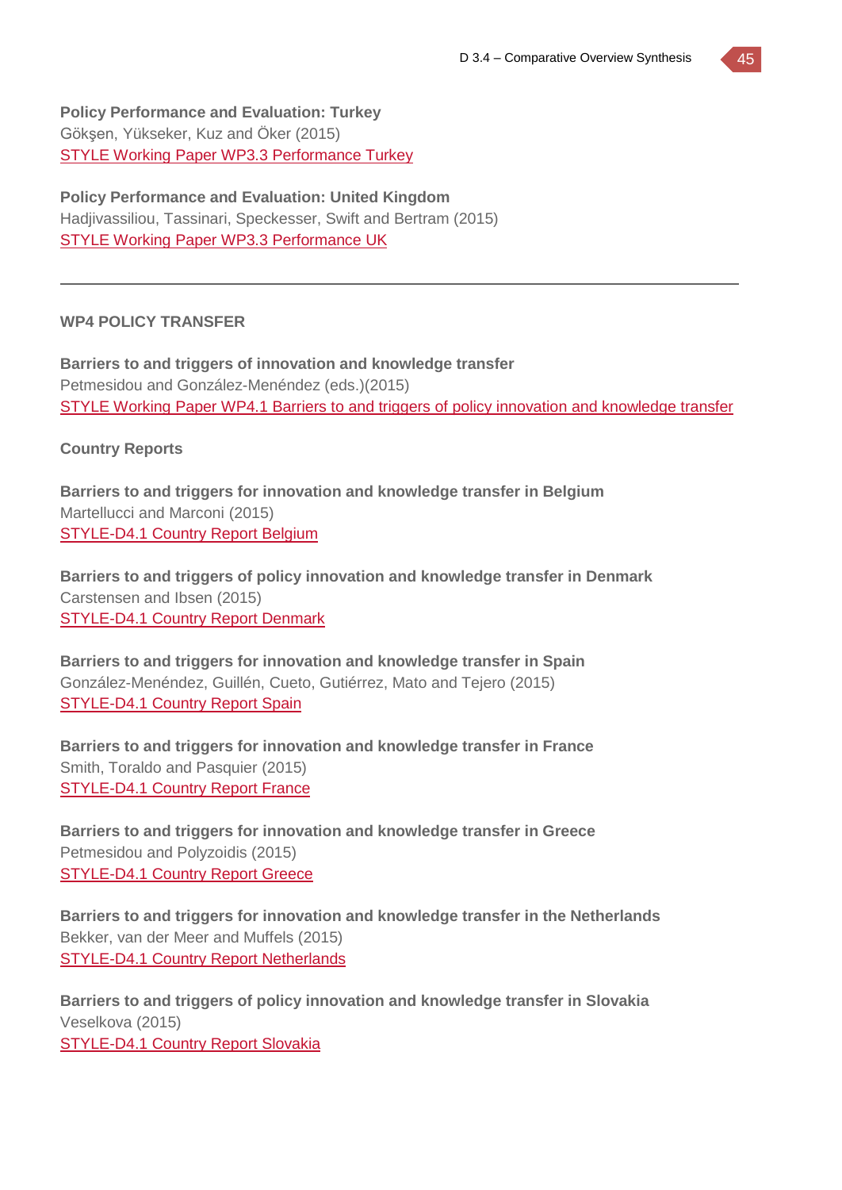**Policy Performance and Evaluation: Turkey**
Gökşen, Yükseker, Kuz and Öker (2015)
STYLE Working Paper WP3.3 Performance Turkey

**Policy Performance and Evaluation: United Kingdom**
Hadjivassiliou, Tassinari, Speckesser, Swift and Bertram (2015)
STYLE Working Paper WP3.3 Performance UK

---

**WP4 POLICY TRANSFER**

**Barriers to and triggers of innovation and knowledge transfer**
Petmesidou and González-Menéndez (eds.)(2015)
STYLE Working Paper WP4.1 Barriers to and triggers of policy innovation and knowledge transfer

**Country Reports**

**Barriers to and triggers for innovation and knowledge transfer in Belgium**
Martellucci and Marconi (2015)
STYLE-D4.1 Country Report Belgium

**Barriers to and triggers of policy innovation and knowledge transfer in Denmark**
Carstensen and Ibsen (2015)
STYLE-D4.1 Country Report Denmark

**Barriers to and triggers for innovation and knowledge transfer in Spain**
González-Menéndez, Guillén, Cueto, Gutiérrez, Mato and Tejero (2015)
STYLE-D4.1 Country Report Spain

**Barriers to and triggers for innovation and knowledge transfer in France**
Smith, Toraldo and Pasquier (2015)
STYLE-D4.1 Country Report France

**Barriers to and triggers for innovation and knowledge transfer in Greece**
Petmesidou and Polyzoidis (2015)
STYLE-D4.1 Country Report Greece

**Barriers to and triggers for innovation and knowledge transfer in the Netherlands**
Bekker, van der Meer and Muffels (2015)
STYLE-D4.1 Country Report Netherlands

**Barriers to and triggers of policy innovation and knowledge transfer in Slovakia**
Veselkova (2015)
STYLE-D4.1 Country Report Slovakia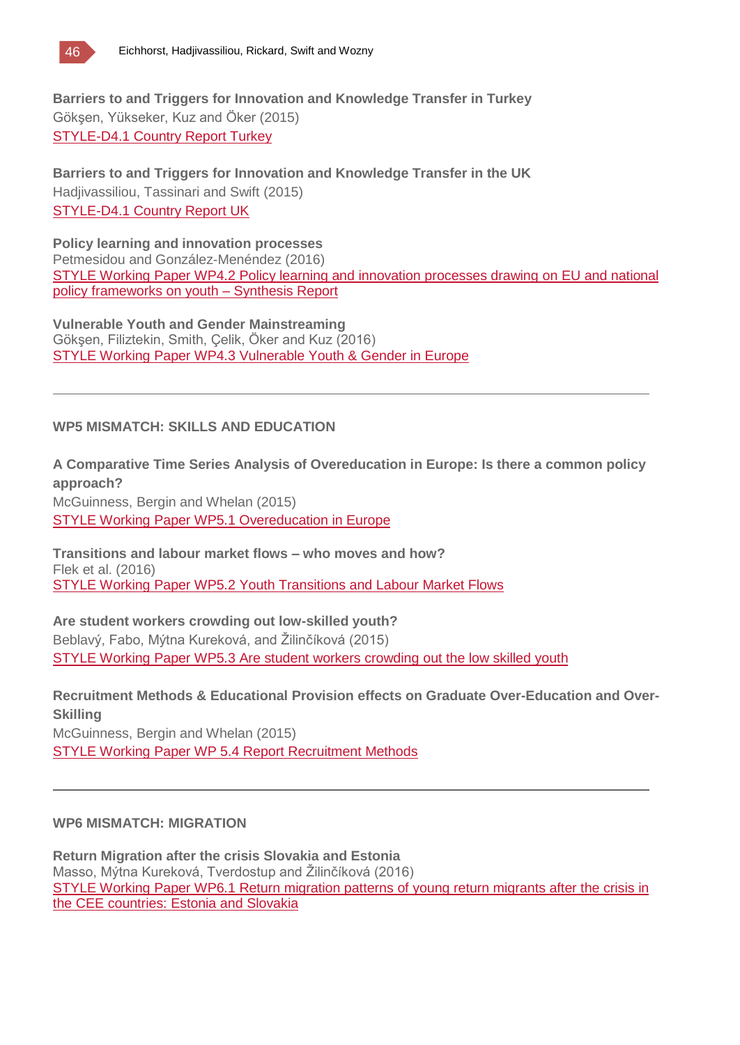**Barriers to and Triggers for Innovation and Knowledge Transfer in Turkey**
Gökşen, Yükseker, Kuz and Öker (2015)
STYLE-D4.1 Country Report Turkey

**Barriers to and Triggers for Innovation and Knowledge Transfer in the UK**
Hadjivassiliou, Tassinari and Swift (2015)
STYLE-D4.1 Country Report UK

**Policy learning and innovation processes**
Petmesidou and González-Menéndez (2016)
STYLE Working Paper WP4.2 Policy learning and innovation processes drawing on EU and national policy frameworks on youth – Synthesis Report

**Vulnerable Youth and Gender Mainstreaming**
Gökşen, Filiztekin, Smith, Çelik, Öker and Kuz (2016)
STYLE Working Paper WP4.3 Vulnerable Youth & Gender in Europe

---

## WP5 MISMATCH: SKILLS AND EDUCATION

**A Comparative Time Series Analysis of Overeducation in Europe: Is there a common policy approach?**
McGuinness, Bergin and Whelan (2015)
STYLE Working Paper WP5.1 Overeducation in Europe

**Transitions and labour market flows – who moves and how?**
Flek et al. (2016)
STYLE Working Paper WP5.2 Youth Transitions and Labour Market Flows

**Are student workers crowding out low-skilled youth?**
Beblavý, Fabo, Mýtna Kureková, and Žilinčíková (2015)
STYLE Working Paper WP5.3 Are student workers crowding out the low skilled youth

**Recruitment Methods & Educational Provision effects on Graduate Over-Education and Over-Skilling**
McGuinness, Bergin and Whelan (2015)
STYLE Working Paper WP 5.4 Report Recruitment Methods

---

## WP6 MISMATCH: MIGRATION

**Return Migration after the crisis Slovakia and Estonia**
Masso, Mýtna Kureková, Tverdostup and Žilinčíková (2016)
STYLE Working Paper WP6.1 Return migration patterns of young return migrants after the crisis in the CEE countries: Estonia and Slovakia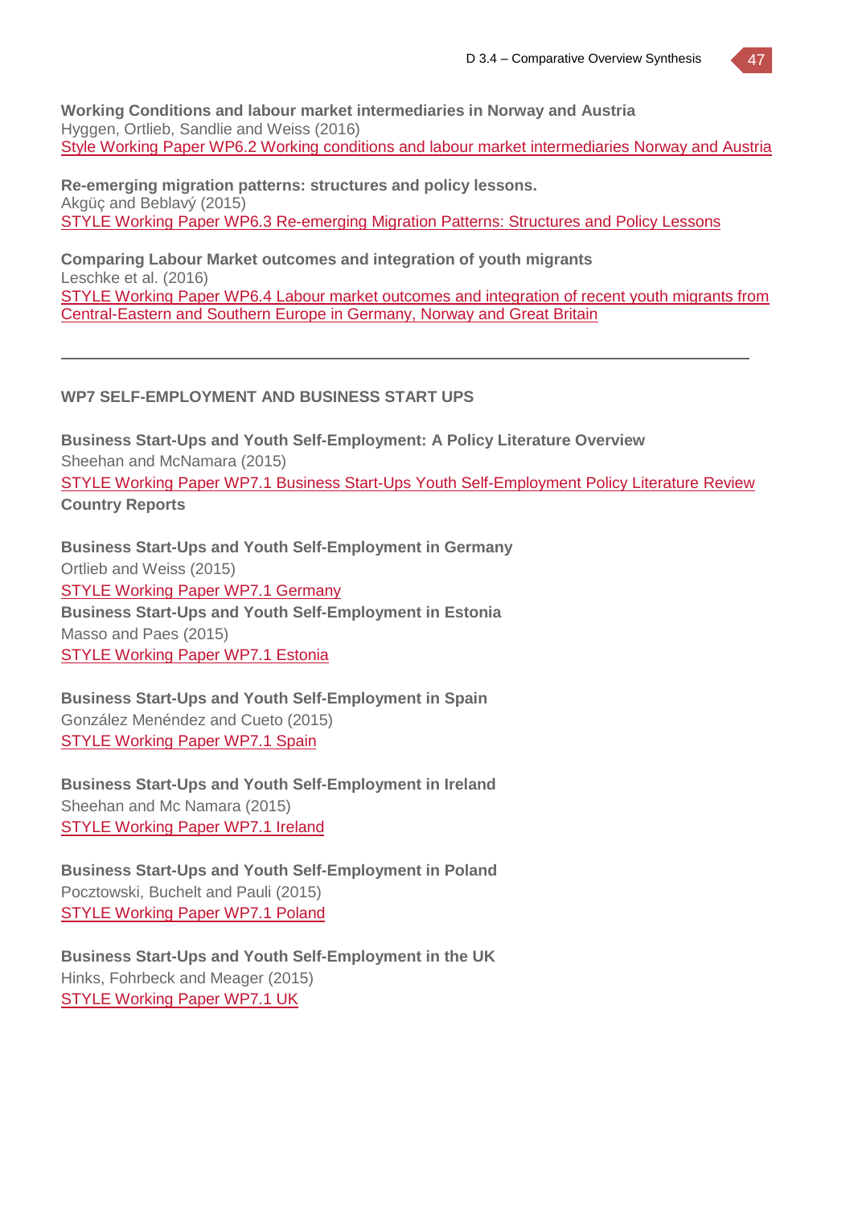**Working Conditions and labour market intermediaries in Norway and Austria**
Hyggen, Ortlieb, Sandlie and Weiss (2016)
Style Working Paper WP6.2 Working conditions and labour market intermediaries Norway and Austria

**Re-emerging migration patterns: structures and policy lessons.**
Akgüç and Beblavý (2015)
STYLE Working Paper WP6.3 Re-emerging Migration Patterns: Structures and Policy Lessons

**Comparing Labour Market outcomes and integration of youth migrants**
Leschke et al. (2016)
STYLE Working Paper WP6.4 Labour market outcomes and integration of recent youth migrants from Central-Eastern and Southern Europe in Germany, Norway and Great Britain

---

## WP7 SELF-EMPLOYMENT AND BUSINESS START UPS

**Business Start-Ups and Youth Self-Employment: A Policy Literature Overview**
Sheehan and McNamara (2015)
STYLE Working Paper WP7.1 Business Start-Ups Youth Self-Employment Policy Literature Review
**Country Reports**

**Business Start-Ups and Youth Self-Employment in Germany**
Ortlieb and Weiss (2015)
STYLE Working Paper WP7.1 Germany
**Business Start-Ups and Youth Self-Employment in Estonia**
Masso and Paes (2015)
STYLE Working Paper WP7.1 Estonia

**Business Start-Ups and Youth Self-Employment in Spain**
González Menéndez and Cueto (2015)
STYLE Working Paper WP7.1 Spain

**Business Start-Ups and Youth Self-Employment in Ireland**
Sheehan and Mc Namara (2015)
STYLE Working Paper WP7.1 Ireland

**Business Start-Ups and Youth Self-Employment in Poland**
Pocztowski, Buchelt and Pauli (2015)
STYLE Working Paper WP7.1 Poland

**Business Start-Ups and Youth Self-Employment in the UK**
Hinks, Fohrbeck and Meager (2015)
STYLE Working Paper WP7.1 UK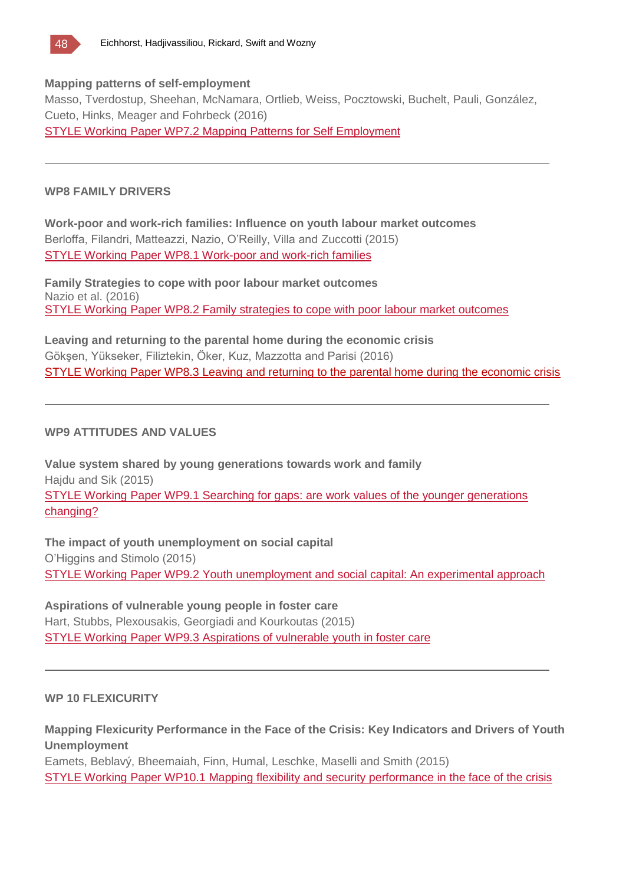**Mapping patterns of self-employment**
Masso, Tverdostup, Sheehan, McNamara, Ortlieb, Weiss, Pocztowski, Buchelt, Pauli, González, Cueto, Hinks, Meager and Fohrbeck (2016)
STYLE Working Paper WP7.2 Mapping Patterns for Self Employment

---

## WP8 FAMILY DRIVERS

**Work-poor and work-rich families: Influence on youth labour market outcomes**
Berloffa, Filandri, Matteazzi, Nazio, O'Reilly, Villa and Zuccotti (2015)
STYLE Working Paper WP8.1 Work-poor and work-rich families

**Family Strategies to cope with poor labour market outcomes**
Nazio et al. (2016)
STYLE Working Paper WP8.2 Family strategies to cope with poor labour market outcomes

**Leaving and returning to the parental home during the economic crisis**
Gökşen, Yükseker, Filiztekin, Öker, Kuz, Mazzotta and Parisi (2016)
STYLE Working Paper WP8.3 Leaving and returning to the parental home during the economic crisis

---

## WP9 ATTITUDES AND VALUES

**Value system shared by young generations towards work and family**
Hajdu and Sik (2015)
STYLE Working Paper WP9.1 Searching for gaps: are work values of the younger generations changing?

**The impact of youth unemployment on social capital**
O'Higgins and Stimolo (2015)
STYLE Working Paper WP9.2 Youth unemployment and social capital: An experimental approach

**Aspirations of vulnerable young people in foster care**
Hart, Stubbs, Plexousakis, Georgiadi and Kourkoutas (2015)
STYLE Working Paper WP9.3 Aspirations of vulnerable youth in foster care

---

## WP 10 FLEXICURITY

**Mapping Flexicurity Performance in the Face of the Crisis: Key Indicators and Drivers of Youth Unemployment**
Eamets, Beblavý, Bheemaiah, Finn, Humal, Leschke, Maselli and Smith (2015)
STYLE Working Paper WP10.1 Mapping flexibility and security performance in the face of the crisis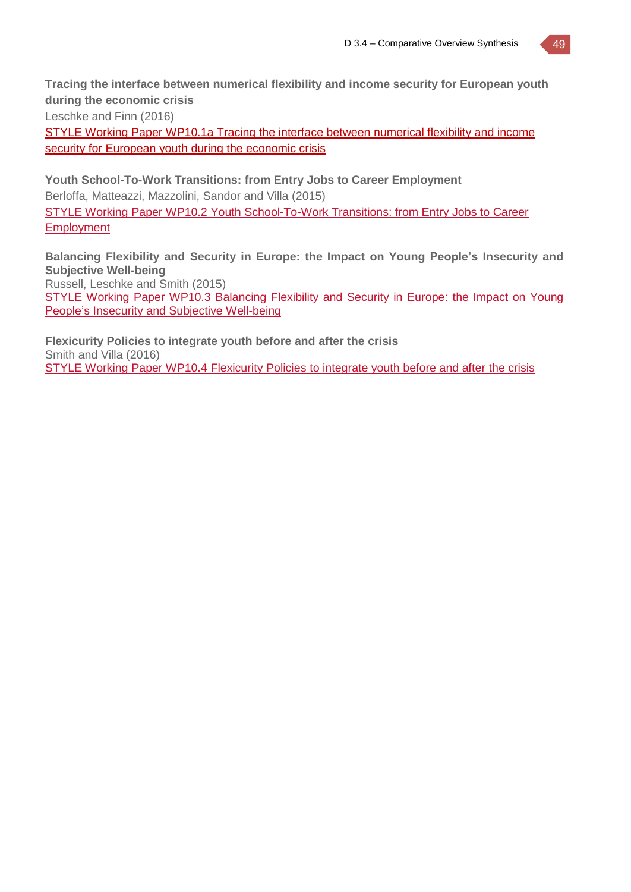**Tracing the interface between numerical flexibility and income security for European youth during the economic crisis**
Leschke and Finn (2016)
STYLE Working Paper WP10.1a Tracing the interface between numerical flexibility and income security for European youth during the economic crisis

**Youth School-To-Work Transitions: from Entry Jobs to Career Employment**
Berloffa, Matteazzi, Mazzolini, Sandor and Villa (2015)
STYLE Working Paper WP10.2 Youth School-To-Work Transitions: from Entry Jobs to Career Employment

**Balancing Flexibility and Security in Europe: the Impact on Young People's Insecurity and Subjective Well-being**
Russell, Leschke and Smith (2015)
STYLE Working Paper WP10.3 Balancing Flexibility and Security in Europe: the Impact on Young People's Insecurity and Subjective Well-being

**Flexicurity Policies to integrate youth before and after the crisis**
Smith and Villa (2016)
STYLE Working Paper WP10.4 Flexicurity Policies to integrate youth before and after the crisis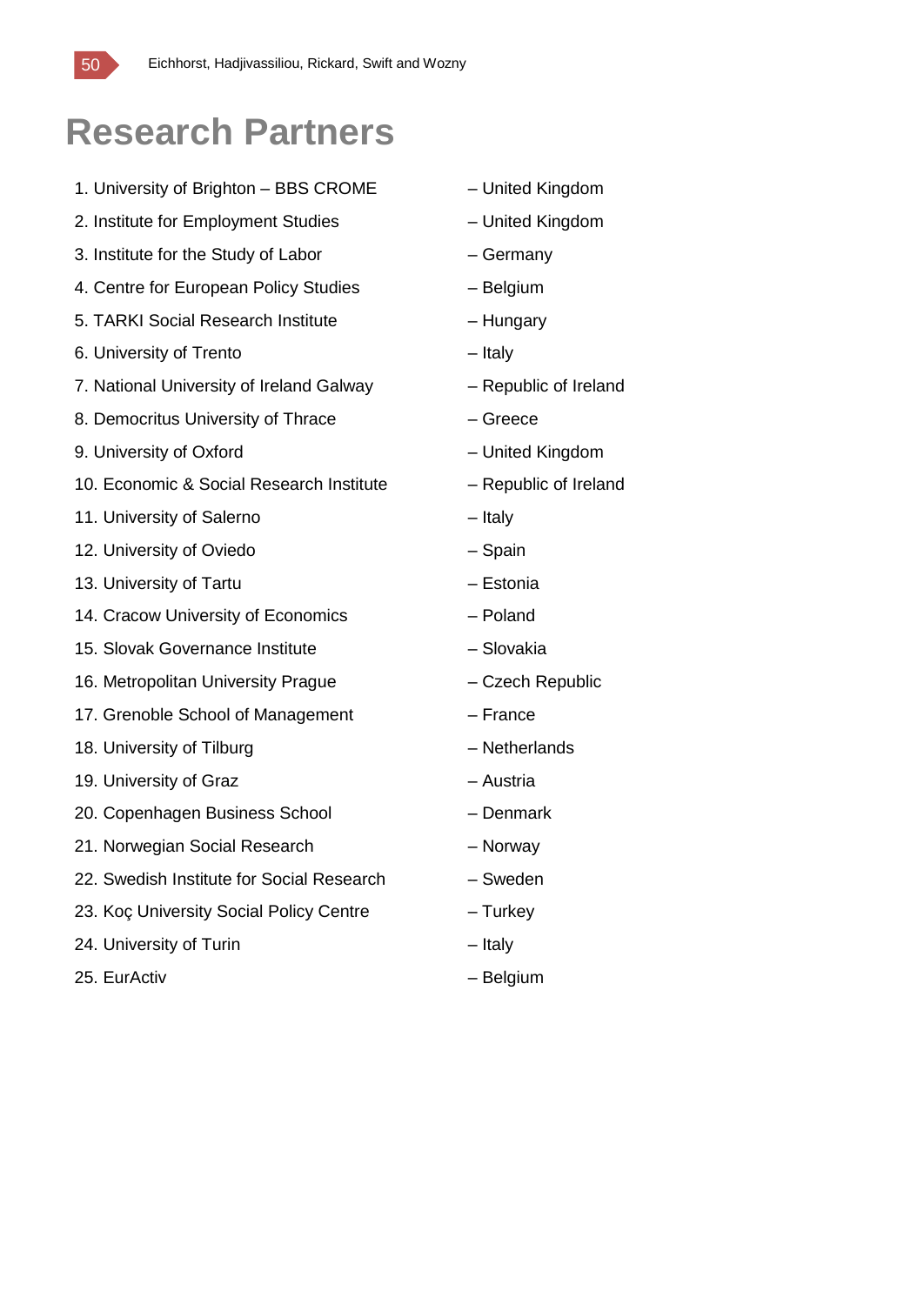# Research Partners

1. University of Brighton – BBS CROME – United Kingdom
2. Institute for Employment Studies – United Kingdom
3. Institute for the Study of Labor – Germany
4. Centre for European Policy Studies – Belgium
5. TARKI Social Research Institute – Hungary
6. University of Trento – Italy
7. National University of Ireland Galway – Republic of Ireland
8. Democritus University of Thrace – Greece
9. University of Oxford – United Kingdom
10. Economic & Social Research Institute – Republic of Ireland
11. University of Salerno – Italy
12. University of Oviedo – Spain
13. University of Tartu – Estonia
14. Cracow University of Economics – Poland
15. Slovak Governance Institute – Slovakia
16. Metropolitan University Prague – Czech Republic
17. Grenoble School of Management – France
18. University of Tilburg – Netherlands
19. University of Graz – Austria
20. Copenhagen Business School – Denmark
21. Norwegian Social Research – Norway
22. Swedish Institute for Social Research – Sweden
23. Koç University Social Policy Centre – Turkey
24. University of Turin – Italy
25. EurActiv – Belgium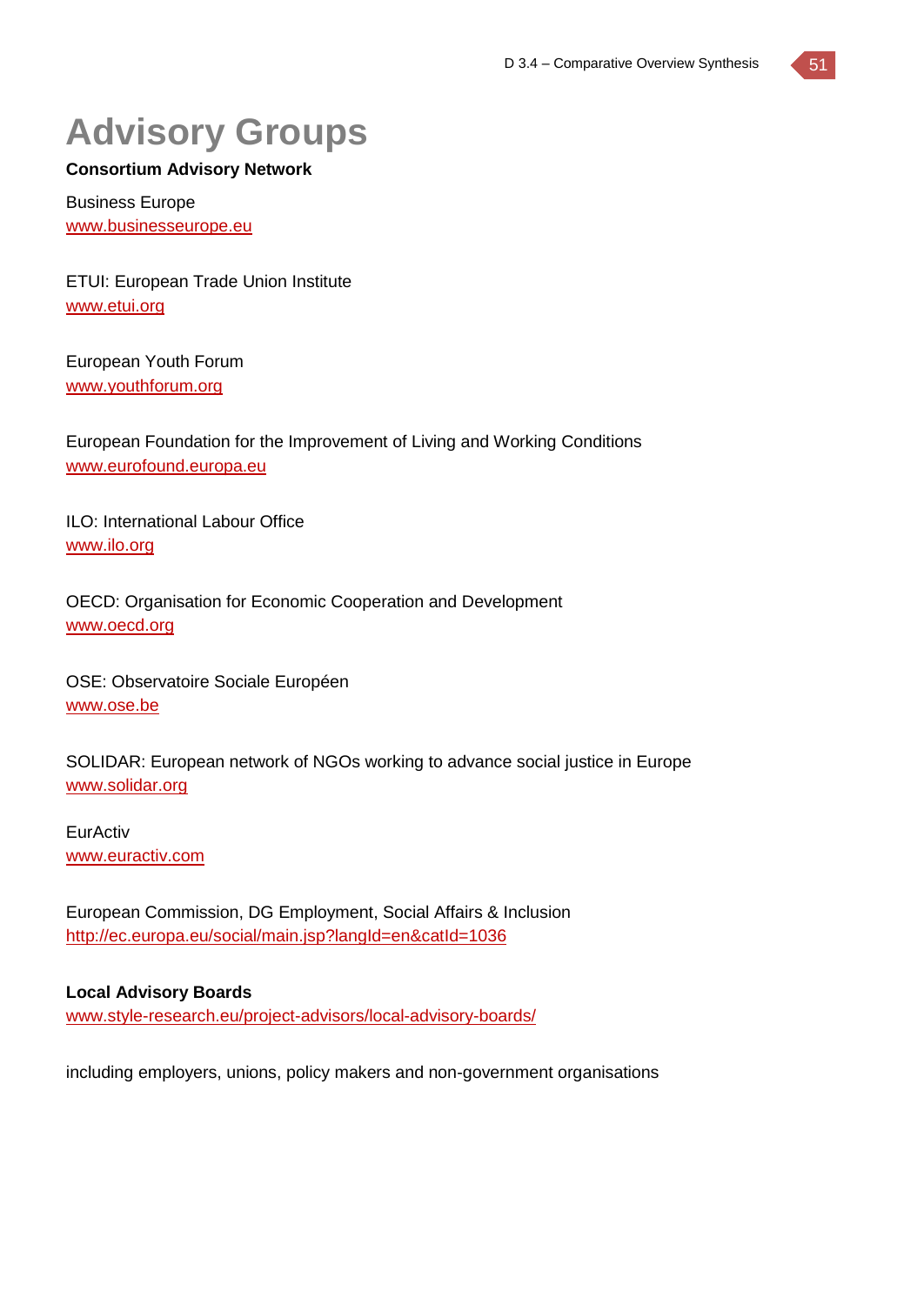# Advisory Groups

**Consortium Advisory Network**

Business Europe
www.businesseurope.eu

ETUI: European Trade Union Institute
www.etui.org

European Youth Forum
www.youthforum.org

European Foundation for the Improvement of Living and Working Conditions
www.eurofound.europa.eu

ILO: International Labour Office
www.ilo.org

OECD: Organisation for Economic Cooperation and Development
www.oecd.org

OSE: Observatoire Sociale Européen
www.ose.be

SOLIDAR: European network of NGOs working to advance social justice in Europe
www.solidar.org

EurActiv
www.euractiv.com

European Commission, DG Employment, Social Affairs & Inclusion
http://ec.europa.eu/social/main.jsp?langId=en&catId=1036

**Local Advisory Boards**
www.style-research.eu/project-advisors/local-advisory-boards/

including employers, unions, policy makers and non-government organisations